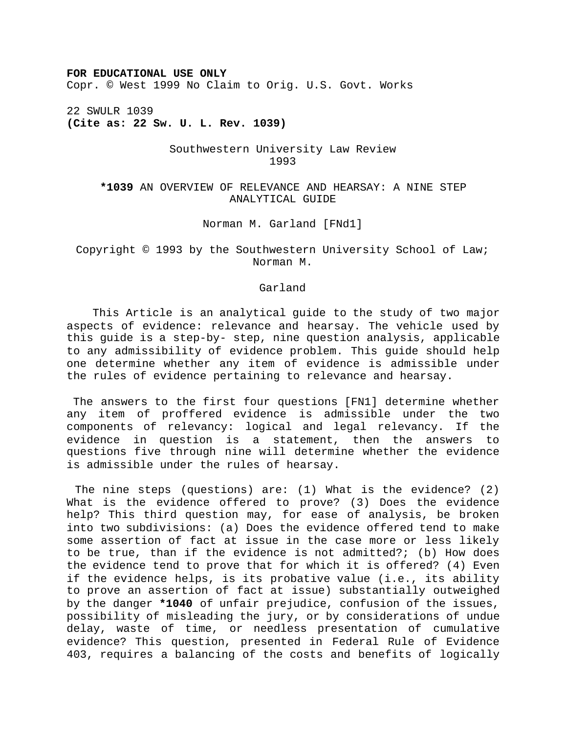**FOR EDUCATIONAL USE ONLY**
Copr. © West 1999 No Claim to Orig. U.S. Govt. Works

22 SWULR 1039
**(Cite as: 22 Sw. U. L. Rev. 1039)**

Southwestern University Law Review
1993

**\*1039** AN OVERVIEW OF RELEVANCE AND HEARSAY: A NINE STEP ANALYTICAL GUIDE

Norman M. Garland [FNd1]

Copyright © 1993 by the Southwestern University School of Law; Norman M. Garland

This Article is an analytical guide to the study of two major aspects of evidence: relevance and hearsay. The vehicle used by this guide is a step-by- step, nine question analysis, applicable to any admissibility of evidence problem. This guide should help one determine whether any item of evidence is admissible under the rules of evidence pertaining to relevance and hearsay.

The answers to the first four questions [FN1] determine whether any item of proffered evidence is admissible under the two components of relevancy: logical and legal relevancy. If the evidence in question is a statement, then the answers to questions five through nine will determine whether the evidence is admissible under the rules of hearsay.

The nine steps (questions) are: (1) What is the evidence? (2) What is the evidence offered to prove? (3) Does the evidence help? This third question may, for ease of analysis, be broken into two subdivisions: (a) Does the evidence offered tend to make some assertion of fact at issue in the case more or less likely to be true, than if the evidence is not admitted?; (b) How does the evidence tend to prove that for which it is offered? (4) Even if the evidence helps, is its probative value (i.e., its ability to prove an assertion of fact at issue) substantially outweighed by the danger **\*1040** of unfair prejudice, confusion of the issues, possibility of misleading the jury, or by considerations of undue delay, waste of time, or needless presentation of cumulative evidence? This question, presented in Federal Rule of Evidence 403, requires a balancing of the costs and benefits of logically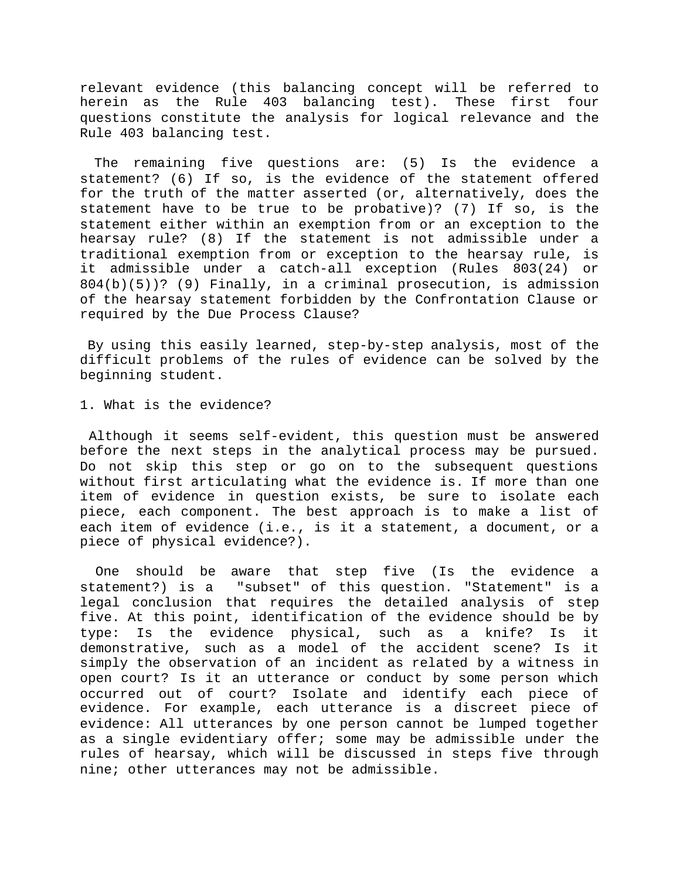relevant evidence (this balancing concept will be referred to herein as the Rule 403 balancing test). These first four questions constitute the analysis for logical relevance and the Rule 403 balancing test.

The remaining five questions are: (5) Is the evidence a statement? (6) If so, is the evidence of the statement offered for the truth of the matter asserted (or, alternatively, does the statement have to be true to be probative)? (7) If so, is the statement either within an exemption from or an exception to the hearsay rule? (8) If the statement is not admissible under a traditional exemption from or exception to the hearsay rule, is it admissible under a catch-all exception (Rules 803(24) or 804(b)(5))? (9) Finally, in a criminal prosecution, is admission of the hearsay statement forbidden by the Confrontation Clause or required by the Due Process Clause?

By using this easily learned, step-by-step analysis, most of the difficult problems of the rules of evidence can be solved by the beginning student.

1. What is the evidence?

Although it seems self-evident, this question must be answered before the next steps in the analytical process may be pursued. Do not skip this step or go on to the subsequent questions without first articulating what the evidence is. If more than one item of evidence in question exists, be sure to isolate each piece, each component. The best approach is to make a list of each item of evidence (i.e., is it a statement, a document, or a piece of physical evidence?).

One should be aware that step five (Is the evidence a statement?) is a "subset" of this question. "Statement" is a legal conclusion that requires the detailed analysis of step five. At this point, identification of the evidence should be by type: Is the evidence physical, such as a knife? Is it demonstrative, such as a model of the accident scene? Is it simply the observation of an incident as related by a witness in open court? Is it an utterance or conduct by some person which occurred out of court? Isolate and identify each piece of evidence. For example, each utterance is a discreet piece of evidence: All utterances by one person cannot be lumped together as a single evidentiary offer; some may be admissible under the rules of hearsay, which will be discussed in steps five through nine; other utterances may not be admissible.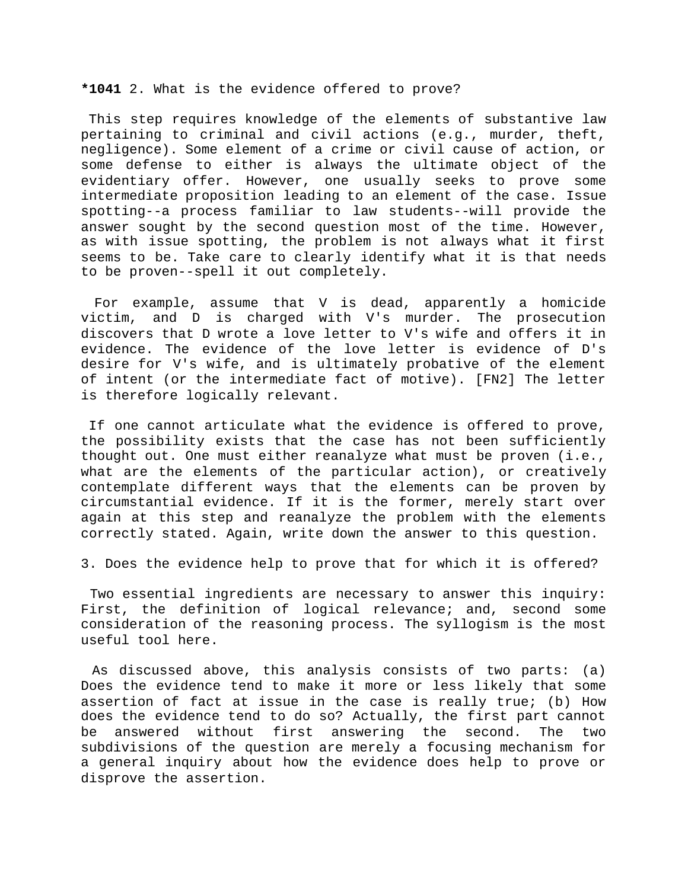**\*1041** 2. What is the evidence offered to prove?

This step requires knowledge of the elements of substantive law pertaining to criminal and civil actions (e.g., murder, theft, negligence). Some element of a crime or civil cause of action, or some defense to either is always the ultimate object of the evidentiary offer. However, one usually seeks to prove some intermediate proposition leading to an element of the case. Issue spotting--a process familiar to law students--will provide the answer sought by the second question most of the time. However, as with issue spotting, the problem is not always what it first seems to be. Take care to clearly identify what it is that needs to be proven--spell it out completely.

For example, assume that V is dead, apparently a homicide victim, and D is charged with V's murder. The prosecution discovers that D wrote a love letter to V's wife and offers it in evidence. The evidence of the love letter is evidence of D's desire for V's wife, and is ultimately probative of the element of intent (or the intermediate fact of motive). [FN2] The letter is therefore logically relevant.

If one cannot articulate what the evidence is offered to prove, the possibility exists that the case has not been sufficiently thought out. One must either reanalyze what must be proven (i.e., what are the elements of the particular action), or creatively contemplate different ways that the elements can be proven by circumstantial evidence. If it is the former, merely start over again at this step and reanalyze the problem with the elements correctly stated. Again, write down the answer to this question.

3. Does the evidence help to prove that for which it is offered?

Two essential ingredients are necessary to answer this inquiry: First, the definition of logical relevance; and, second some consideration of the reasoning process. The syllogism is the most useful tool here.

As discussed above, this analysis consists of two parts: (a) Does the evidence tend to make it more or less likely that some assertion of fact at issue in the case is really true; (b) How does the evidence tend to do so? Actually, the first part cannot be answered without first answering the second. The two subdivisions of the question are merely a focusing mechanism for a general inquiry about how the evidence does help to prove or disprove the assertion.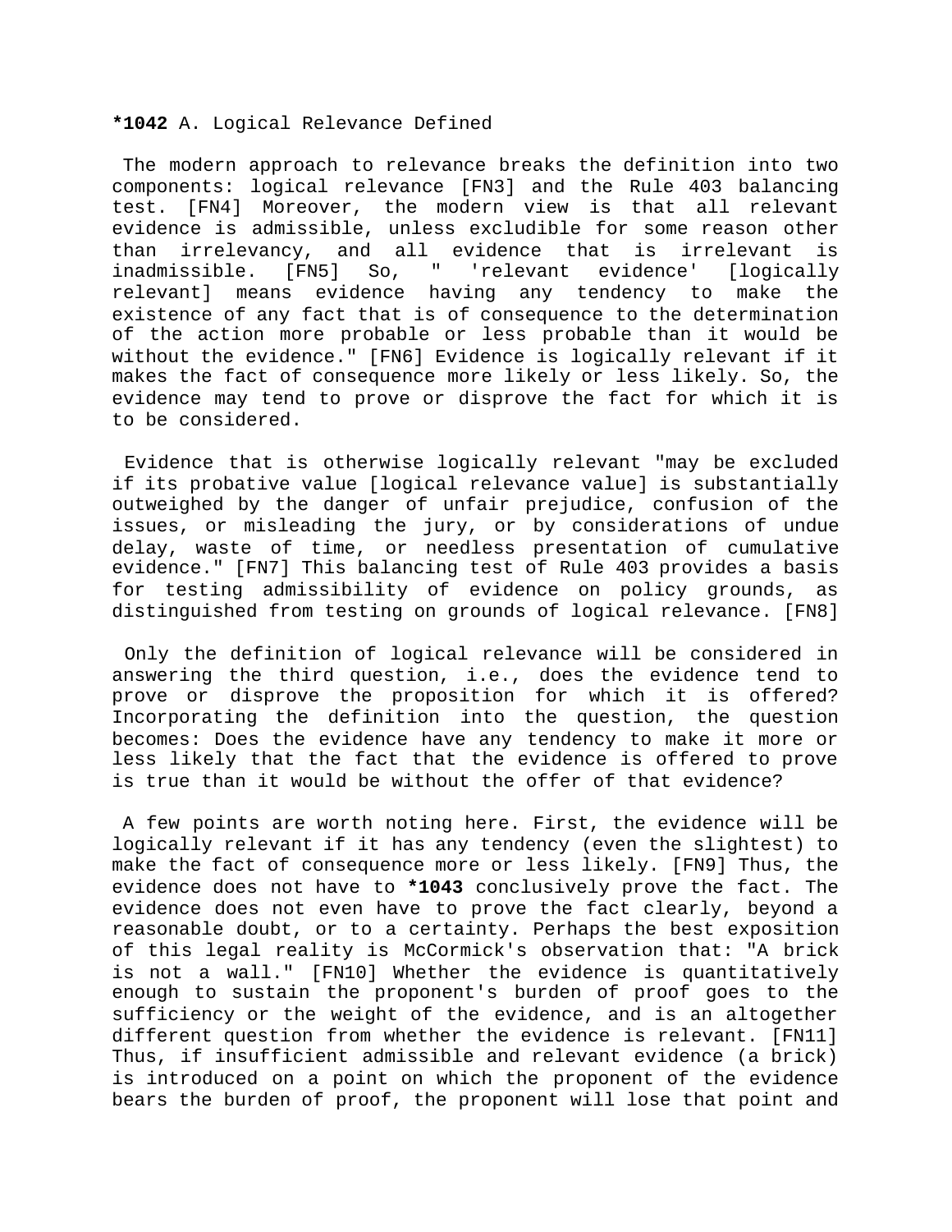**\*1042** A. Logical Relevance Defined

The modern approach to relevance breaks the definition into two components: logical relevance [FN3] and the Rule 403 balancing test. [FN4] Moreover, the modern view is that all relevant evidence is admissible, unless excludible for some reason other than irrelevancy, and all evidence that is irrelevant is inadmissible. [FN5] So, " 'relevant evidence' [logically relevant] means evidence having any tendency to make the existence of any fact that is of consequence to the determination of the action more probable or less probable than it would be without the evidence." [FN6] Evidence is logically relevant if it makes the fact of consequence more likely or less likely. So, the evidence may tend to prove or disprove the fact for which it is to be considered.

Evidence that is otherwise logically relevant "may be excluded if its probative value [logical relevance value] is substantially outweighed by the danger of unfair prejudice, confusion of the issues, or misleading the jury, or by considerations of undue delay, waste of time, or needless presentation of cumulative evidence." [FN7] This balancing test of Rule 403 provides a basis for testing admissibility of evidence on policy grounds, as distinguished from testing on grounds of logical relevance. [FN8]

Only the definition of logical relevance will be considered in answering the third question, i.e., does the evidence tend to prove or disprove the proposition for which it is offered? Incorporating the definition into the question, the question becomes: Does the evidence have any tendency to make it more or less likely that the fact that the evidence is offered to prove is true than it would be without the offer of that evidence?

A few points are worth noting here. First, the evidence will be logically relevant if it has any tendency (even the slightest) to make the fact of consequence more or less likely. [FN9] Thus, the evidence does not have to **\*1043** conclusively prove the fact. The evidence does not even have to prove the fact clearly, beyond a reasonable doubt, or to a certainty. Perhaps the best exposition of this legal reality is McCormick's observation that: "A brick is not a wall." [FN10] Whether the evidence is quantitatively enough to sustain the proponent's burden of proof goes to the sufficiency or the weight of the evidence, and is an altogether different question from whether the evidence is relevant. [FN11] Thus, if insufficient admissible and relevant evidence (a brick) is introduced on a point on which the proponent of the evidence bears the burden of proof, the proponent will lose that point and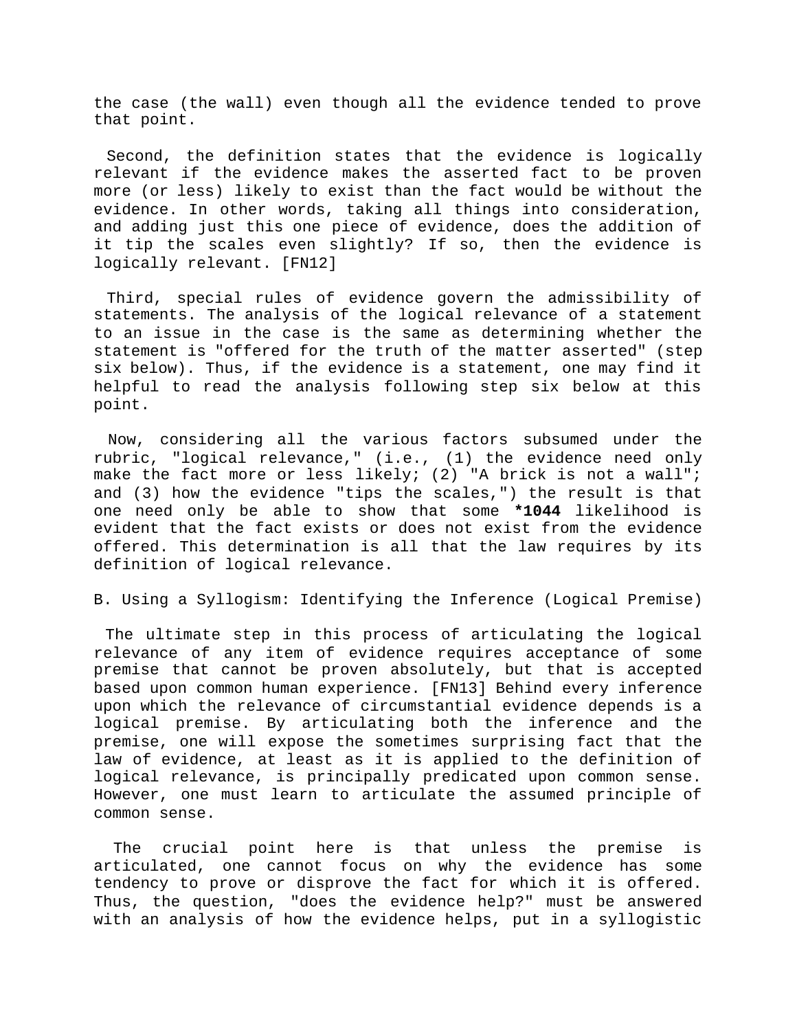the case (the wall) even though all the evidence tended to prove that point.

Second, the definition states that the evidence is logically relevant if the evidence makes the asserted fact to be proven more (or less) likely to exist than the fact would be without the evidence. In other words, taking all things into consideration, and adding just this one piece of evidence, does the addition of it tip the scales even slightly? If so, then the evidence is logically relevant. [FN12]

Third, special rules of evidence govern the admissibility of statements. The analysis of the logical relevance of a statement to an issue in the case is the same as determining whether the statement is "offered for the truth of the matter asserted" (step six below). Thus, if the evidence is a statement, one may find it helpful to read the analysis following step six below at this point.

Now, considering all the various factors subsumed under the rubric, "logical relevance," (i.e., (1) the evidence need only make the fact more or less likely; (2) "A brick is not a wall"; and (3) how the evidence "tips the scales,") the result is that one need only be able to show that some **\*1044** likelihood is evident that the fact exists or does not exist from the evidence offered. This determination is all that the law requires by its definition of logical relevance.

### B. Using a Syllogism: Identifying the Inference (Logical Premise)

The ultimate step in this process of articulating the logical relevance of any item of evidence requires acceptance of some premise that cannot be proven absolutely, but that is accepted based upon common human experience. [FN13] Behind every inference upon which the relevance of circumstantial evidence depends is a logical premise. By articulating both the inference and the premise, one will expose the sometimes surprising fact that the law of evidence, at least as it is applied to the definition of logical relevance, is principally predicated upon common sense. However, one must learn to articulate the assumed principle of common sense.

The crucial point here is that unless the premise is articulated, one cannot focus on why the evidence has some tendency to prove or disprove the fact for which it is offered. Thus, the question, "does the evidence help?" must be answered with an analysis of how the evidence helps, put in a syllogistic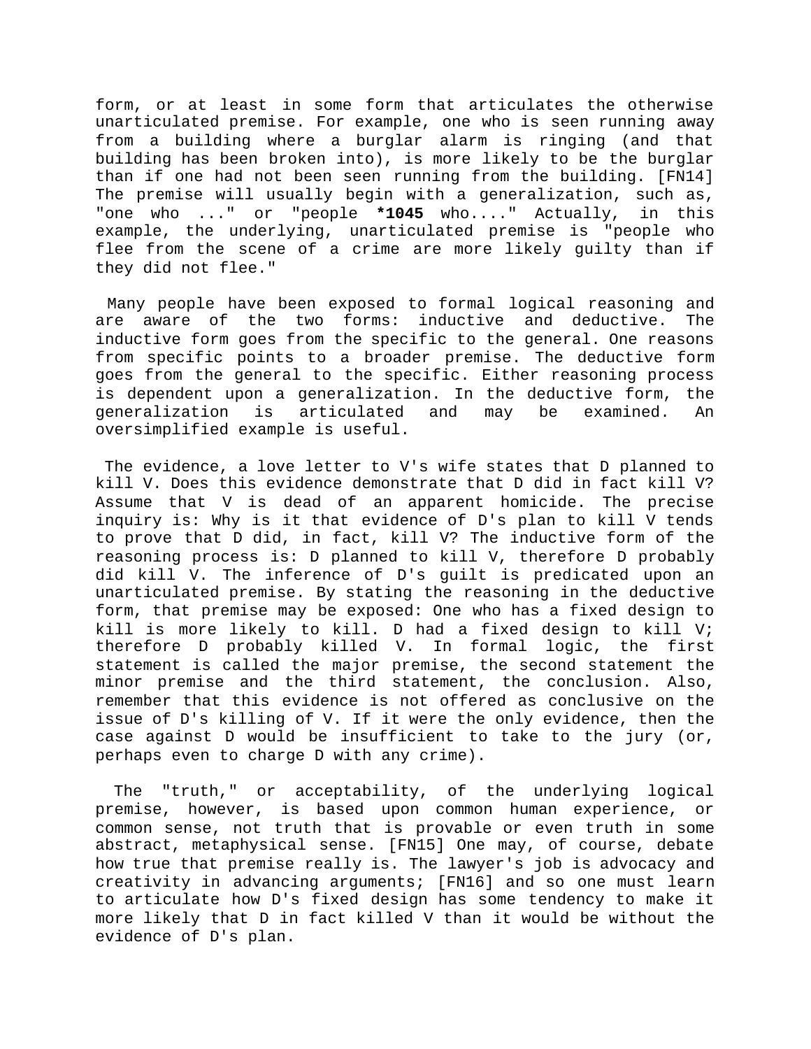form, or at least in some form that articulates the otherwise unarticulated premise. For example, one who is seen running away from a building where a burglar alarm is ringing (and that building has been broken into), is more likely to be the burglar than if one had not been seen running from the building. [FN14] The premise will usually begin with a generalization, such as, "one who ..." or "people **\*1045** who...." Actually, in this example, the underlying, unarticulated premise is "people who flee from the scene of a crime are more likely guilty than if they did not flee."

Many people have been exposed to formal logical reasoning and are aware of the two forms: inductive and deductive. The inductive form goes from the specific to the general. One reasons from specific points to a broader premise. The deductive form goes from the general to the specific. Either reasoning process is dependent upon a generalization. In the deductive form, the generalization is articulated and may be examined. An oversimplified example is useful.

The evidence, a love letter to V's wife states that D planned to kill V. Does this evidence demonstrate that D did in fact kill V? Assume that V is dead of an apparent homicide. The precise inquiry is: Why is it that evidence of D's plan to kill V tends to prove that D did, in fact, kill V? The inductive form of the reasoning process is: D planned to kill V, therefore D probably did kill V. The inference of D's guilt is predicated upon an unarticulated premise. By stating the reasoning in the deductive form, that premise may be exposed: One who has a fixed design to kill is more likely to kill. D had a fixed design to kill V; therefore D probably killed V. In formal logic, the first statement is called the major premise, the second statement the minor premise and the third statement, the conclusion. Also, remember that this evidence is not offered as conclusive on the issue of D's killing of V. If it were the only evidence, then the case against D would be insufficient to take to the jury (or, perhaps even to charge D with any crime).

The "truth," or acceptability, of the underlying logical premise, however, is based upon common human experience, or common sense, not truth that is provable or even truth in some abstract, metaphysical sense. [FN15] One may, of course, debate how true that premise really is. The lawyer's job is advocacy and creativity in advancing arguments; [FN16] and so one must learn to articulate how D's fixed design has some tendency to make it more likely that D in fact killed V than it would be without the evidence of D's plan.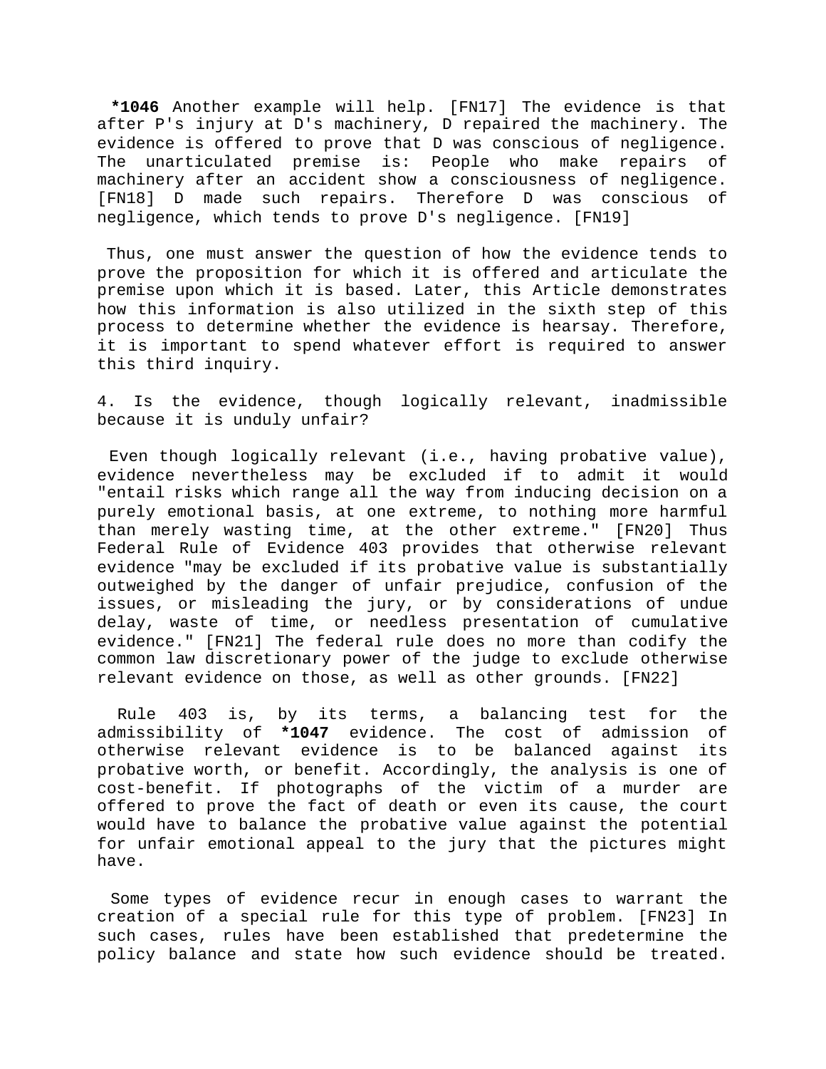**\*1046** Another example will help. [FN17] The evidence is that after P's injury at D's machinery, D repaired the machinery. The evidence is offered to prove that D was conscious of negligence. The unarticulated premise is: People who make repairs of machinery after an accident show a consciousness of negligence. [FN18] D made such repairs. Therefore D was conscious of negligence, which tends to prove D's negligence. [FN19]

Thus, one must answer the question of how the evidence tends to prove the proposition for which it is offered and articulate the premise upon which it is based. Later, this Article demonstrates how this information is also utilized in the sixth step of this process to determine whether the evidence is hearsay. Therefore, it is important to spend whatever effort is required to answer this third inquiry.

4. Is the evidence, though logically relevant, inadmissible because it is unduly unfair?

Even though logically relevant (i.e., having probative value), evidence nevertheless may be excluded if to admit it would "entail risks which range all the way from inducing decision on a purely emotional basis, at one extreme, to nothing more harmful than merely wasting time, at the other extreme." [FN20] Thus Federal Rule of Evidence 403 provides that otherwise relevant evidence "may be excluded if its probative value is substantially outweighed by the danger of unfair prejudice, confusion of the issues, or misleading the jury, or by considerations of undue delay, waste of time, or needless presentation of cumulative evidence." [FN21] The federal rule does no more than codify the common law discretionary power of the judge to exclude otherwise relevant evidence on those, as well as other grounds. [FN22]

Rule 403 is, by its terms, a balancing test for the admissibility of **\*1047** evidence. The cost of admission of otherwise relevant evidence is to be balanced against its probative worth, or benefit. Accordingly, the analysis is one of cost-benefit. If photographs of the victim of a murder are offered to prove the fact of death or even its cause, the court would have to balance the probative value against the potential for unfair emotional appeal to the jury that the pictures might have.

Some types of evidence recur in enough cases to warrant the creation of a special rule for this type of problem. [FN23] In such cases, rules have been established that predetermine the policy balance and state how such evidence should be treated.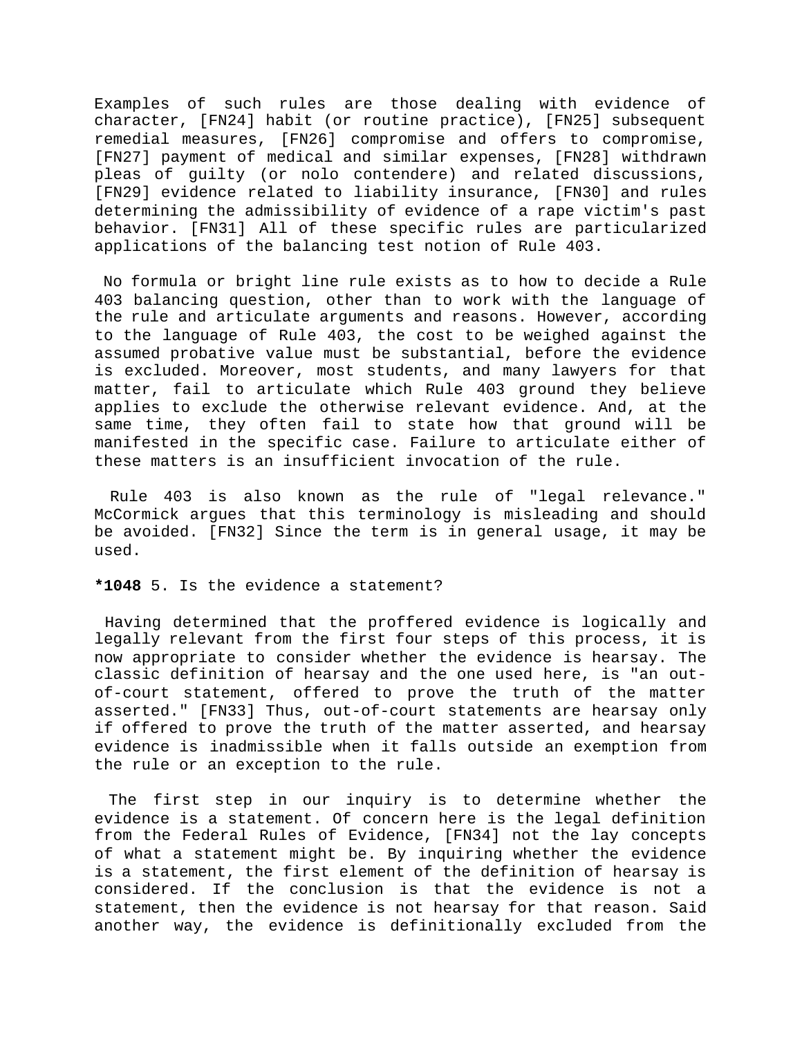Examples of such rules are those dealing with evidence of character, [FN24] habit (or routine practice), [FN25] subsequent remedial measures, [FN26] compromise and offers to compromise, [FN27] payment of medical and similar expenses, [FN28] withdrawn pleas of guilty (or nolo contendere) and related discussions, [FN29] evidence related to liability insurance, [FN30] and rules determining the admissibility of evidence of a rape victim's past behavior. [FN31] All of these specific rules are particularized applications of the balancing test notion of Rule 403.

No formula or bright line rule exists as to how to decide a Rule 403 balancing question, other than to work with the language of the rule and articulate arguments and reasons. However, according to the language of Rule 403, the cost to be weighed against the assumed probative value must be substantial, before the evidence is excluded. Moreover, most students, and many lawyers for that matter, fail to articulate which Rule 403 ground they believe applies to exclude the otherwise relevant evidence. And, at the same time, they often fail to state how that ground will be manifested in the specific case. Failure to articulate either of these matters is an insufficient invocation of the rule.

Rule 403 is also known as the rule of "legal relevance." McCormick argues that this terminology is misleading and should be avoided. [FN32] Since the term is in general usage, it may be used.

**\*1048** 5. Is the evidence a statement?

Having determined that the proffered evidence is logically and legally relevant from the first four steps of this process, it is now appropriate to consider whether the evidence is hearsay. The classic definition of hearsay and the one used here, is "an out-of-court statement, offered to prove the truth of the matter asserted." [FN33] Thus, out-of-court statements are hearsay only if offered to prove the truth of the matter asserted, and hearsay evidence is inadmissible when it falls outside an exemption from the rule or an exception to the rule.

The first step in our inquiry is to determine whether the evidence is a statement. Of concern here is the legal definition from the Federal Rules of Evidence, [FN34] not the lay concepts of what a statement might be. By inquiring whether the evidence is a statement, the first element of the definition of hearsay is considered. If the conclusion is that the evidence is not a statement, then the evidence is not hearsay for that reason. Said another way, the evidence is definitionally excluded from the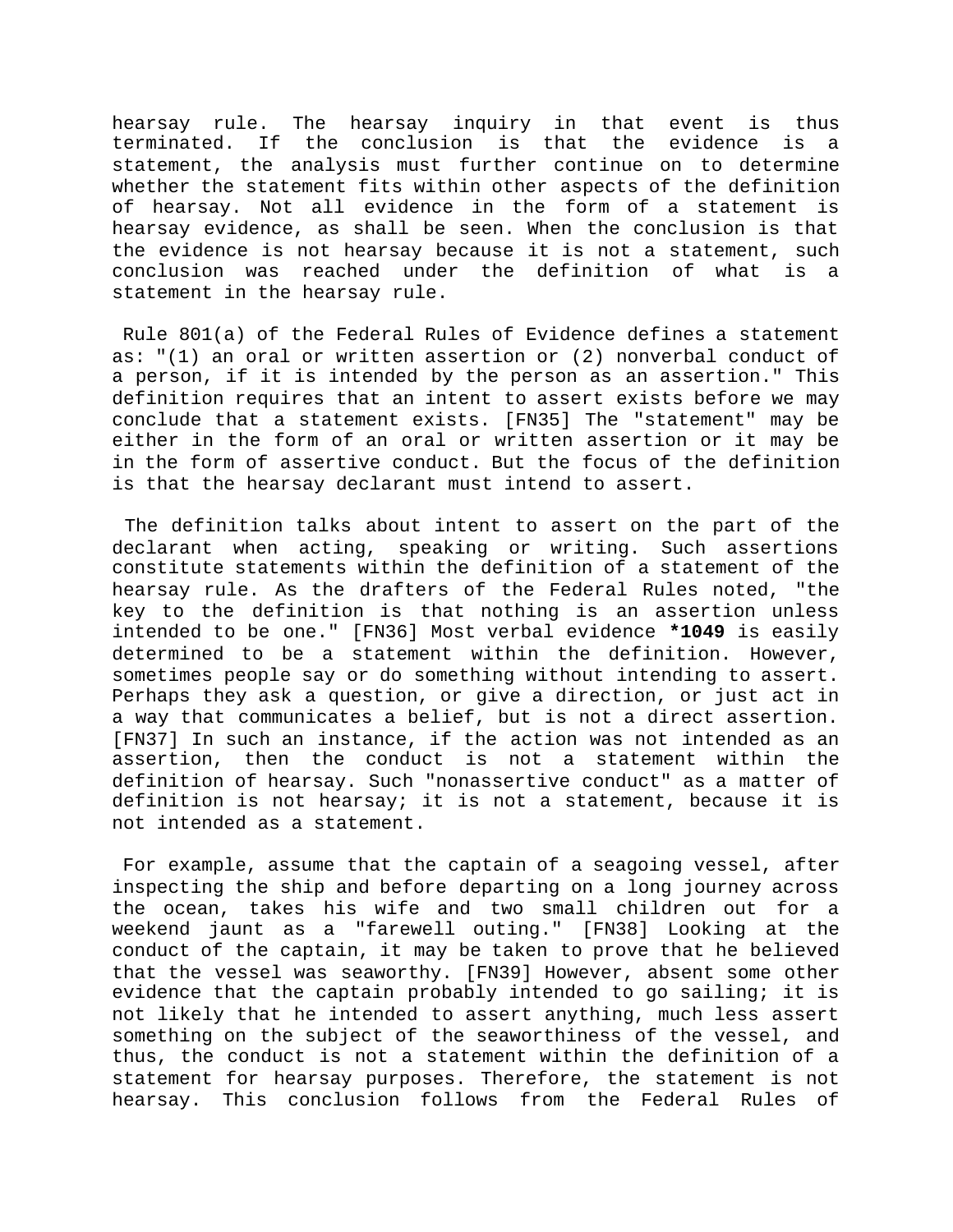hearsay rule. The hearsay inquiry in that event is thus terminated. If the conclusion is that the evidence is a statement, the analysis must further continue on to determine whether the statement fits within other aspects of the definition of hearsay. Not all evidence in the form of a statement is hearsay evidence, as shall be seen. When the conclusion is that the evidence is not hearsay because it is not a statement, such conclusion was reached under the definition of what is a statement in the hearsay rule.

Rule 801(a) of the Federal Rules of Evidence defines a statement as: "(1) an oral or written assertion or (2) nonverbal conduct of a person, if it is intended by the person as an assertion." This definition requires that an intent to assert exists before we may conclude that a statement exists. [FN35] The "statement" may be either in the form of an oral or written assertion or it may be in the form of assertive conduct. But the focus of the definition is that the hearsay declarant must intend to assert.

The definition talks about intent to assert on the part of the declarant when acting, speaking or writing. Such assertions constitute statements within the definition of a statement of the hearsay rule. As the drafters of the Federal Rules noted, "the key to the definition is that nothing is an assertion unless intended to be one." [FN36] Most verbal evidence **\*1049** is easily determined to be a statement within the definition. However, sometimes people say or do something without intending to assert. Perhaps they ask a question, or give a direction, or just act in a way that communicates a belief, but is not a direct assertion. [FN37] In such an instance, if the action was not intended as an assertion, then the conduct is not a statement within the definition of hearsay. Such "nonassertive conduct" as a matter of definition is not hearsay; it is not a statement, because it is not intended as a statement.

For example, assume that the captain of a seagoing vessel, after inspecting the ship and before departing on a long journey across the ocean, takes his wife and two small children out for a weekend jaunt as a "farewell outing." [FN38] Looking at the conduct of the captain, it may be taken to prove that he believed that the vessel was seaworthy. [FN39] However, absent some other evidence that the captain probably intended to go sailing; it is not likely that he intended to assert anything, much less assert something on the subject of the seaworthiness of the vessel, and thus, the conduct is not a statement within the definition of a statement for hearsay purposes. Therefore, the statement is not hearsay. This conclusion follows from the Federal Rules of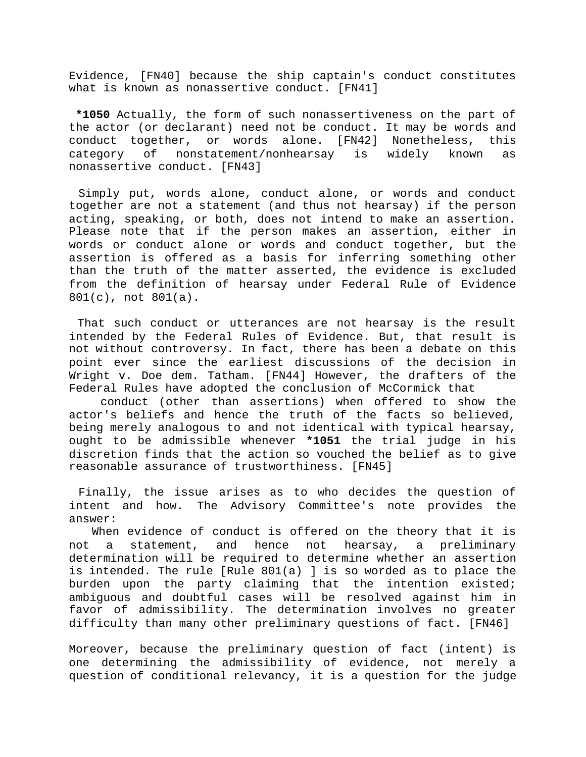Evidence, [FN40] because the ship captain's conduct constitutes what is known as nonassertive conduct. [FN41]

**\*1050** Actually, the form of such nonassertiveness on the part of the actor (or declarant) need not be conduct. It may be words and conduct together, or words alone. [FN42] Nonetheless, this category of nonstatement/nonhearsay is widely known as nonassertive conduct. [FN43]

Simply put, words alone, conduct alone, or words and conduct together are not a statement (and thus not hearsay) if the person acting, speaking, or both, does not intend to make an assertion. Please note that if the person makes an assertion, either in words or conduct alone or words and conduct together, but the assertion is offered as a basis for inferring something other than the truth of the matter asserted, the evidence is excluded from the definition of hearsay under Federal Rule of Evidence 801(c), not 801(a).

That such conduct or utterances are not hearsay is the result intended by the Federal Rules of Evidence. But, that result is not without controversy. In fact, there has been a debate on this point ever since the earliest discussions of the decision in Wright v. Doe dem. Tatham. [FN44] However, the drafters of the Federal Rules have adopted the conclusion of McCormick that

> conduct (other than assertions) when offered to show the actor's beliefs and hence the truth of the facts so believed, being merely analogous to and not identical with typical hearsay, ought to be admissible whenever **\*1051** the trial judge in his discretion finds that the action so vouched the belief as to give reasonable assurance of trustworthiness. [FN45]

Finally, the issue arises as to who decides the question of intent and how. The Advisory Committee's note provides the answer:

> When evidence of conduct is offered on the theory that it is not a statement, and hence not hearsay, a preliminary determination will be required to determine whether an assertion is intended. The rule [Rule 801(a) ] is so worded as to place the burden upon the party claiming that the intention existed; ambiguous and doubtful cases will be resolved against him in favor of admissibility. The determination involves no greater difficulty than many other preliminary questions of fact. [FN46]

Moreover, because the preliminary question of fact (intent) is one determining the admissibility of evidence, not merely a question of conditional relevancy, it is a question for the judge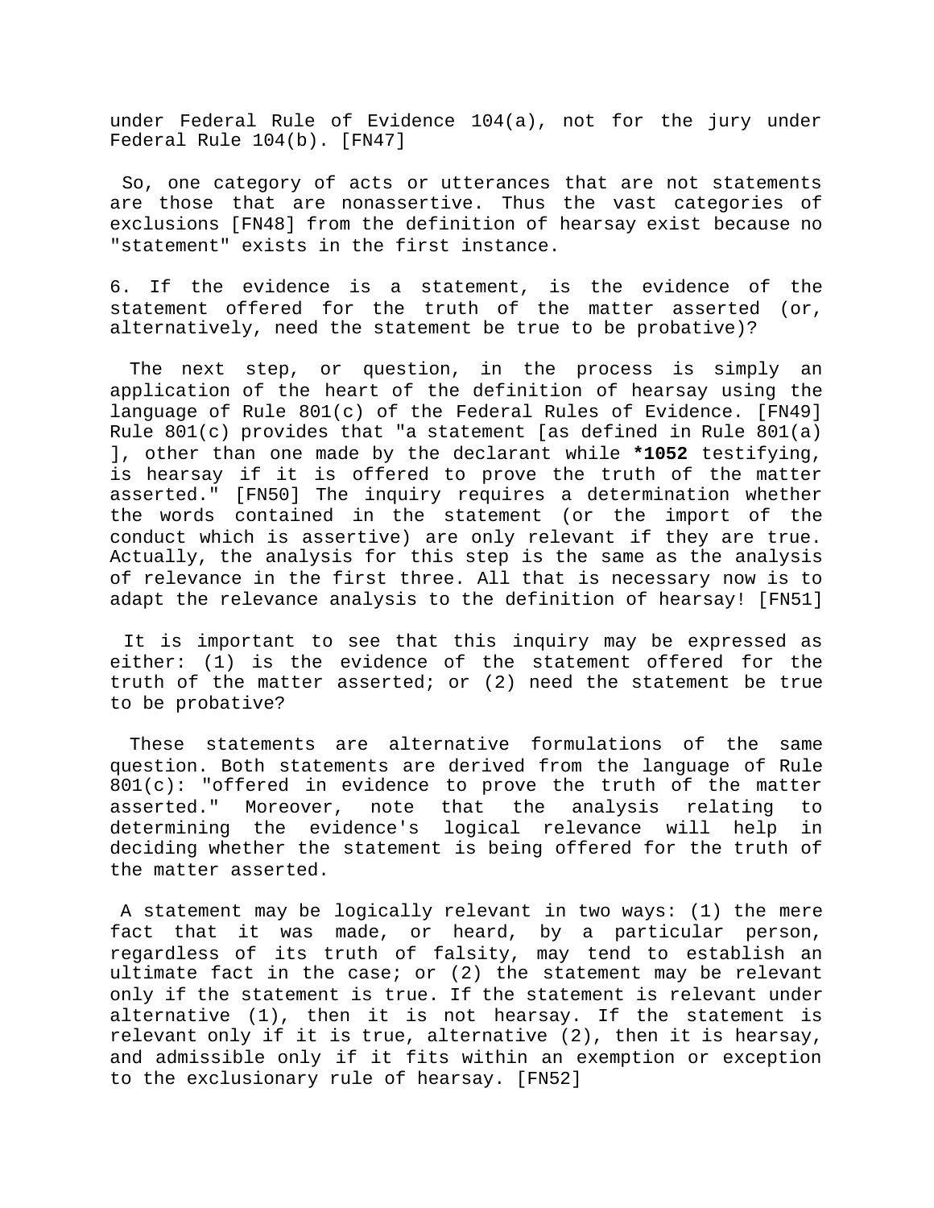under Federal Rule of Evidence 104(a), not for the jury under Federal Rule 104(b). [FN47]

So, one category of acts or utterances that are not statements are those that are nonassertive. Thus the vast categories of exclusions [FN48] from the definition of hearsay exist because no "statement" exists in the first instance.

6. If the evidence is a statement, is the evidence of the statement offered for the truth of the matter asserted (or, alternatively, need the statement be true to be probative)?

The next step, or question, in the process is simply an application of the heart of the definition of hearsay using the language of Rule 801(c) of the Federal Rules of Evidence. [FN49] Rule 801(c) provides that "a statement [as defined in Rule 801(a) ], other than one made by the declarant while **\*1052** testifying, is hearsay if it is offered to prove the truth of the matter asserted." [FN50] The inquiry requires a determination whether the words contained in the statement (or the import of the conduct which is assertive) are only relevant if they are true. Actually, the analysis for this step is the same as the analysis of relevance in the first three. All that is necessary now is to adapt the relevance analysis to the definition of hearsay! [FN51]

It is important to see that this inquiry may be expressed as either: (1) is the evidence of the statement offered for the truth of the matter asserted; or (2) need the statement be true to be probative?

These statements are alternative formulations of the same question. Both statements are derived from the language of Rule 801(c): "offered in evidence to prove the truth of the matter asserted." Moreover, note that the analysis relating to determining the evidence's logical relevance will help in deciding whether the statement is being offered for the truth of the matter asserted.

A statement may be logically relevant in two ways: (1) the mere fact that it was made, or heard, by a particular person, regardless of its truth of falsity, may tend to establish an ultimate fact in the case; or (2) the statement may be relevant only if the statement is true. If the statement is relevant under alternative (1), then it is not hearsay. If the statement is relevant only if it is true, alternative (2), then it is hearsay, and admissible only if it fits within an exemption or exception to the exclusionary rule of hearsay. [FN52]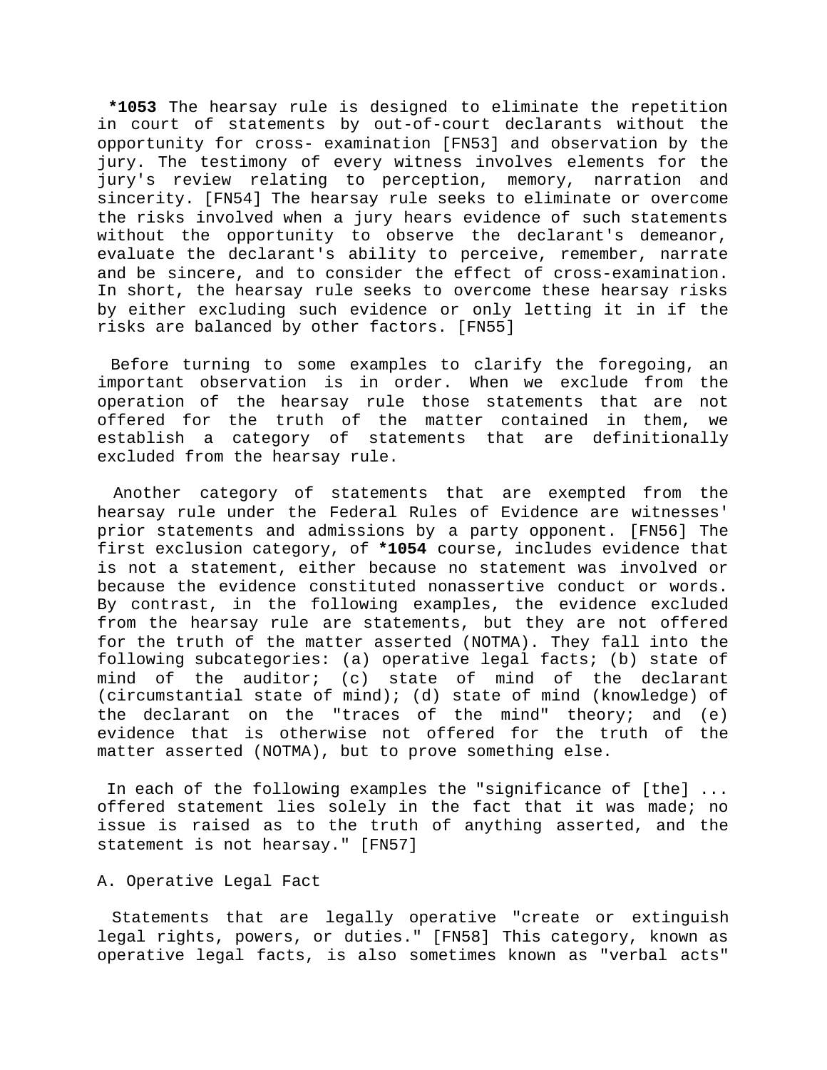**\*1053** The hearsay rule is designed to eliminate the repetition in court of statements by out-of-court declarants without the opportunity for cross- examination [FN53] and observation by the jury. The testimony of every witness involves elements for the jury's review relating to perception, memory, narration and sincerity. [FN54] The hearsay rule seeks to eliminate or overcome the risks involved when a jury hears evidence of such statements without the opportunity to observe the declarant's demeanor, evaluate the declarant's ability to perceive, remember, narrate and be sincere, and to consider the effect of cross-examination. In short, the hearsay rule seeks to overcome these hearsay risks by either excluding such evidence or only letting it in if the risks are balanced by other factors. [FN55]

Before turning to some examples to clarify the foregoing, an important observation is in order. When we exclude from the operation of the hearsay rule those statements that are not offered for the truth of the matter contained in them, we establish a category of statements that are definitionally excluded from the hearsay rule.

Another category of statements that are exempted from the hearsay rule under the Federal Rules of Evidence are witnesses' prior statements and admissions by a party opponent. [FN56] The first exclusion category, of **\*1054** course, includes evidence that is not a statement, either because no statement was involved or because the evidence constituted nonassertive conduct or words. By contrast, in the following examples, the evidence excluded from the hearsay rule are statements, but they are not offered for the truth of the matter asserted (NOTMA). They fall into the following subcategories: (a) operative legal facts; (b) state of mind of the auditor; (c) state of mind of the declarant (circumstantial state of mind); (d) state of mind (knowledge) of the declarant on the "traces of the mind" theory; and (e) evidence that is otherwise not offered for the truth of the matter asserted (NOTMA), but to prove something else.

In each of the following examples the "significance of [the] ... offered statement lies solely in the fact that it was made; no issue is raised as to the truth of anything asserted, and the statement is not hearsay." [FN57]

A. Operative Legal Fact

Statements that are legally operative "create or extinguish legal rights, powers, or duties." [FN58] This category, known as operative legal facts, is also sometimes known as "verbal acts"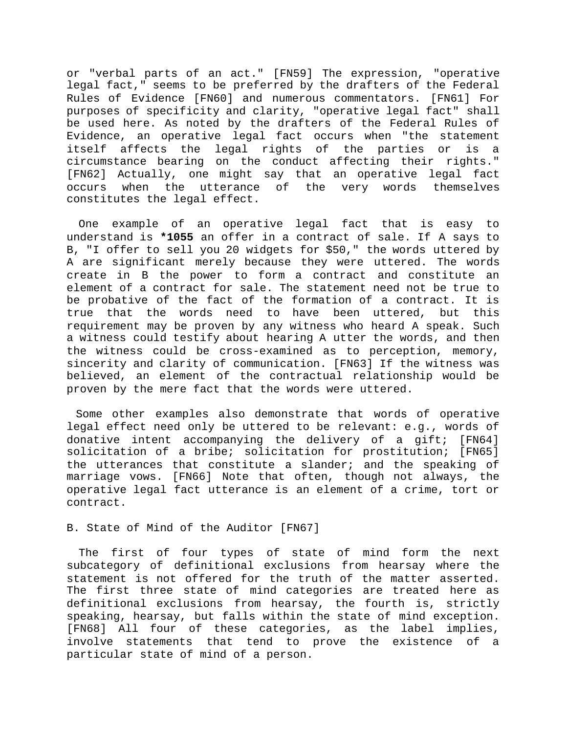or "verbal parts of an act." [FN59] The expression, "operative legal fact," seems to be preferred by the drafters of the Federal Rules of Evidence [FN60] and numerous commentators. [FN61] For purposes of specificity and clarity, "operative legal fact" shall be used here. As noted by the drafters of the Federal Rules of Evidence, an operative legal fact occurs when "the statement itself affects the legal rights of the parties or is a circumstance bearing on the conduct affecting their rights." [FN62] Actually, one might say that an operative legal fact occurs when the utterance of the very words themselves constitutes the legal effect.

One example of an operative legal fact that is easy to understand is **\*1055** an offer in a contract of sale. If A says to B, "I offer to sell you 20 widgets for $50," the words uttered by A are significant merely because they were uttered. The words create in B the power to form a contract and constitute an element of a contract for sale. The statement need not be true to be probative of the fact of the formation of a contract. It is true that the words need to have been uttered, but this requirement may be proven by any witness who heard A speak. Such a witness could testify about hearing A utter the words, and then the witness could be cross-examined as to perception, memory, sincerity and clarity of communication. [FN63] If the witness was believed, an element of the contractual relationship would be proven by the mere fact that the words were uttered.

Some other examples also demonstrate that words of operative legal effect need only be uttered to be relevant: e.g., words of donative intent accompanying the delivery of a gift; [FN64] solicitation of a bribe; solicitation for prostitution; [FN65] the utterances that constitute a slander; and the speaking of marriage vows. [FN66] Note that often, though not always, the operative legal fact utterance is an element of a crime, tort or contract.

B. State of Mind of the Auditor [FN67]

The first of four types of state of mind form the next subcategory of definitional exclusions from hearsay where the statement is not offered for the truth of the matter asserted. The first three state of mind categories are treated here as definitional exclusions from hearsay, the fourth is, strictly speaking, hearsay, but falls within the state of mind exception. [FN68] All four of these categories, as the label implies, involve statements that tend to prove the existence of a particular state of mind of a person.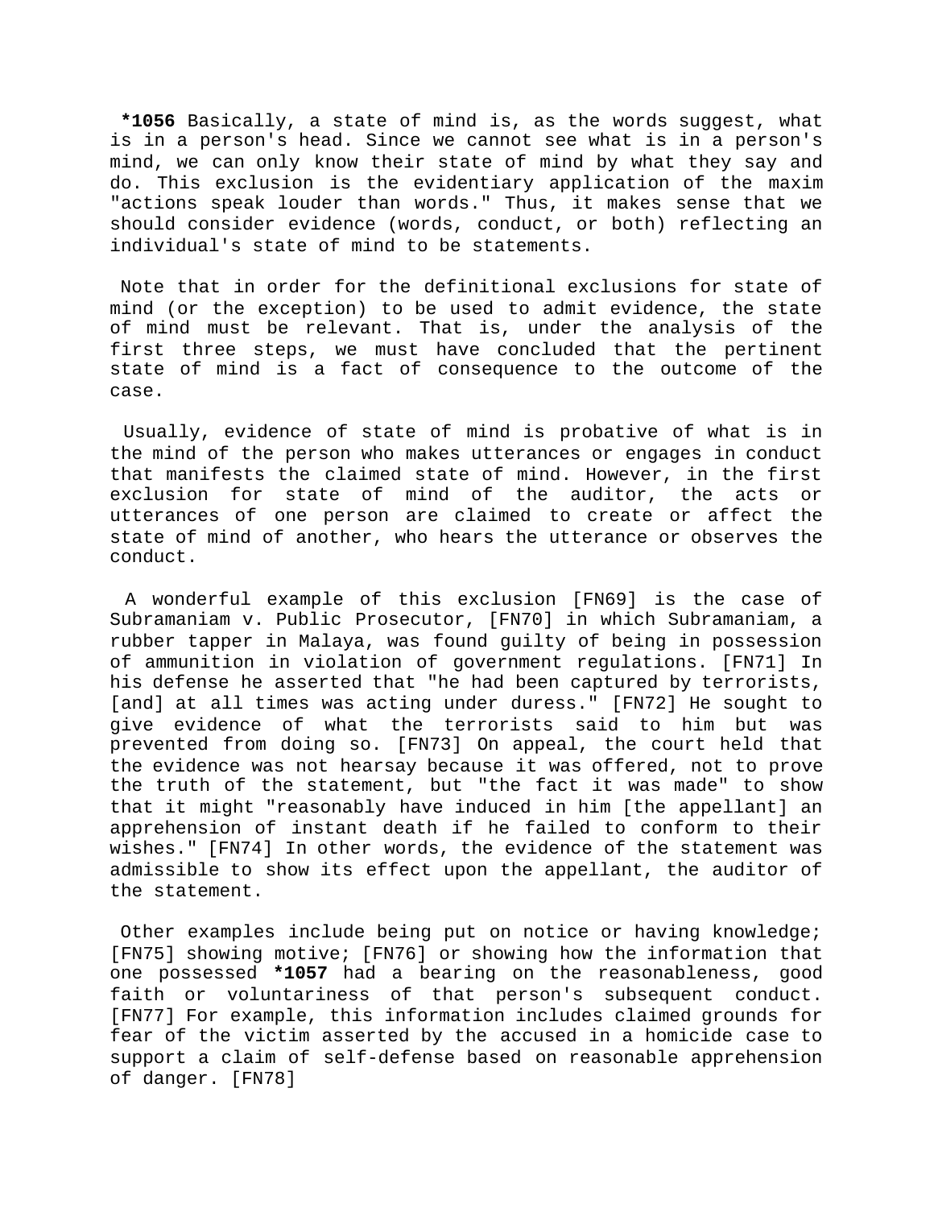**\*1056** Basically, a state of mind is, as the words suggest, what is in a person's head. Since we cannot see what is in a person's mind, we can only know their state of mind by what they say and do. This exclusion is the evidentiary application of the maxim "actions speak louder than words." Thus, it makes sense that we should consider evidence (words, conduct, or both) reflecting an individual's state of mind to be statements.

Note that in order for the definitional exclusions for state of mind (or the exception) to be used to admit evidence, the state of mind must be relevant. That is, under the analysis of the first three steps, we must have concluded that the pertinent state of mind is a fact of consequence to the outcome of the case.

Usually, evidence of state of mind is probative of what is in the mind of the person who makes utterances or engages in conduct that manifests the claimed state of mind. However, in the first exclusion for state of mind of the auditor, the acts or utterances of one person are claimed to create or affect the state of mind of another, who hears the utterance or observes the conduct.

A wonderful example of this exclusion [FN69] is the case of Subramaniam v. Public Prosecutor, [FN70] in which Subramaniam, a rubber tapper in Malaya, was found guilty of being in possession of ammunition in violation of government regulations. [FN71] In his defense he asserted that "he had been captured by terrorists, [and] at all times was acting under duress." [FN72] He sought to give evidence of what the terrorists said to him but was prevented from doing so. [FN73] On appeal, the court held that the evidence was not hearsay because it was offered, not to prove the truth of the statement, but "the fact it was made" to show that it might "reasonably have induced in him [the appellant] an apprehension of instant death if he failed to conform to their wishes." [FN74] In other words, the evidence of the statement was admissible to show its effect upon the appellant, the auditor of the statement.

Other examples include being put on notice or having knowledge; [FN75] showing motive; [FN76] or showing how the information that one possessed **\*1057** had a bearing on the reasonableness, good faith or voluntariness of that person's subsequent conduct. [FN77] For example, this information includes claimed grounds for fear of the victim asserted by the accused in a homicide case to support a claim of self-defense based on reasonable apprehension of danger. [FN78]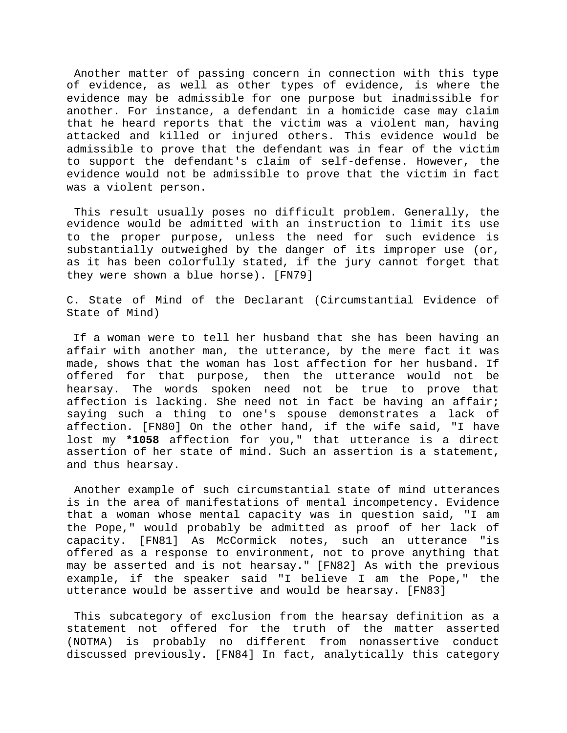Another matter of passing concern in connection with this type of evidence, as well as other types of evidence, is where the evidence may be admissible for one purpose but inadmissible for another. For instance, a defendant in a homicide case may claim that he heard reports that the victim was a violent man, having attacked and killed or injured others. This evidence would be admissible to prove that the defendant was in fear of the victim to support the defendant's claim of self-defense. However, the evidence would not be admissible to prove that the victim in fact was a violent person.

This result usually poses no difficult problem. Generally, the evidence would be admitted with an instruction to limit its use to the proper purpose, unless the need for such evidence is substantially outweighed by the danger of its improper use (or, as it has been colorfully stated, if the jury cannot forget that they were shown a blue horse). [FN79]

C. State of Mind of the Declarant (Circumstantial Evidence of State of Mind)

If a woman were to tell her husband that she has been having an affair with another man, the utterance, by the mere fact it was made, shows that the woman has lost affection for her husband. If offered for that purpose, then the utterance would not be hearsay. The words spoken need not be true to prove that affection is lacking. She need not in fact be having an affair; saying such a thing to one's spouse demonstrates a lack of affection. [FN80] On the other hand, if the wife said, "I have lost my **\*1058** affection for you," that utterance is a direct assertion of her state of mind. Such an assertion is a statement, and thus hearsay.

Another example of such circumstantial state of mind utterances is in the area of manifestations of mental incompetency. Evidence that a woman whose mental capacity was in question said, "I am the Pope," would probably be admitted as proof of her lack of capacity. [FN81] As McCormick notes, such an utterance "is offered as a response to environment, not to prove anything that may be asserted and is not hearsay." [FN82] As with the previous example, if the speaker said "I believe I am the Pope," the utterance would be assertive and would be hearsay. [FN83]

This subcategory of exclusion from the hearsay definition as a statement not offered for the truth of the matter asserted (NOTMA) is probably no different from nonassertive conduct discussed previously. [FN84] In fact, analytically this category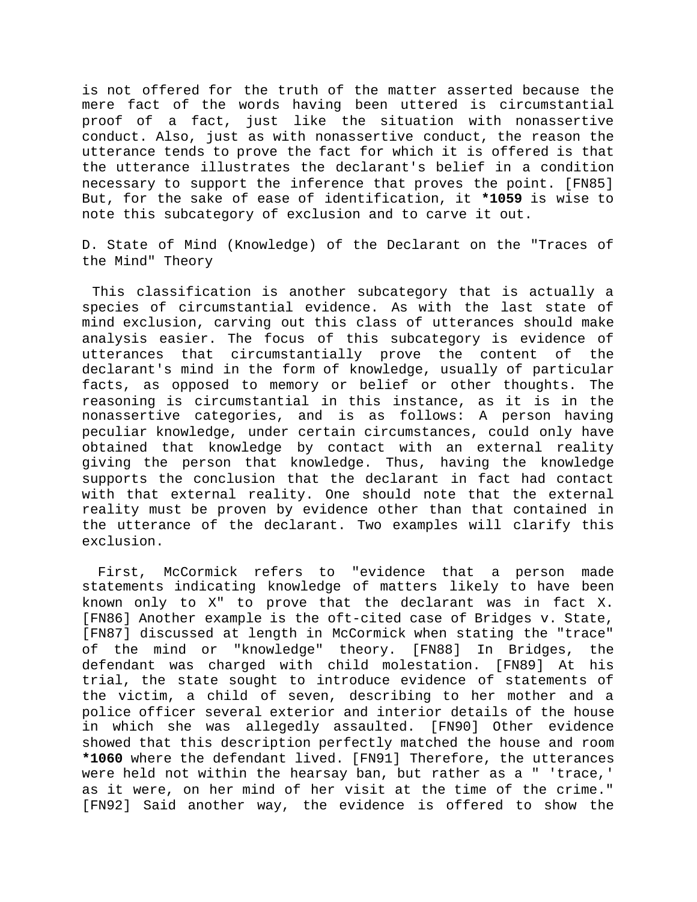is not offered for the truth of the matter asserted because the mere fact of the words having been uttered is circumstantial proof of a fact, just like the situation with nonassertive conduct. Also, just as with nonassertive conduct, the reason the utterance tends to prove the fact for which it is offered is that the utterance illustrates the declarant's belief in a condition necessary to support the inference that proves the point. [FN85] But, for the sake of ease of identification, it **\*1059** is wise to note this subcategory of exclusion and to carve it out.

D. State of Mind (Knowledge) of the Declarant on the "Traces of the Mind" Theory

This classification is another subcategory that is actually a species of circumstantial evidence. As with the last state of mind exclusion, carving out this class of utterances should make analysis easier. The focus of this subcategory is evidence of utterances that circumstantially prove the content of the declarant's mind in the form of knowledge, usually of particular facts, as opposed to memory or belief or other thoughts. The reasoning is circumstantial in this instance, as it is in the nonassertive categories, and is as follows: A person having peculiar knowledge, under certain circumstances, could only have obtained that knowledge by contact with an external reality giving the person that knowledge. Thus, having the knowledge supports the conclusion that the declarant in fact had contact with that external reality. One should note that the external reality must be proven by evidence other than that contained in the utterance of the declarant. Two examples will clarify this exclusion.

First, McCormick refers to "evidence that a person made statements indicating knowledge of matters likely to have been known only to X" to prove that the declarant was in fact X. [FN86] Another example is the oft-cited case of Bridges v. State, [FN87] discussed at length in McCormick when stating the "trace" of the mind or "knowledge" theory. [FN88] In Bridges, the defendant was charged with child molestation. [FN89] At his trial, the state sought to introduce evidence of statements of the victim, a child of seven, describing to her mother and a police officer several exterior and interior details of the house in which she was allegedly assaulted. [FN90] Other evidence showed that this description perfectly matched the house and room **\*1060** where the defendant lived. [FN91] Therefore, the utterances were held not within the hearsay ban, but rather as a " 'trace,' as it were, on her mind of her visit at the time of the crime." [FN92] Said another way, the evidence is offered to show the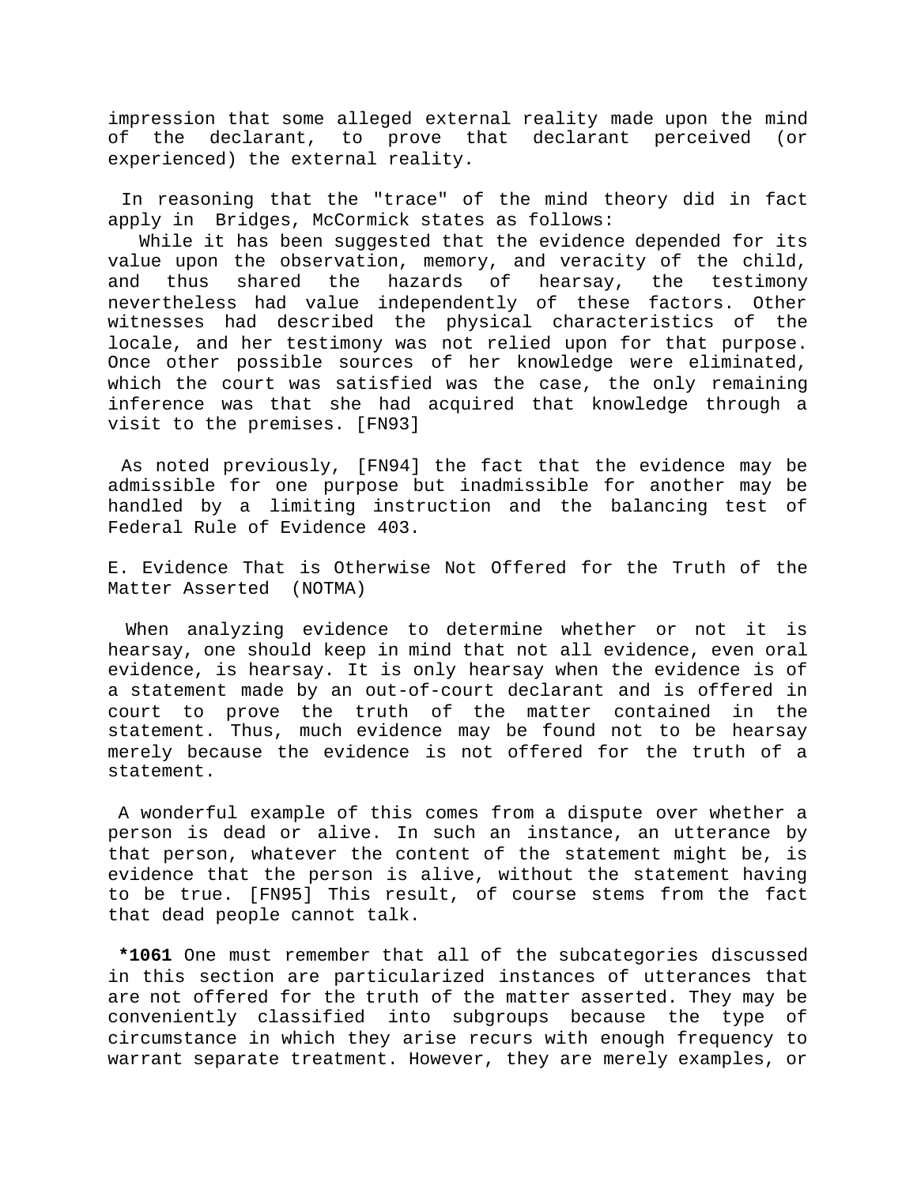impression that some alleged external reality made upon the mind of the declarant, to prove that declarant perceived (or experienced) the external reality.

In reasoning that the "trace" of the mind theory did in fact apply in Bridges, McCormick states as follows:

> While it has been suggested that the evidence depended for its value upon the observation, memory, and veracity of the child, and thus shared the hazards of hearsay, the testimony nevertheless had value independently of these factors. Other witnesses had described the physical characteristics of the locale, and her testimony was not relied upon for that purpose. Once other possible sources of her knowledge were eliminated, which the court was satisfied was the case, the only remaining inference was that she had acquired that knowledge through a visit to the premises. [FN93]

As noted previously, [FN94] the fact that the evidence may be admissible for one purpose but inadmissible for another may be handled by a limiting instruction and the balancing test of Federal Rule of Evidence 403.

E. Evidence That is Otherwise Not Offered for the Truth of the Matter Asserted (NOTMA)

When analyzing evidence to determine whether or not it is hearsay, one should keep in mind that not all evidence, even oral evidence, is hearsay. It is only hearsay when the evidence is of a statement made by an out-of-court declarant and is offered in court to prove the truth of the matter contained in the statement. Thus, much evidence may be found not to be hearsay merely because the evidence is not offered for the truth of a statement.

A wonderful example of this comes from a dispute over whether a person is dead or alive. In such an instance, an utterance by that person, whatever the content of the statement might be, is evidence that the person is alive, without the statement having to be true. [FN95] This result, of course stems from the fact that dead people cannot talk.

**\*1061** One must remember that all of the subcategories discussed in this section are particularized instances of utterances that are not offered for the truth of the matter asserted. They may be conveniently classified into subgroups because the type of circumstance in which they arise recurs with enough frequency to warrant separate treatment. However, they are merely examples, or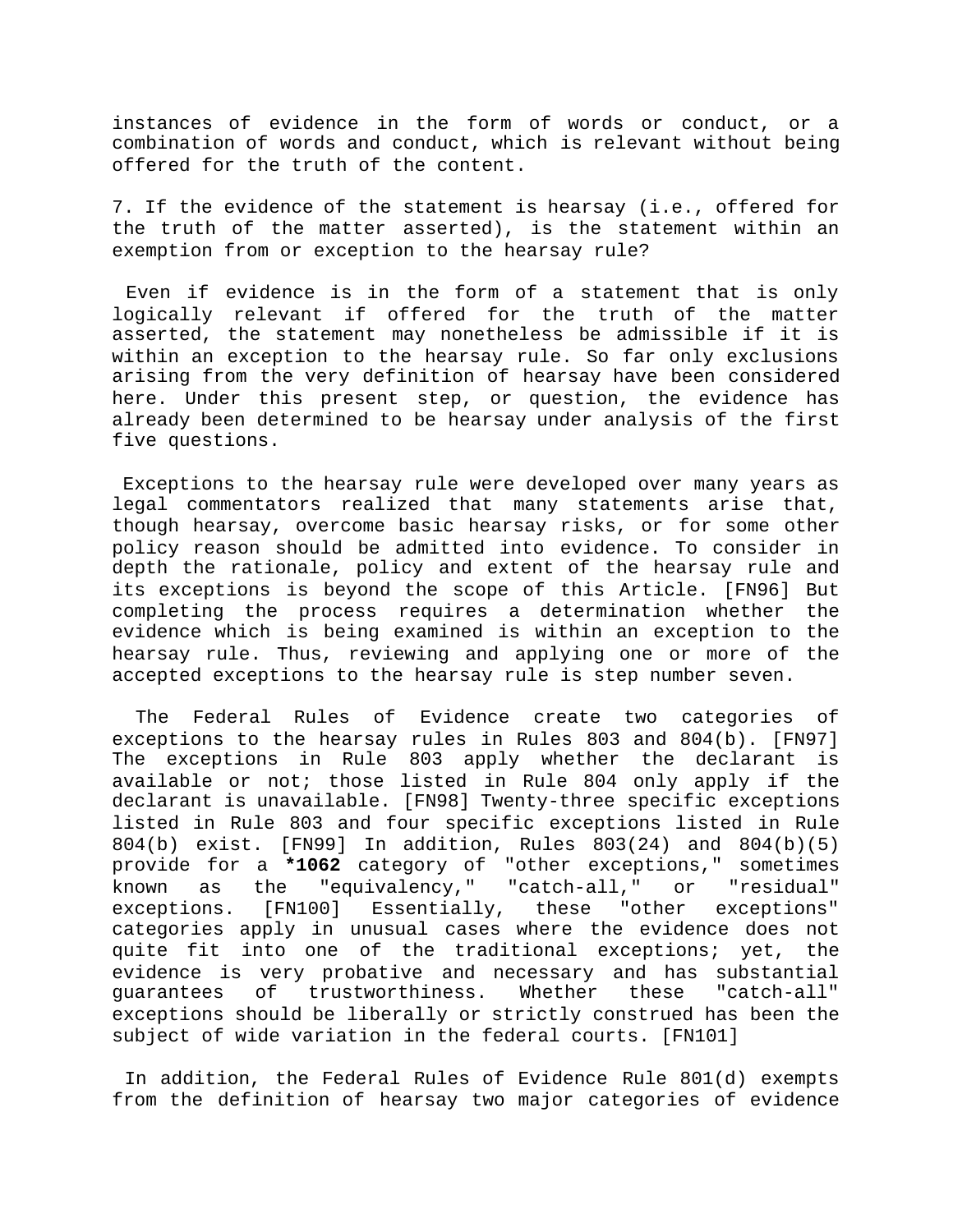instances of evidence in the form of words or conduct, or a combination of words and conduct, which is relevant without being offered for the truth of the content.

7. If the evidence of the statement is hearsay (i.e., offered for the truth of the matter asserted), is the statement within an exemption from or exception to the hearsay rule?

Even if evidence is in the form of a statement that is only logically relevant if offered for the truth of the matter asserted, the statement may nonetheless be admissible if it is within an exception to the hearsay rule. So far only exclusions arising from the very definition of hearsay have been considered here. Under this present step, or question, the evidence has already been determined to be hearsay under analysis of the first five questions.

Exceptions to the hearsay rule were developed over many years as legal commentators realized that many statements arise that, though hearsay, overcome basic hearsay risks, or for some other policy reason should be admitted into evidence. To consider in depth the rationale, policy and extent of the hearsay rule and its exceptions is beyond the scope of this Article. [FN96] But completing the process requires a determination whether the evidence which is being examined is within an exception to the hearsay rule. Thus, reviewing and applying one or more of the accepted exceptions to the hearsay rule is step number seven.

The Federal Rules of Evidence create two categories of exceptions to the hearsay rules in Rules 803 and 804(b). [FN97] The exceptions in Rule 803 apply whether the declarant is available or not; those listed in Rule 804 only apply if the declarant is unavailable. [FN98] Twenty-three specific exceptions listed in Rule 803 and four specific exceptions listed in Rule 804(b) exist. [FN99] In addition, Rules 803(24) and 804(b)(5) provide for a **\*1062** category of "other exceptions," sometimes known as the "equivalency," "catch-all," or "residual" exceptions. [FN100] Essentially, these "other exceptions" categories apply in unusual cases where the evidence does not quite fit into one of the traditional exceptions; yet, the evidence is very probative and necessary and has substantial guarantees of trustworthiness. Whether these "catch-all" exceptions should be liberally or strictly construed has been the subject of wide variation in the federal courts. [FN101]

In addition, the Federal Rules of Evidence Rule 801(d) exempts from the definition of hearsay two major categories of evidence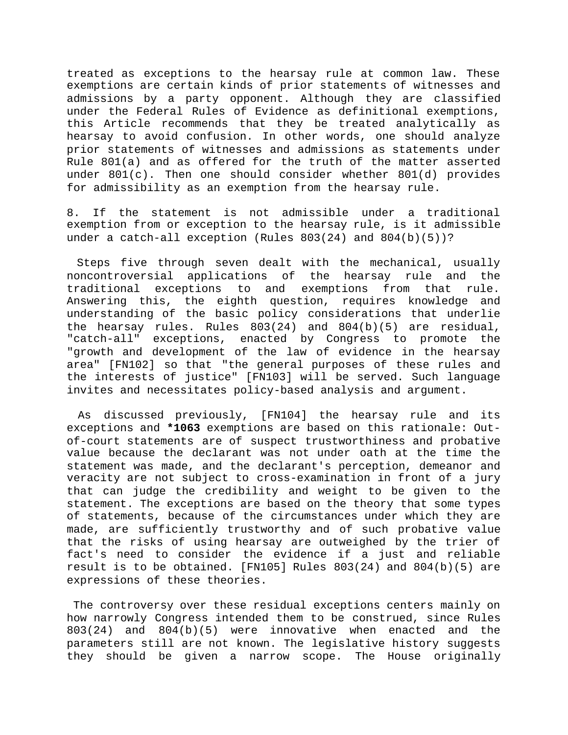treated as exceptions to the hearsay rule at common law. These exemptions are certain kinds of prior statements of witnesses and admissions by a party opponent. Although they are classified under the Federal Rules of Evidence as definitional exemptions, this Article recommends that they be treated analytically as hearsay to avoid confusion. In other words, one should analyze prior statements of witnesses and admissions as statements under Rule 801(a) and as offered for the truth of the matter asserted under 801(c). Then one should consider whether 801(d) provides for admissibility as an exemption from the hearsay rule.

8. If the statement is not admissible under a traditional exemption from or exception to the hearsay rule, is it admissible under a catch-all exception (Rules 803(24) and 804(b)(5))?

Steps five through seven dealt with the mechanical, usually noncontroversial applications of the hearsay rule and the traditional exceptions to and exemptions from that rule. Answering this, the eighth question, requires knowledge and understanding of the basic policy considerations that underlie the hearsay rules. Rules 803(24) and 804(b)(5) are residual, "catch-all" exceptions, enacted by Congress to promote the "growth and development of the law of evidence in the hearsay area" [FN102] so that "the general purposes of these rules and the interests of justice" [FN103] will be served. Such language invites and necessitates policy-based analysis and argument.

As discussed previously, [FN104] the hearsay rule and its exceptions and **\*1063** exemptions are based on this rationale: Out-of-court statements are of suspect trustworthiness and probative value because the declarant was not under oath at the time the statement was made, and the declarant's perception, demeanor and veracity are not subject to cross-examination in front of a jury that can judge the credibility and weight to be given to the statement. The exceptions are based on the theory that some types of statements, because of the circumstances under which they are made, are sufficiently trustworthy and of such probative value that the risks of using hearsay are outweighed by the trier of fact's need to consider the evidence if a just and reliable result is to be obtained. [FN105] Rules 803(24) and 804(b)(5) are expressions of these theories.

The controversy over these residual exceptions centers mainly on how narrowly Congress intended them to be construed, since Rules 803(24) and 804(b)(5) were innovative when enacted and the parameters still are not known. The legislative history suggests they should be given a narrow scope. The House originally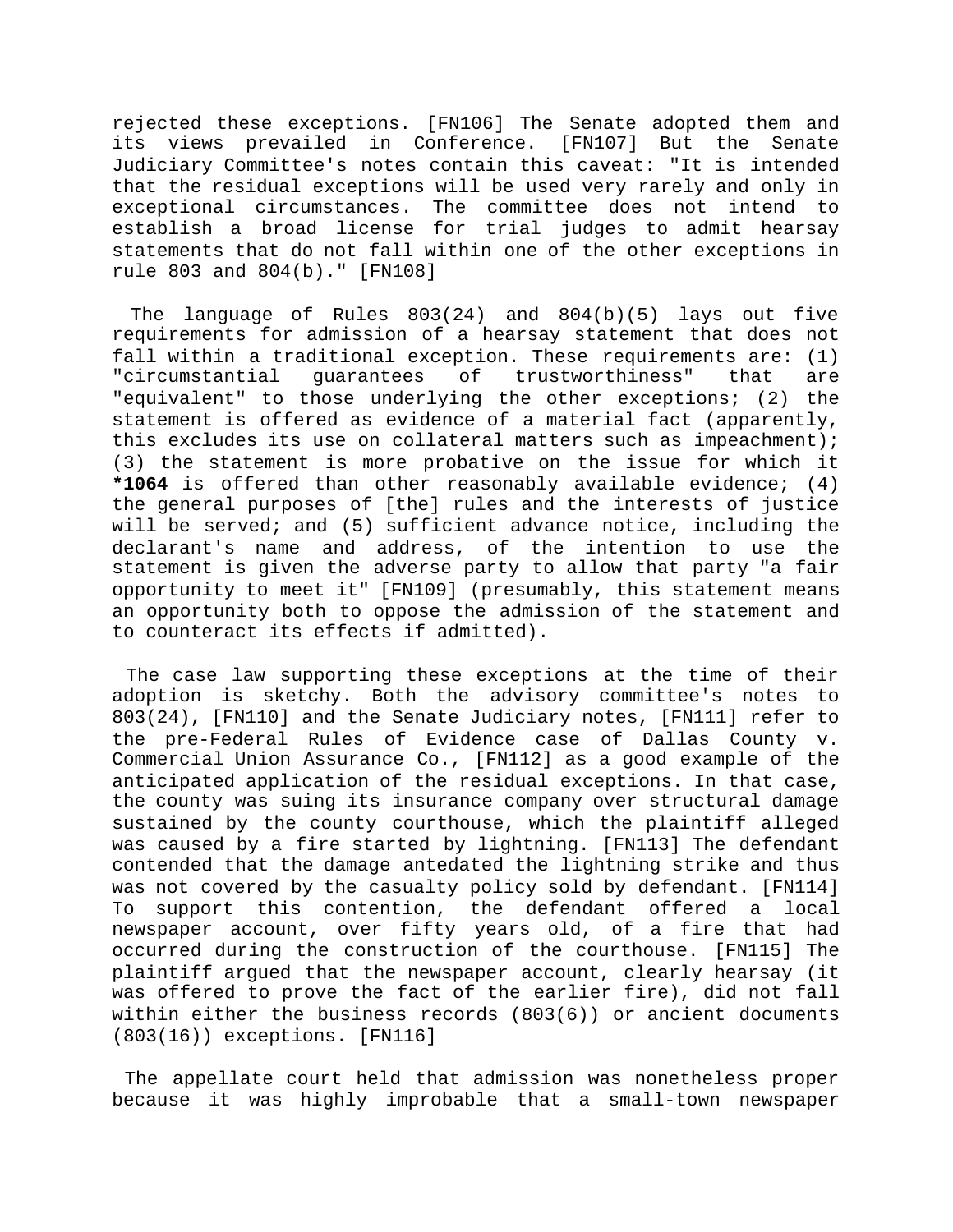rejected these exceptions. [FN106] The Senate adopted them and its views prevailed in Conference. [FN107] But the Senate Judiciary Committee's notes contain this caveat: "It is intended that the residual exceptions will be used very rarely and only in exceptional circumstances. The committee does not intend to establish a broad license for trial judges to admit hearsay statements that do not fall within one of the other exceptions in rule 803 and 804(b)." [FN108]

The language of Rules 803(24) and 804(b)(5) lays out five requirements for admission of a hearsay statement that does not fall within a traditional exception. These requirements are: (1) "circumstantial guarantees of trustworthiness" that are "equivalent" to those underlying the other exceptions; (2) the statement is offered as evidence of a material fact (apparently, this excludes its use on collateral matters such as impeachment); (3) the statement is more probative on the issue for which it **\*1064** is offered than other reasonably available evidence; (4) the general purposes of [the] rules and the interests of justice will be served; and (5) sufficient advance notice, including the declarant's name and address, of the intention to use the statement is given the adverse party to allow that party "a fair opportunity to meet it" [FN109] (presumably, this statement means an opportunity both to oppose the admission of the statement and to counteract its effects if admitted).

The case law supporting these exceptions at the time of their adoption is sketchy. Both the advisory committee's notes to 803(24), [FN110] and the Senate Judiciary notes, [FN111] refer to the pre-Federal Rules of Evidence case of Dallas County v. Commercial Union Assurance Co., [FN112] as a good example of the anticipated application of the residual exceptions. In that case, the county was suing its insurance company over structural damage sustained by the county courthouse, which the plaintiff alleged was caused by a fire started by lightning. [FN113] The defendant contended that the damage antedated the lightning strike and thus was not covered by the casualty policy sold by defendant. [FN114] To support this contention, the defendant offered a local newspaper account, over fifty years old, of a fire that had occurred during the construction of the courthouse. [FN115] The plaintiff argued that the newspaper account, clearly hearsay (it was offered to prove the fact of the earlier fire), did not fall within either the business records (803(6)) or ancient documents (803(16)) exceptions. [FN116]

The appellate court held that admission was nonetheless proper because it was highly improbable that a small-town newspaper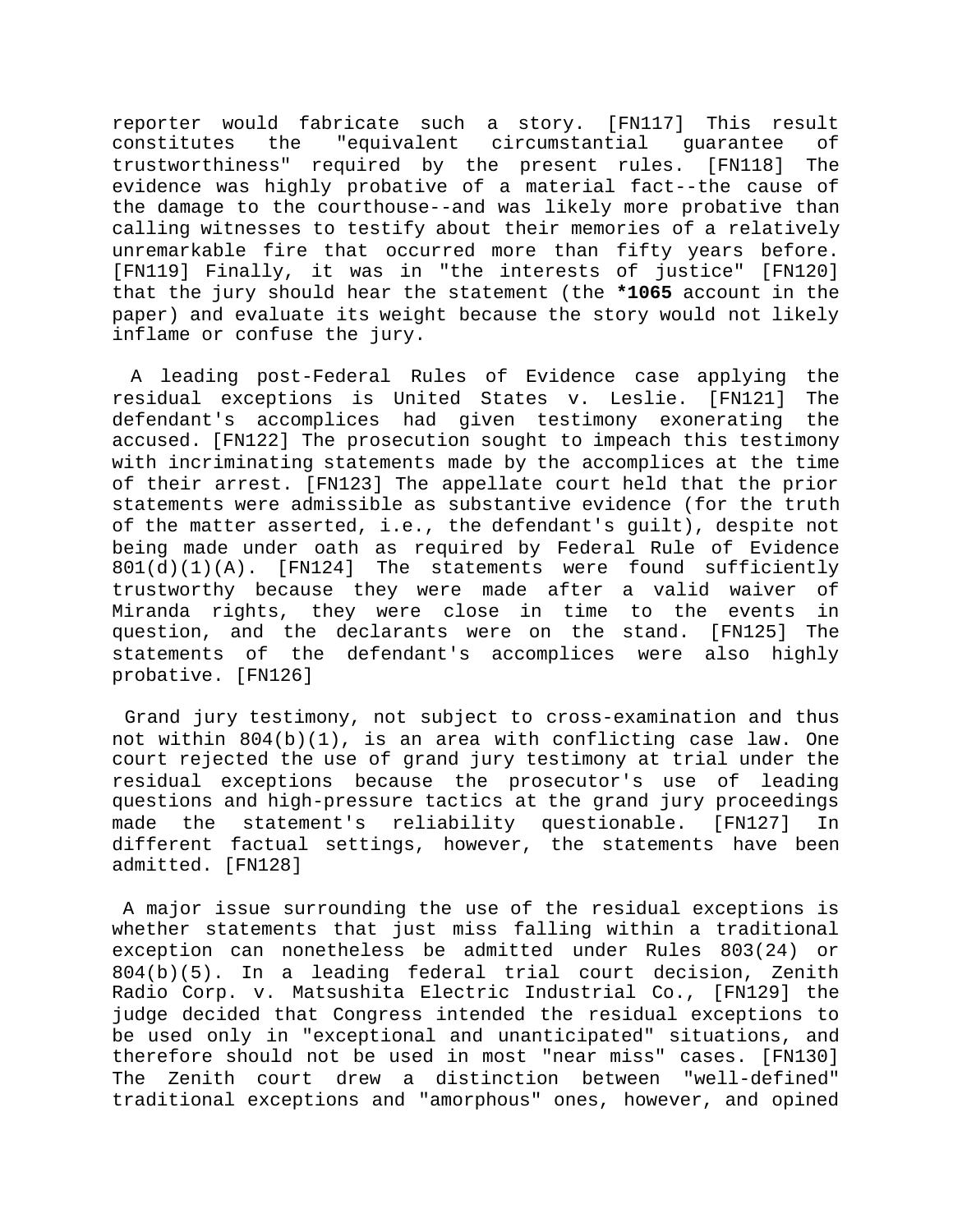reporter would fabricate such a story. [FN117] This result constitutes the "equivalent circumstantial guarantee of trustworthiness" required by the present rules. [FN118] The evidence was highly probative of a material fact--the cause of the damage to the courthouse--and was likely more probative than calling witnesses to testify about their memories of a relatively unremarkable fire that occurred more than fifty years before. [FN119] Finally, it was in "the interests of justice" [FN120] that the jury should hear the statement (the **\*1065** account in the paper) and evaluate its weight because the story would not likely inflame or confuse the jury.

A leading post-Federal Rules of Evidence case applying the residual exceptions is United States v. Leslie. [FN121] The defendant's accomplices had given testimony exonerating the accused. [FN122] The prosecution sought to impeach this testimony with incriminating statements made by the accomplices at the time of their arrest. [FN123] The appellate court held that the prior statements were admissible as substantive evidence (for the truth of the matter asserted, i.e., the defendant's guilt), despite not being made under oath as required by Federal Rule of Evidence 801(d)(1)(A). [FN124] The statements were found sufficiently trustworthy because they were made after a valid waiver of Miranda rights, they were close in time to the events in question, and the declarants were on the stand. [FN125] The statements of the defendant's accomplices were also highly probative. [FN126]

Grand jury testimony, not subject to cross-examination and thus not within 804(b)(1), is an area with conflicting case law. One court rejected the use of grand jury testimony at trial under the residual exceptions because the prosecutor's use of leading questions and high-pressure tactics at the grand jury proceedings made the statement's reliability questionable. [FN127] In different factual settings, however, the statements have been admitted. [FN128]

A major issue surrounding the use of the residual exceptions is whether statements that just miss falling within a traditional exception can nonetheless be admitted under Rules 803(24) or 804(b)(5). In a leading federal trial court decision, Zenith Radio Corp. v. Matsushita Electric Industrial Co., [FN129] the judge decided that Congress intended the residual exceptions to be used only in "exceptional and unanticipated" situations, and therefore should not be used in most "near miss" cases. [FN130] The Zenith court drew a distinction between "well-defined" traditional exceptions and "amorphous" ones, however, and opined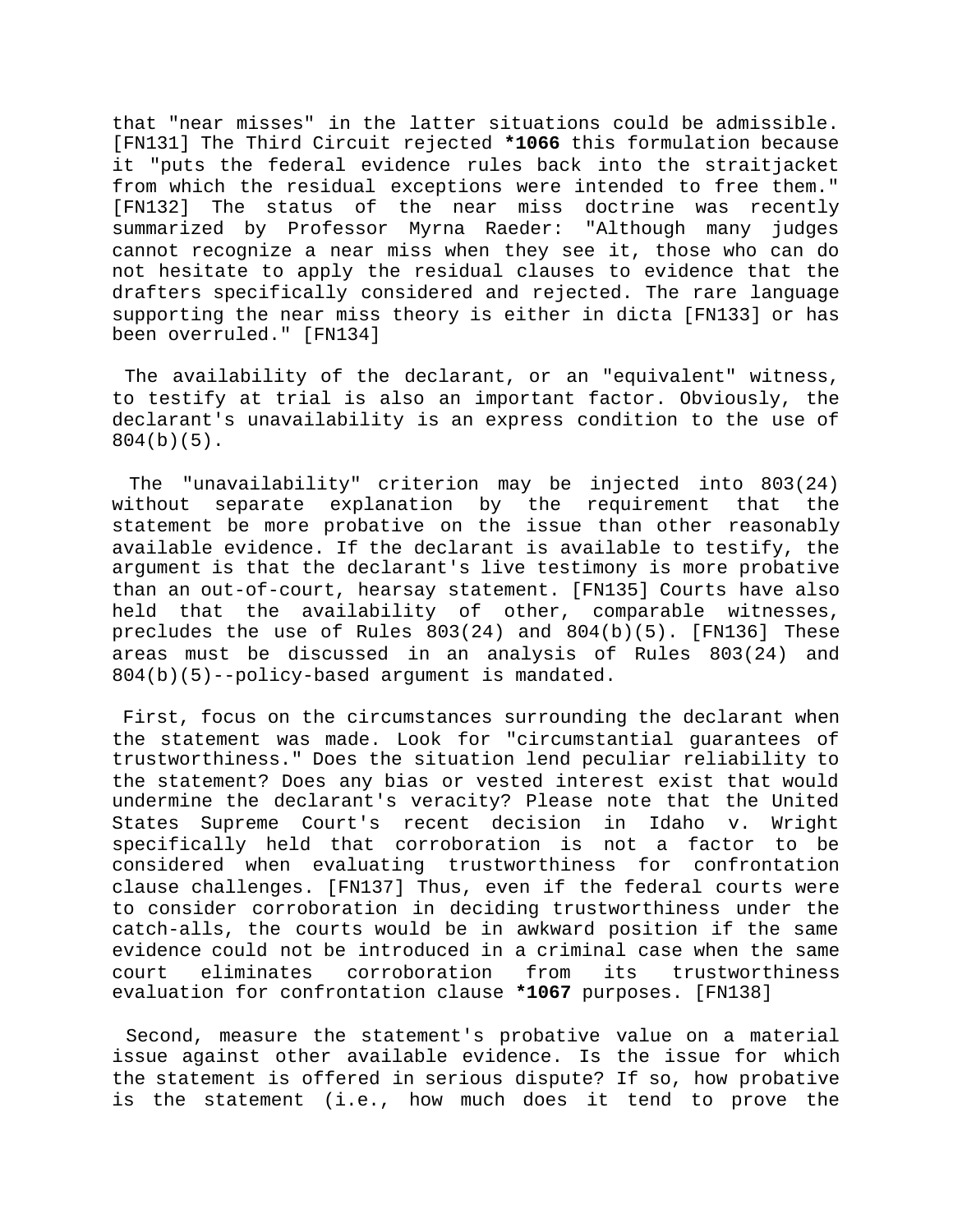that "near misses" in the latter situations could be admissible. [FN131] The Third Circuit rejected **\*1066** this formulation because it "puts the federal evidence rules back into the straitjacket from which the residual exceptions were intended to free them." [FN132] The status of the near miss doctrine was recently summarized by Professor Myrna Raeder: "Although many judges cannot recognize a near miss when they see it, those who can do not hesitate to apply the residual clauses to evidence that the drafters specifically considered and rejected. The rare language supporting the near miss theory is either in dicta [FN133] or has been overruled." [FN134]

The availability of the declarant, or an "equivalent" witness, to testify at trial is also an important factor. Obviously, the declarant's unavailability is an express condition to the use of 804(b)(5).

The "unavailability" criterion may be injected into 803(24) without separate explanation by the requirement that the statement be more probative on the issue than other reasonably available evidence. If the declarant is available to testify, the argument is that the declarant's live testimony is more probative than an out-of-court, hearsay statement. [FN135] Courts have also held that the availability of other, comparable witnesses, precludes the use of Rules 803(24) and 804(b)(5). [FN136] These areas must be discussed in an analysis of Rules 803(24) and 804(b)(5)--policy-based argument is mandated.

First, focus on the circumstances surrounding the declarant when the statement was made. Look for "circumstantial guarantees of trustworthiness." Does the situation lend peculiar reliability to the statement? Does any bias or vested interest exist that would undermine the declarant's veracity? Please note that the United States Supreme Court's recent decision in Idaho v. Wright specifically held that corroboration is not a factor to be considered when evaluating trustworthiness for confrontation clause challenges. [FN137] Thus, even if the federal courts were to consider corroboration in deciding trustworthiness under the catch-alls, the courts would be in awkward position if the same evidence could not be introduced in a criminal case when the same court eliminates corroboration from its trustworthiness evaluation for confrontation clause **\*1067** purposes. [FN138]

Second, measure the statement's probative value on a material issue against other available evidence. Is the issue for which the statement is offered in serious dispute? If so, how probative is the statement (i.e., how much does it tend to prove the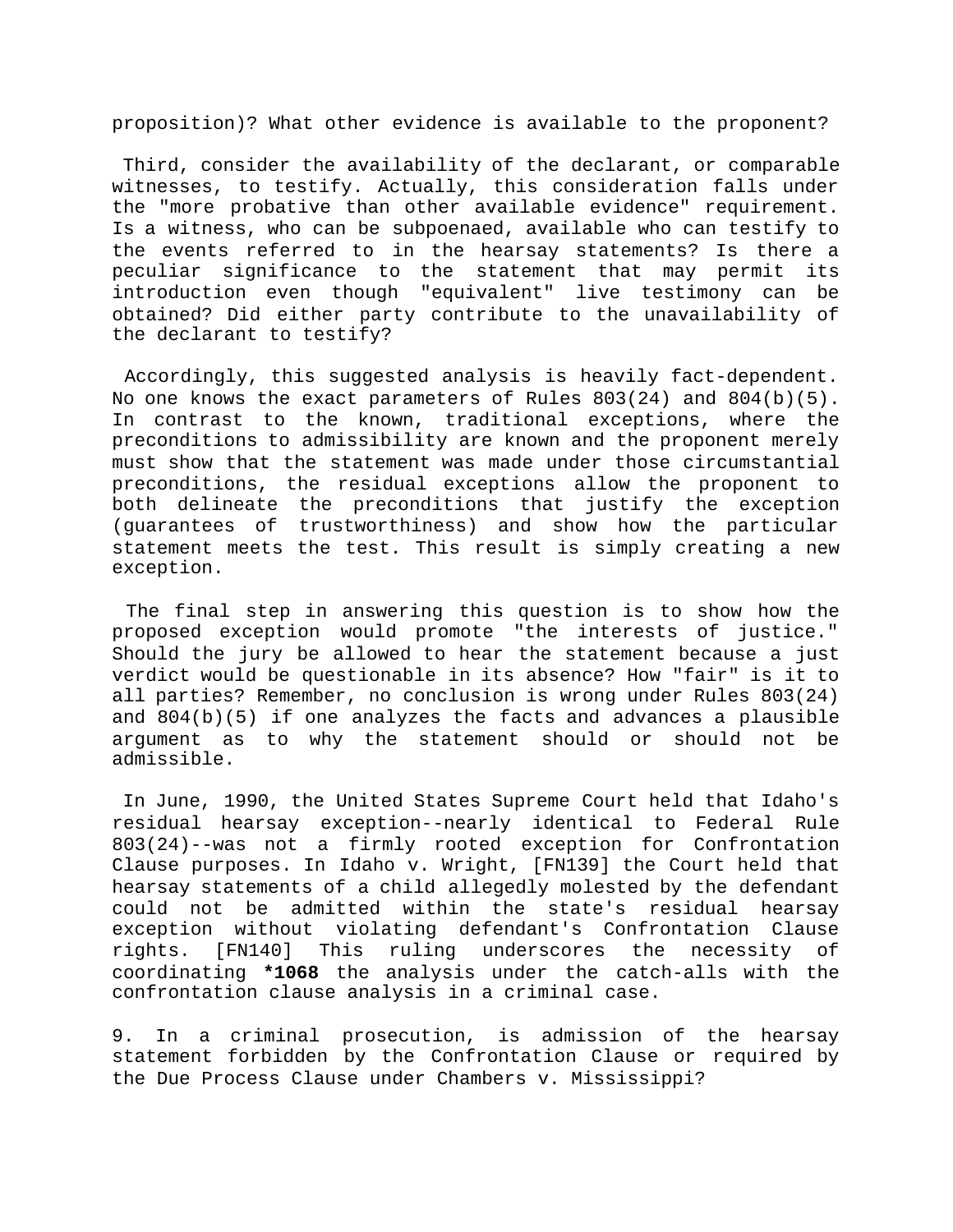proposition)? What other evidence is available to the proponent?

Third, consider the availability of the declarant, or comparable witnesses, to testify. Actually, this consideration falls under the "more probative than other available evidence" requirement. Is a witness, who can be subpoenaed, available who can testify to the events referred to in the hearsay statements? Is there a peculiar significance to the statement that may permit its introduction even though "equivalent" live testimony can be obtained? Did either party contribute to the unavailability of the declarant to testify?

Accordingly, this suggested analysis is heavily fact-dependent. No one knows the exact parameters of Rules 803(24) and 804(b)(5). In contrast to the known, traditional exceptions, where the preconditions to admissibility are known and the proponent merely must show that the statement was made under those circumstantial preconditions, the residual exceptions allow the proponent to both delineate the preconditions that justify the exception (guarantees of trustworthiness) and show how the particular statement meets the test. This result is simply creating a new exception.

The final step in answering this question is to show how the proposed exception would promote "the interests of justice." Should the jury be allowed to hear the statement because a just verdict would be questionable in its absence? How "fair" is it to all parties? Remember, no conclusion is wrong under Rules 803(24) and 804(b)(5) if one analyzes the facts and advances a plausible argument as to why the statement should or should not be admissible.

In June, 1990, the United States Supreme Court held that Idaho's residual hearsay exception--nearly identical to Federal Rule 803(24)--was not a firmly rooted exception for Confrontation Clause purposes. In Idaho v. Wright, [FN139] the Court held that hearsay statements of a child allegedly molested by the defendant could not be admitted within the state's residual hearsay exception without violating defendant's Confrontation Clause rights. [FN140] This ruling underscores the necessity of coordinating **\*1068** the analysis under the catch-alls with the confrontation clause analysis in a criminal case.

9. In a criminal prosecution, is admission of the hearsay statement forbidden by the Confrontation Clause or required by the Due Process Clause under Chambers v. Mississippi?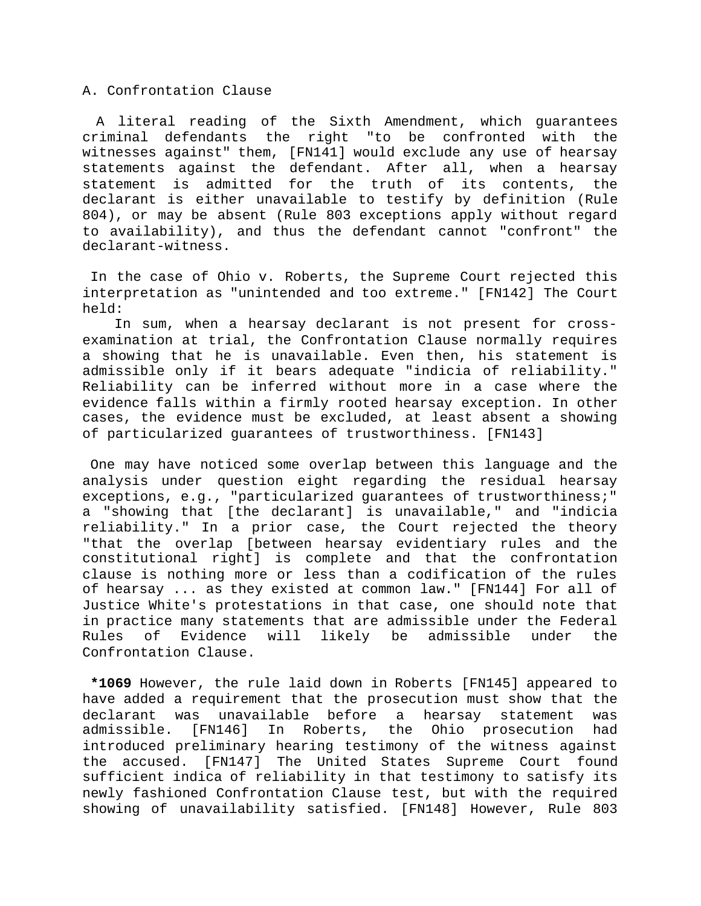A. Confrontation Clause

A literal reading of the Sixth Amendment, which guarantees criminal defendants the right "to be confronted with the witnesses against" them, [FN141] would exclude any use of hearsay statements against the defendant. After all, when a hearsay statement is admitted for the truth of its contents, the declarant is either unavailable to testify by definition (Rule 804), or may be absent (Rule 803 exceptions apply without regard to availability), and thus the defendant cannot "confront" the declarant-witness.

In the case of Ohio v. Roberts, the Supreme Court rejected this interpretation as "unintended and too extreme." [FN142] The Court held:

> In sum, when a hearsay declarant is not present for cross-examination at trial, the Confrontation Clause normally requires a showing that he is unavailable. Even then, his statement is admissible only if it bears adequate "indicia of reliability." Reliability can be inferred without more in a case where the evidence falls within a firmly rooted hearsay exception. In other cases, the evidence must be excluded, at least absent a showing of particularized guarantees of trustworthiness. [FN143]

One may have noticed some overlap between this language and the analysis under question eight regarding the residual hearsay exceptions, e.g., "particularized guarantees of trustworthiness;" a "showing that [the declarant] is unavailable," and "indicia reliability." In a prior case, the Court rejected the theory "that the overlap [between hearsay evidentiary rules and the constitutional right] is complete and that the confrontation clause is nothing more or less than a codification of the rules of hearsay ... as they existed at common law." [FN144] For all of Justice White's protestations in that case, one should note that in practice many statements that are admissible under the Federal Rules of Evidence will likely be admissible under the Confrontation Clause.

**\*1069** However, the rule laid down in Roberts [FN145] appeared to have added a requirement that the prosecution must show that the declarant was unavailable before a hearsay statement was admissible. [FN146] In Roberts, the Ohio prosecution had introduced preliminary hearing testimony of the witness against the accused. [FN147] The United States Supreme Court found sufficient indica of reliability in that testimony to satisfy its newly fashioned Confrontation Clause test, but with the required showing of unavailability satisfied. [FN148] However, Rule 803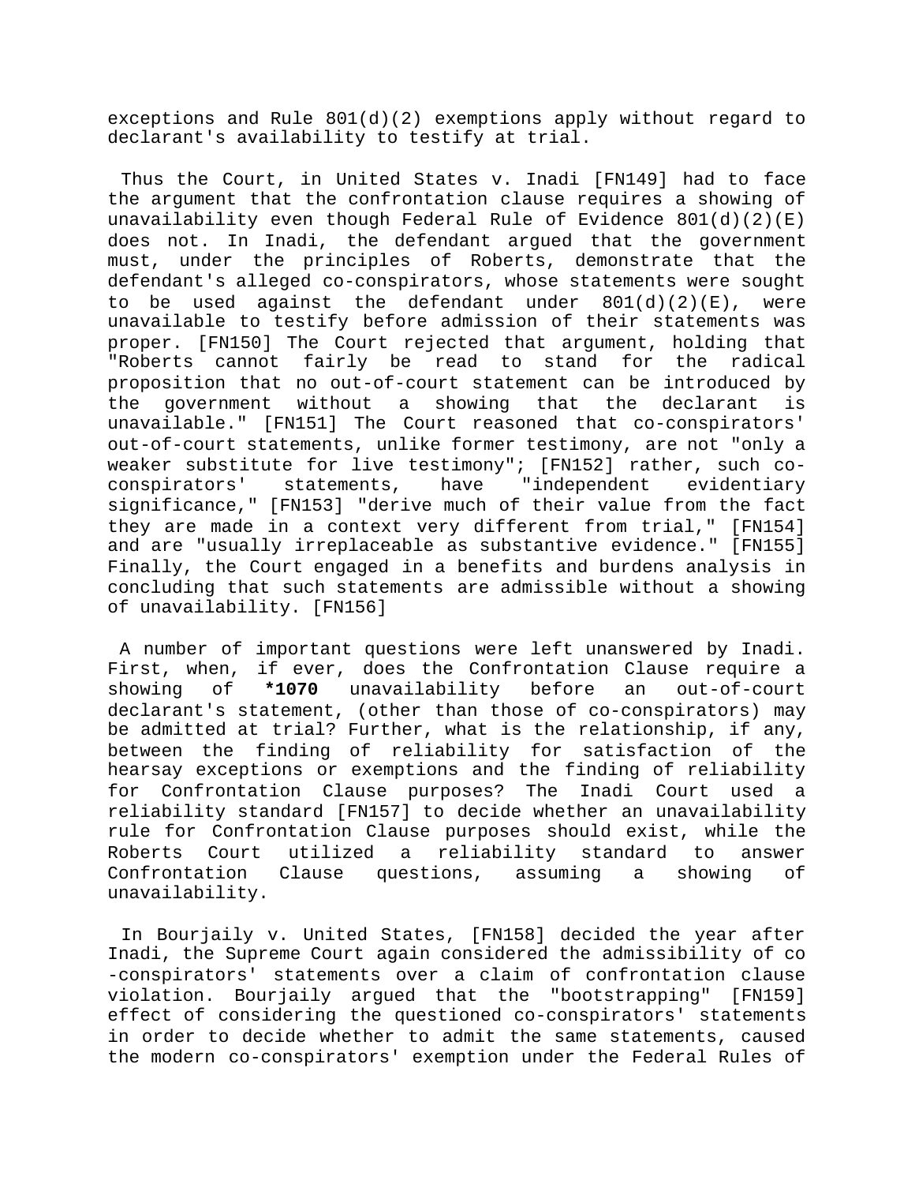exceptions and Rule 801(d)(2) exemptions apply without regard to declarant's availability to testify at trial.

Thus the Court, in United States v. Inadi [FN149] had to face the argument that the confrontation clause requires a showing of unavailability even though Federal Rule of Evidence 801(d)(2)(E) does not. In Inadi, the defendant argued that the government must, under the principles of Roberts, demonstrate that the defendant's alleged co-conspirators, whose statements were sought to be used against the defendant under 801(d)(2)(E), were unavailable to testify before admission of their statements was proper. [FN150] The Court rejected that argument, holding that "Roberts cannot fairly be read to stand for the radical proposition that no out-of-court statement can be introduced by the government without a showing that the declarant is unavailable." [FN151] The Court reasoned that co-conspirators' out-of-court statements, unlike former testimony, are not "only a weaker substitute for live testimony"; [FN152] rather, such co-conspirators' statements, have "independent evidentiary significance," [FN153] "derive much of their value from the fact they are made in a context very different from trial," [FN154] and are "usually irreplaceable as substantive evidence." [FN155] Finally, the Court engaged in a benefits and burdens analysis in concluding that such statements are admissible without a showing of unavailability. [FN156]

A number of important questions were left unanswered by Inadi. First, when, if ever, does the Confrontation Clause require a showing of **\*1070** unavailability before an out-of-court declarant's statement, (other than those of co-conspirators) may be admitted at trial? Further, what is the relationship, if any, between the finding of reliability for satisfaction of the hearsay exceptions or exemptions and the finding of reliability for Confrontation Clause purposes? The Inadi Court used a reliability standard [FN157] to decide whether an unavailability rule for Confrontation Clause purposes should exist, while the Roberts Court utilized a reliability standard to answer Confrontation Clause questions, assuming a showing of unavailability.

In Bourjaily v. United States, [FN158] decided the year after Inadi, the Supreme Court again considered the admissibility of co-conspirators' statements over a claim of confrontation clause violation. Bourjaily argued that the "bootstrapping" [FN159] effect of considering the questioned co-conspirators' statements in order to decide whether to admit the same statements, caused the modern co-conspirators' exemption under the Federal Rules of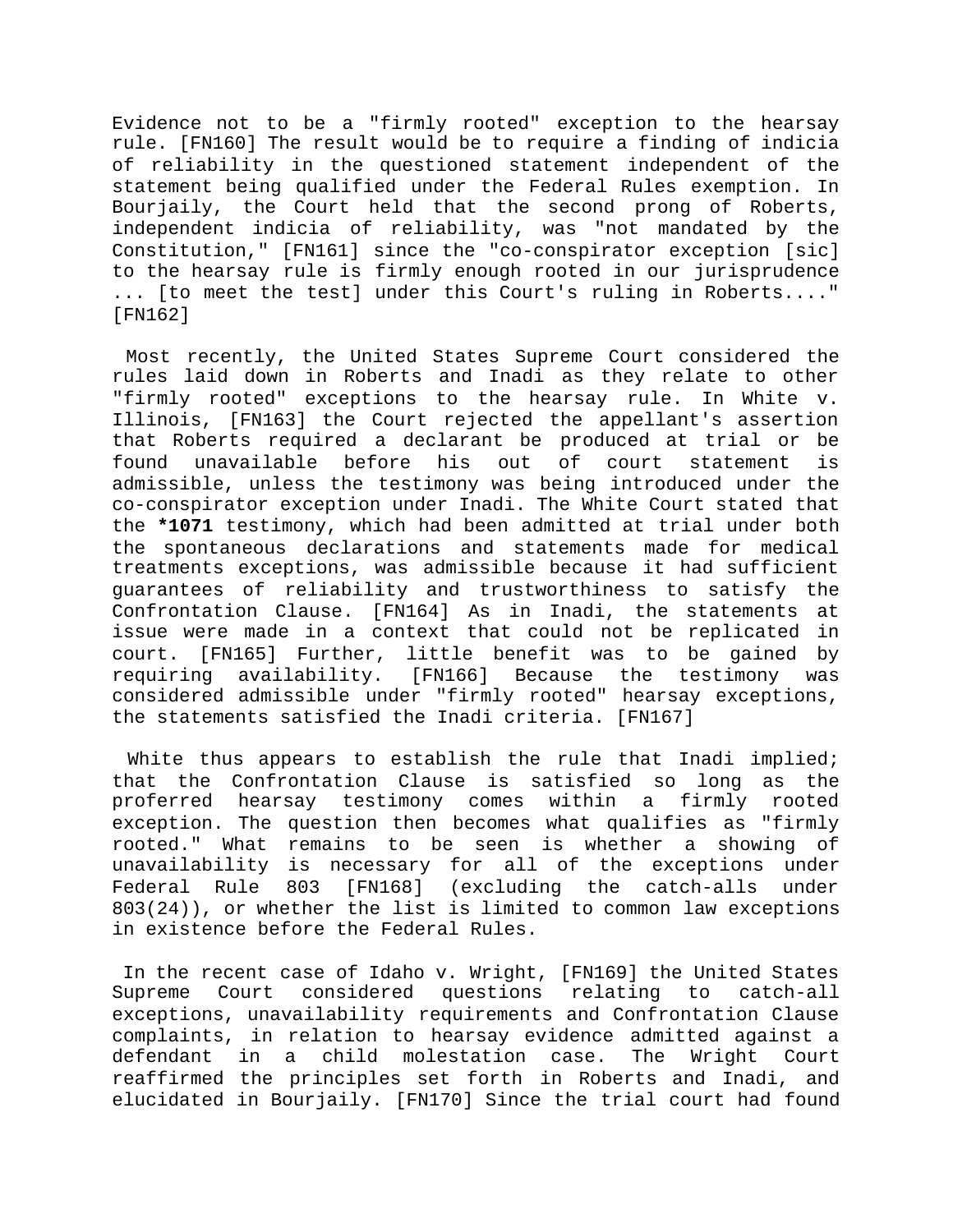Evidence not to be a "firmly rooted" exception to the hearsay rule. [FN160] The result would be to require a finding of indicia of reliability in the questioned statement independent of the statement being qualified under the Federal Rules exemption. In Bourjaily, the Court held that the second prong of Roberts, independent indicia of reliability, was "not mandated by the Constitution," [FN161] since the "co-conspirator exception [sic] to the hearsay rule is firmly enough rooted in our jurisprudence ... [to meet the test] under this Court's ruling in Roberts...." [FN162]

Most recently, the United States Supreme Court considered the rules laid down in Roberts and Inadi as they relate to other "firmly rooted" exceptions to the hearsay rule. In White v. Illinois, [FN163] the Court rejected the appellant's assertion that Roberts required a declarant be produced at trial or be found unavailable before his out of court statement is admissible, unless the testimony was being introduced under the co-conspirator exception under Inadi. The White Court stated that the **\*1071** testimony, which had been admitted at trial under both the spontaneous declarations and statements made for medical treatments exceptions, was admissible because it had sufficient guarantees of reliability and trustworthiness to satisfy the Confrontation Clause. [FN164] As in Inadi, the statements at issue were made in a context that could not be replicated in court. [FN165] Further, little benefit was to be gained by requiring availability. [FN166] Because the testimony was considered admissible under "firmly rooted" hearsay exceptions, the statements satisfied the Inadi criteria. [FN167]

White thus appears to establish the rule that Inadi implied; that the Confrontation Clause is satisfied so long as the proferred hearsay testimony comes within a firmly rooted exception. The question then becomes what qualifies as "firmly rooted." What remains to be seen is whether a showing of unavailability is necessary for all of the exceptions under Federal Rule 803 [FN168] (excluding the catch-alls under 803(24)), or whether the list is limited to common law exceptions in existence before the Federal Rules.

In the recent case of Idaho v. Wright, [FN169] the United States Supreme Court considered questions relating to catch-all exceptions, unavailability requirements and Confrontation Clause complaints, in relation to hearsay evidence admitted against a defendant in a child molestation case. The Wright Court reaffirmed the principles set forth in Roberts and Inadi, and elucidated in Bourjaily. [FN170] Since the trial court had found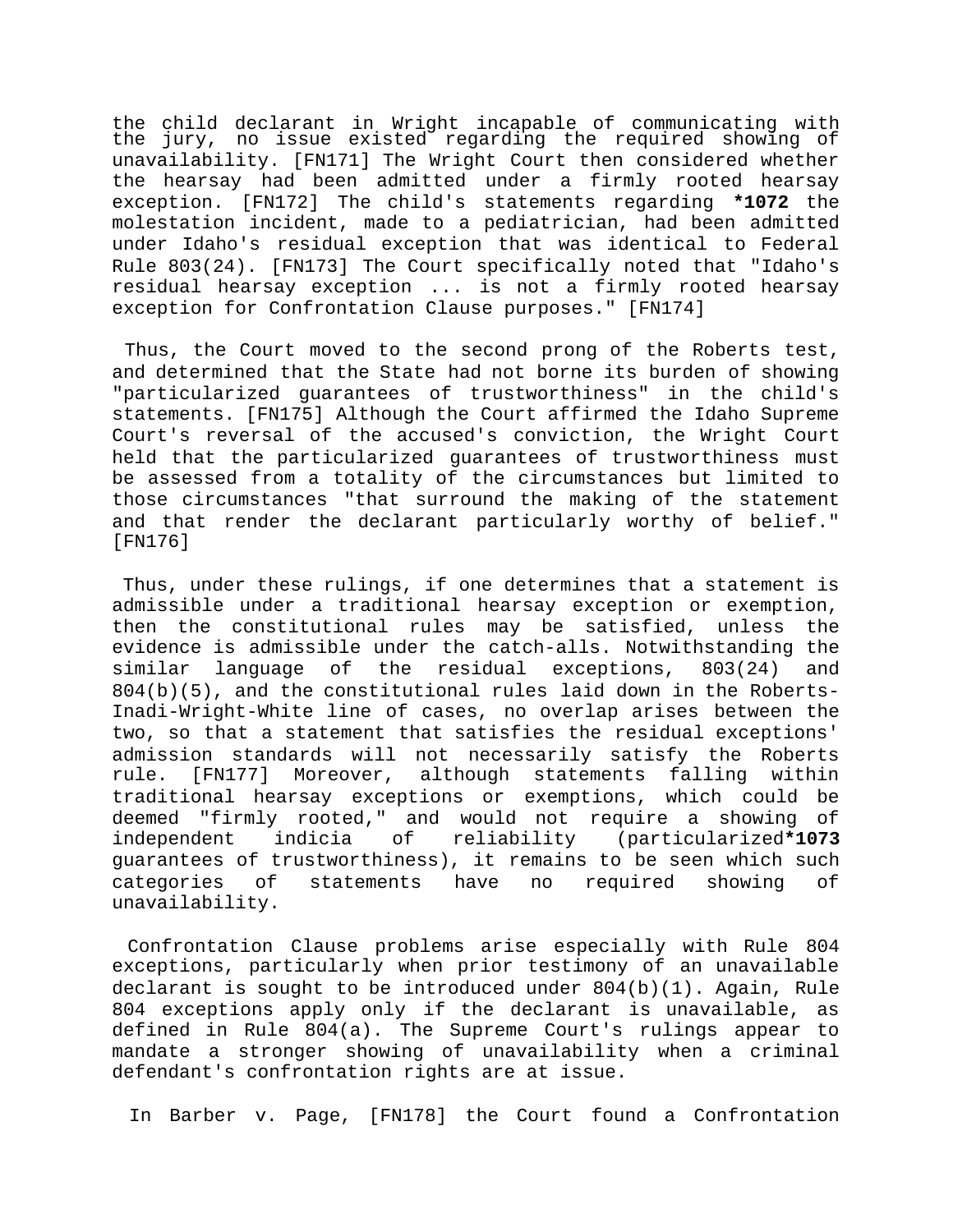the child declarant in Wright incapable of communicating with the jury, no issue existed regarding the required showing of unavailability. [FN171] The Wright Court then considered whether the hearsay had been admitted under a firmly rooted hearsay exception. [FN172] The child's statements regarding **\*1072** the molestation incident, made to a pediatrician, had been admitted under Idaho's residual exception that was identical to Federal Rule 803(24). [FN173] The Court specifically noted that "Idaho's residual hearsay exception ... is not a firmly rooted hearsay exception for Confrontation Clause purposes." [FN174]

Thus, the Court moved to the second prong of the Roberts test, and determined that the State had not borne its burden of showing "particularized guarantees of trustworthiness" in the child's statements. [FN175] Although the Court affirmed the Idaho Supreme Court's reversal of the accused's conviction, the Wright Court held that the particularized guarantees of trustworthiness must be assessed from a totality of the circumstances but limited to those circumstances "that surround the making of the statement and that render the declarant particularly worthy of belief." [FN176]

Thus, under these rulings, if one determines that a statement is admissible under a traditional hearsay exception or exemption, then the constitutional rules may be satisfied, unless the evidence is admissible under the catch-alls. Notwithstanding the similar language of the residual exceptions, 803(24) and 804(b)(5), and the constitutional rules laid down in the Roberts-Inadi-Wright-White line of cases, no overlap arises between the two, so that a statement that satisfies the residual exceptions' admission standards will not necessarily satisfy the Roberts rule. [FN177] Moreover, although statements falling within traditional hearsay exceptions or exemptions, which could be deemed "firmly rooted," and would not require a showing of independent indicia of reliability (particularized**\*1073** guarantees of trustworthiness), it remains to be seen which such categories of statements have no required showing of unavailability.

Confrontation Clause problems arise especially with Rule 804 exceptions, particularly when prior testimony of an unavailable declarant is sought to be introduced under 804(b)(1). Again, Rule 804 exceptions apply only if the declarant is unavailable, as defined in Rule 804(a). The Supreme Court's rulings appear to mandate a stronger showing of unavailability when a criminal defendant's confrontation rights are at issue.

In Barber v. Page, [FN178] the Court found a Confrontation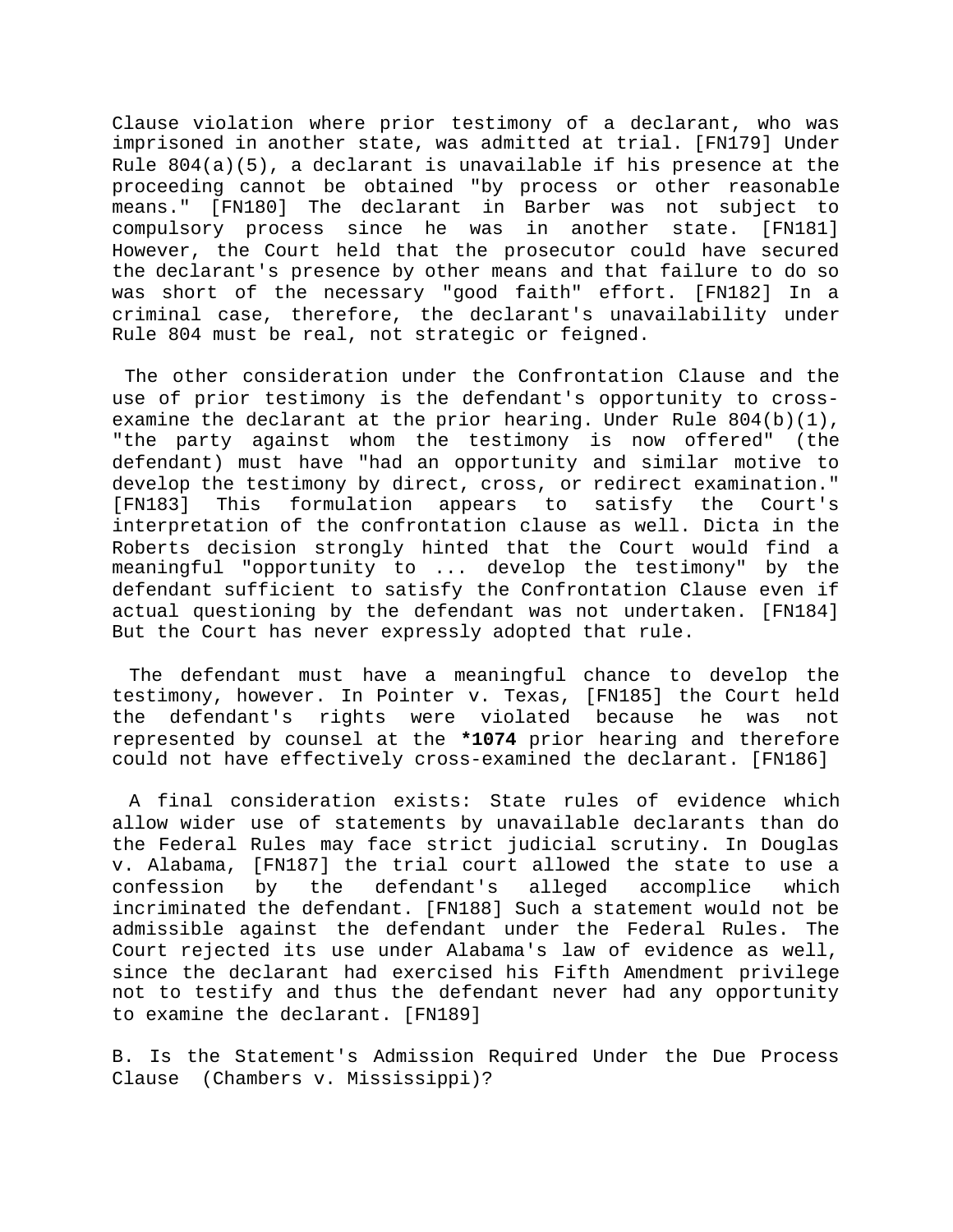Clause violation where prior testimony of a declarant, who was imprisoned in another state, was admitted at trial. [FN179] Under Rule 804(a)(5), a declarant is unavailable if his presence at the proceeding cannot be obtained "by process or other reasonable means." [FN180] The declarant in Barber was not subject to compulsory process since he was in another state. [FN181] However, the Court held that the prosecutor could have secured the declarant's presence by other means and that failure to do so was short of the necessary "good faith" effort. [FN182] In a criminal case, therefore, the declarant's unavailability under Rule 804 must be real, not strategic or feigned.

The other consideration under the Confrontation Clause and the use of prior testimony is the defendant's opportunity to cross-examine the declarant at the prior hearing. Under Rule 804(b)(1), "the party against whom the testimony is now offered" (the defendant) must have "had an opportunity and similar motive to develop the testimony by direct, cross, or redirect examination." [FN183] This formulation appears to satisfy the Court's interpretation of the confrontation clause as well. Dicta in the Roberts decision strongly hinted that the Court would find a meaningful "opportunity to ... develop the testimony" by the defendant sufficient to satisfy the Confrontation Clause even if actual questioning by the defendant was not undertaken. [FN184] But the Court has never expressly adopted that rule.

The defendant must have a meaningful chance to develop the testimony, however. In Pointer v. Texas, [FN185] the Court held the defendant's rights were violated because he was not represented by counsel at the **\*1074** prior hearing and therefore could not have effectively cross-examined the declarant. [FN186]

A final consideration exists: State rules of evidence which allow wider use of statements by unavailable declarants than do the Federal Rules may face strict judicial scrutiny. In Douglas v. Alabama, [FN187] the trial court allowed the state to use a confession by the defendant's alleged accomplice which incriminated the defendant. [FN188] Such a statement would not be admissible against the defendant under the Federal Rules. The Court rejected its use under Alabama's law of evidence as well, since the declarant had exercised his Fifth Amendment privilege not to testify and thus the defendant never had any opportunity to examine the declarant. [FN189]

B. Is the Statement's Admission Required Under the Due Process Clause (Chambers v. Mississippi)?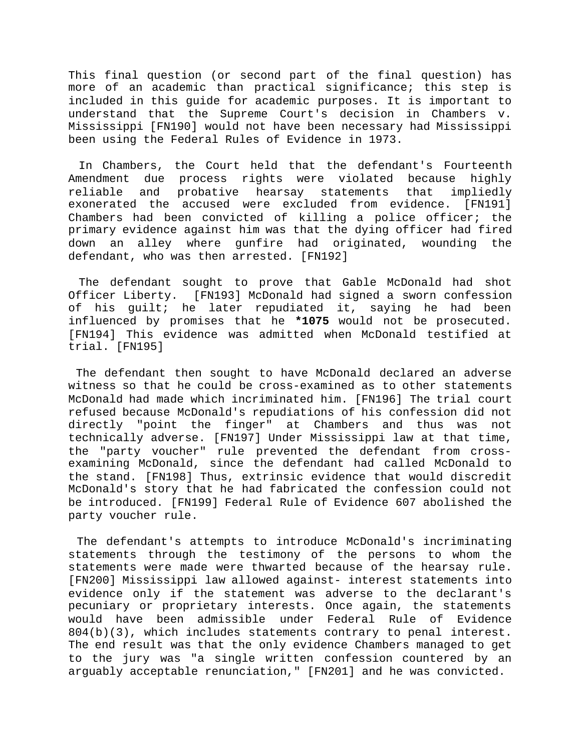This final question (or second part of the final question) has more of an academic than practical significance; this step is included in this guide for academic purposes. It is important to understand that the Supreme Court's decision in Chambers v. Mississippi [FN190] would not have been necessary had Mississippi been using the Federal Rules of Evidence in 1973.

In Chambers, the Court held that the defendant's Fourteenth Amendment due process rights were violated because highly reliable and probative hearsay statements that impliedly exonerated the accused were excluded from evidence. [FN191] Chambers had been convicted of killing a police officer; the primary evidence against him was that the dying officer had fired down an alley where gunfire had originated, wounding the defendant, who was then arrested. [FN192]

The defendant sought to prove that Gable McDonald had shot Officer Liberty. [FN193] McDonald had signed a sworn confession of his guilt; he later repudiated it, saying he had been influenced by promises that he **\*1075** would not be prosecuted. [FN194] This evidence was admitted when McDonald testified at trial. [FN195]

The defendant then sought to have McDonald declared an adverse witness so that he could be cross-examined as to other statements McDonald had made which incriminated him. [FN196] The trial court refused because McDonald's repudiations of his confession did not directly "point the finger" at Chambers and thus was not technically adverse. [FN197] Under Mississippi law at that time, the "party voucher" rule prevented the defendant from cross-examining McDonald, since the defendant had called McDonald to the stand. [FN198] Thus, extrinsic evidence that would discredit McDonald's story that he had fabricated the confession could not be introduced. [FN199] Federal Rule of Evidence 607 abolished the party voucher rule.

The defendant's attempts to introduce McDonald's incriminating statements through the testimony of the persons to whom the statements were made were thwarted because of the hearsay rule. [FN200] Mississippi law allowed against- interest statements into evidence only if the statement was adverse to the declarant's pecuniary or proprietary interests. Once again, the statements would have been admissible under Federal Rule of Evidence 804(b)(3), which includes statements contrary to penal interest. The end result was that the only evidence Chambers managed to get to the jury was "a single written confession countered by an arguably acceptable renunciation," [FN201] and he was convicted.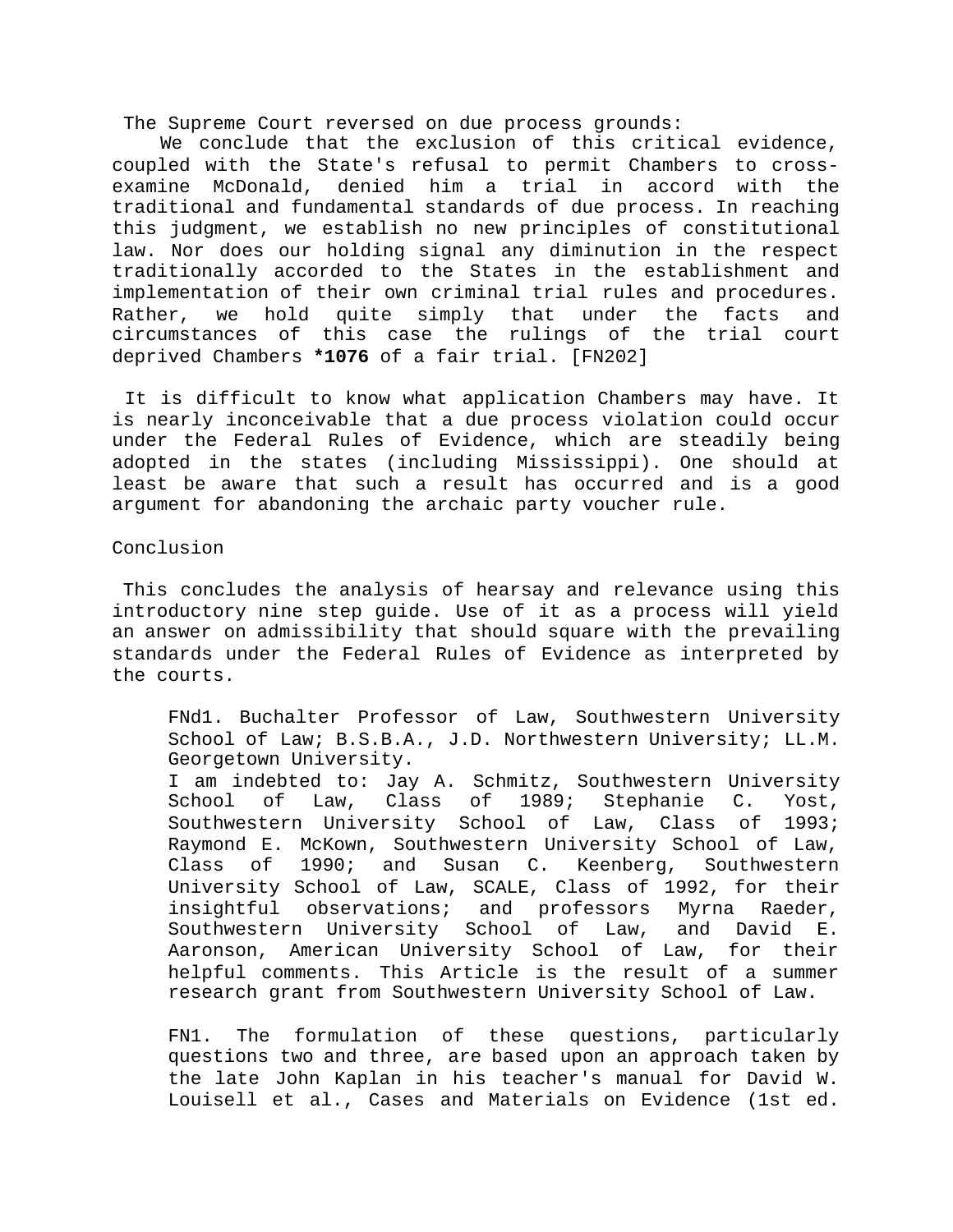The Supreme Court reversed on due process grounds:

> We conclude that the exclusion of this critical evidence, coupled with the State's refusal to permit Chambers to cross-examine McDonald, denied him a trial in accord with the traditional and fundamental standards of due process. In reaching this judgment, we establish no new principles of constitutional law. Nor does our holding signal any diminution in the respect traditionally accorded to the States in the establishment and implementation of their own criminal trial rules and procedures. Rather, we hold quite simply that under the facts and circumstances of this case the rulings of the trial court deprived Chambers **\*1076** of a fair trial. [FN202]

It is difficult to know what application Chambers may have. It is nearly inconceivable that a due process violation could occur under the Federal Rules of Evidence, which are steadily being adopted in the states (including Mississippi). One should at least be aware that such a result has occurred and is a good argument for abandoning the archaic party voucher rule.

## Conclusion

This concludes the analysis of hearsay and relevance using this introductory nine step guide. Use of it as a process will yield an answer on admissibility that should square with the prevailing standards under the Federal Rules of Evidence as interpreted by the courts.

FNd1. Buchalter Professor of Law, Southwestern University School of Law; B.S.B.A., J.D. Northwestern University; LL.M. Georgetown University.
I am indebted to: Jay A. Schmitz, Southwestern University School of Law, Class of 1989; Stephanie C. Yost, Southwestern University School of Law, Class of 1993; Raymond E. McKown, Southwestern University School of Law, Class of 1990; and Susan C. Keenberg, Southwestern University School of Law, SCALE, Class of 1992, for their insightful observations; and professors Myrna Raeder, Southwestern University School of Law, and David E. Aaronson, American University School of Law, for their helpful comments. This Article is the result of a summer research grant from Southwestern University School of Law.

FN1. The formulation of these questions, particularly questions two and three, are based upon an approach taken by the late John Kaplan in his teacher's manual for David W. Louisell et al., Cases and Materials on Evidence (1st ed.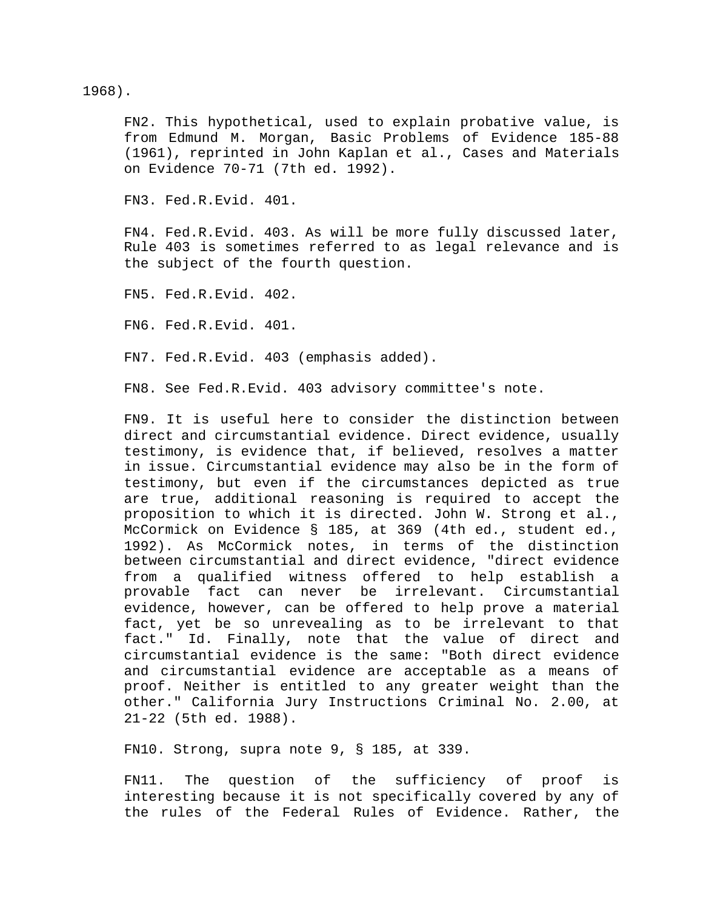1968).

FN2. This hypothetical, used to explain probative value, is from Edmund M. Morgan, Basic Problems of Evidence 185-88 (1961), reprinted in John Kaplan et al., Cases and Materials on Evidence 70-71 (7th ed. 1992).

FN3. Fed.R.Evid. 401.

FN4. Fed.R.Evid. 403. As will be more fully discussed later, Rule 403 is sometimes referred to as legal relevance and is the subject of the fourth question.

FN5. Fed.R.Evid. 402.

FN6. Fed.R.Evid. 401.

FN7. Fed.R.Evid. 403 (emphasis added).

FN8. See Fed.R.Evid. 403 advisory committee's note.

FN9. It is useful here to consider the distinction between direct and circumstantial evidence. Direct evidence, usually testimony, is evidence that, if believed, resolves a matter in issue. Circumstantial evidence may also be in the form of testimony, but even if the circumstances depicted as true are true, additional reasoning is required to accept the proposition to which it is directed. John W. Strong et al., McCormick on Evidence § 185, at 369 (4th ed., student ed., 1992). As McCormick notes, in terms of the distinction between circumstantial and direct evidence, "direct evidence from a qualified witness offered to help establish a provable fact can never be irrelevant. Circumstantial evidence, however, can be offered to help prove a material fact, yet be so unrevealing as to be irrelevant to that fact." Id. Finally, note that the value of direct and circumstantial evidence is the same: "Both direct evidence and circumstantial evidence are acceptable as a means of proof. Neither is entitled to any greater weight than the other." California Jury Instructions Criminal No. 2.00, at 21-22 (5th ed. 1988).

FN10. Strong, supra note 9, § 185, at 339.

FN11. The question of the sufficiency of proof is interesting because it is not specifically covered by any of the rules of the Federal Rules of Evidence. Rather, the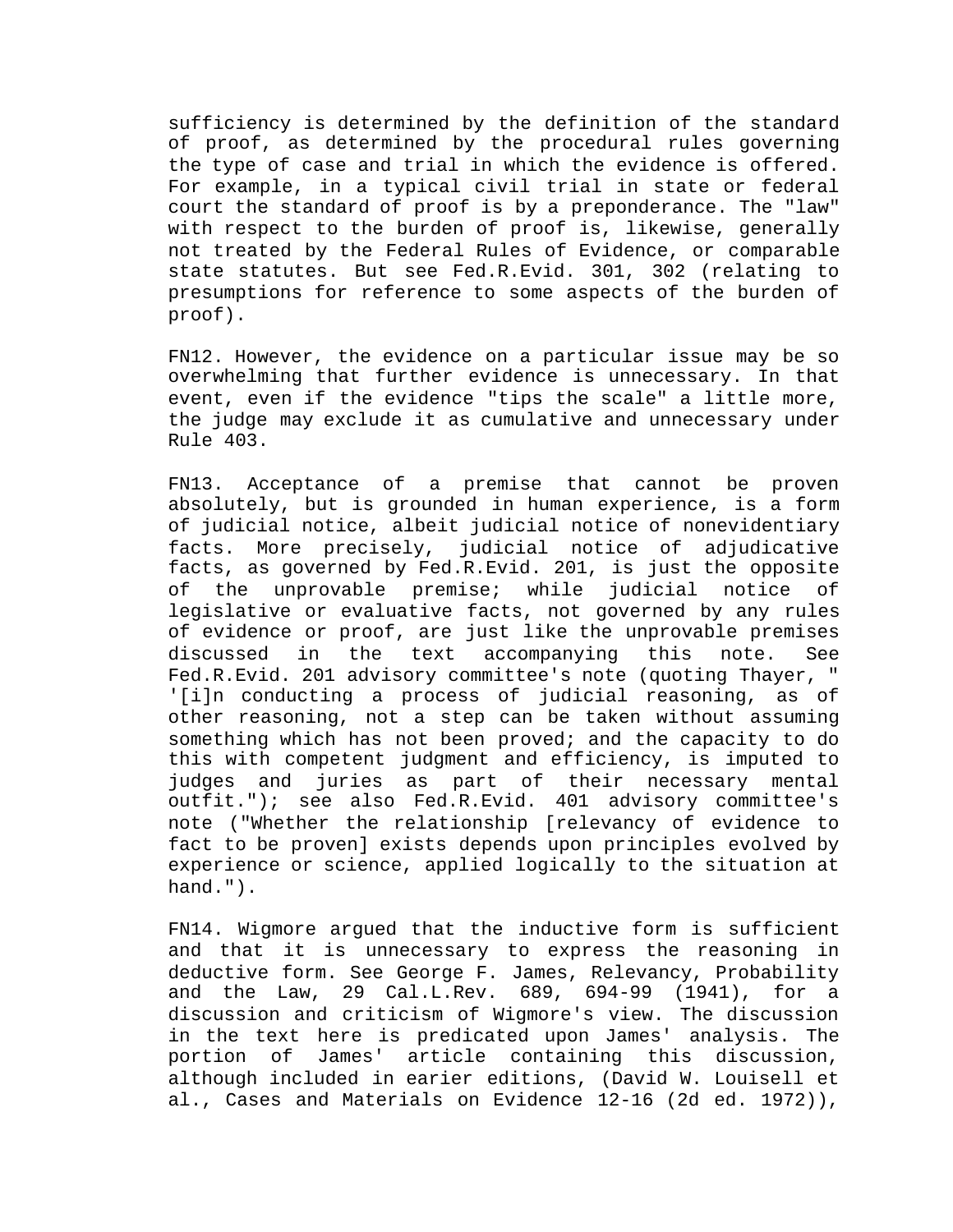sufficiency is determined by the definition of the standard of proof, as determined by the procedural rules governing the type of case and trial in which the evidence is offered. For example, in a typical civil trial in state or federal court the standard of proof is by a preponderance. The "law" with respect to the burden of proof is, likewise, generally not treated by the Federal Rules of Evidence, or comparable state statutes. But see Fed.R.Evid. 301, 302 (relating to presumptions for reference to some aspects of the burden of proof).

FN12. However, the evidence on a particular issue may be so overwhelming that further evidence is unnecessary. In that event, even if the evidence "tips the scale" a little more, the judge may exclude it as cumulative and unnecessary under Rule 403.

FN13. Acceptance of a premise that cannot be proven absolutely, but is grounded in human experience, is a form of judicial notice, albeit judicial notice of nonevidentiary facts. More precisely, judicial notice of adjudicative facts, as governed by Fed.R.Evid. 201, is just the opposite of the unprovable premise; while judicial notice of legislative or evaluative facts, not governed by any rules of evidence or proof, are just like the unprovable premises discussed in the text accompanying this note. See Fed.R.Evid. 201 advisory committee's note (quoting Thayer, " '[i]n conducting a process of judicial reasoning, as of other reasoning, not a step can be taken without assuming something which has not been proved; and the capacity to do this with competent judgment and efficiency, is imputed to judges and juries as part of their necessary mental outfit."); see also Fed.R.Evid. 401 advisory committee's note ("Whether the relationship [relevancy of evidence to fact to be proven] exists depends upon principles evolved by experience or science, applied logically to the situation at hand.").

FN14. Wigmore argued that the inductive form is sufficient and that it is unnecessary to express the reasoning in deductive form. See George F. James, Relevancy, Probability and the Law, 29 Cal.L.Rev. 689, 694-99 (1941), for a discussion and criticism of Wigmore's view. The discussion in the text here is predicated upon James' analysis. The portion of James' article containing this discussion, although included in earier editions, (David W. Louisell et al., Cases and Materials on Evidence 12-16 (2d ed. 1972)),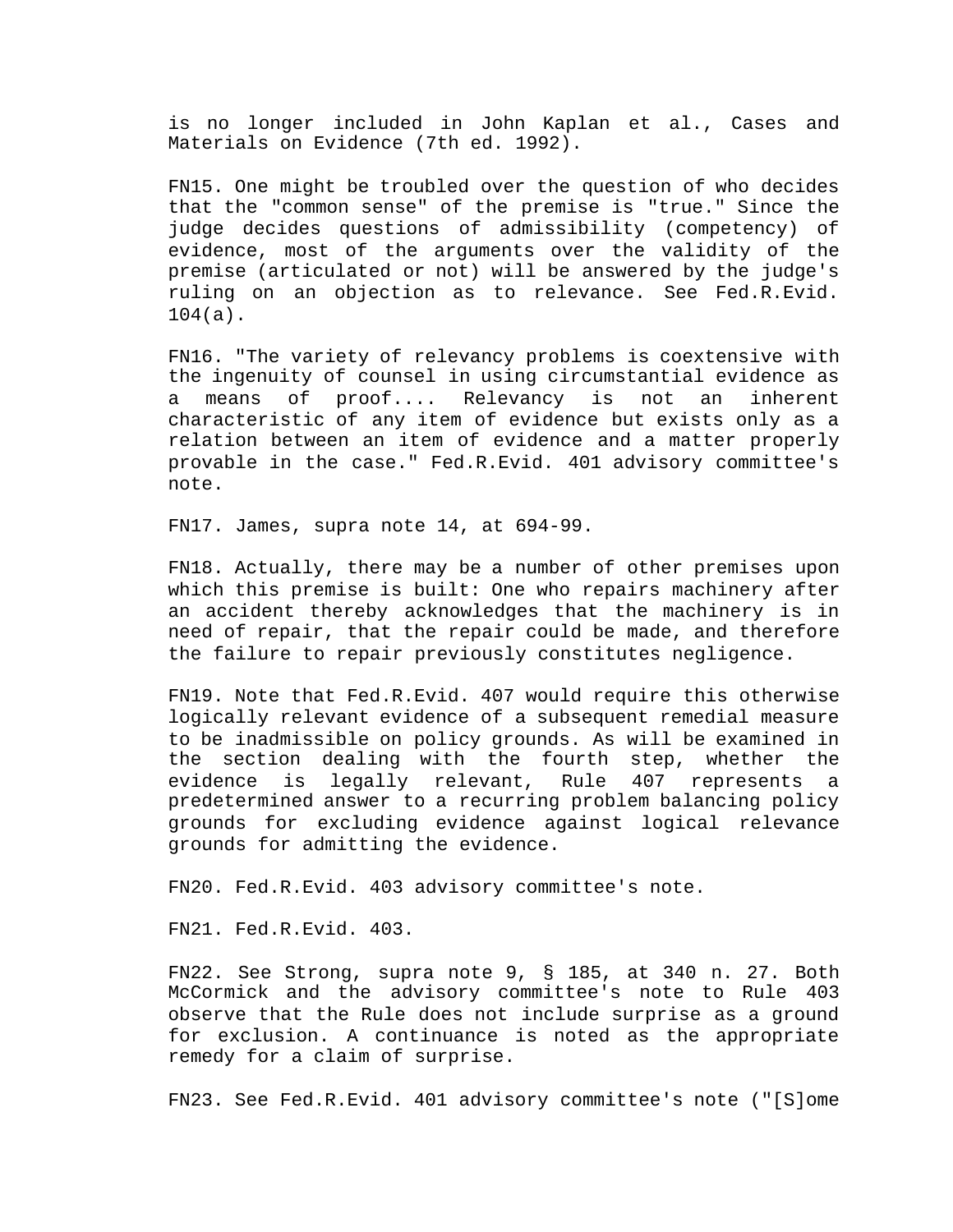is no longer included in John Kaplan et al., Cases and Materials on Evidence (7th ed. 1992).

FN15. One might be troubled over the question of who decides that the "common sense" of the premise is "true." Since the judge decides questions of admissibility (competency) of evidence, most of the arguments over the validity of the premise (articulated or not) will be answered by the judge's ruling on an objection as to relevance. See Fed.R.Evid. 104(a).

FN16. "The variety of relevancy problems is coextensive with the ingenuity of counsel in using circumstantial evidence as a means of proof.... Relevancy is not an inherent characteristic of any item of evidence but exists only as a relation between an item of evidence and a matter properly provable in the case." Fed.R.Evid. 401 advisory committee's note.

FN17. James, supra note 14, at 694-99.

FN18. Actually, there may be a number of other premises upon which this premise is built: One who repairs machinery after an accident thereby acknowledges that the machinery is in need of repair, that the repair could be made, and therefore the failure to repair previously constitutes negligence.

FN19. Note that Fed.R.Evid. 407 would require this otherwise logically relevant evidence of a subsequent remedial measure to be inadmissible on policy grounds. As will be examined in the section dealing with the fourth step, whether the evidence is legally relevant, Rule 407 represents a predetermined answer to a recurring problem balancing policy grounds for excluding evidence against logical relevance grounds for admitting the evidence.

FN20. Fed.R.Evid. 403 advisory committee's note.

FN21. Fed.R.Evid. 403.

FN22. See Strong, supra note 9, § 185, at 340 n. 27. Both McCormick and the advisory committee's note to Rule 403 observe that the Rule does not include surprise as a ground for exclusion. A continuance is noted as the appropriate remedy for a claim of surprise.

FN23. See Fed.R.Evid. 401 advisory committee's note ("[S]ome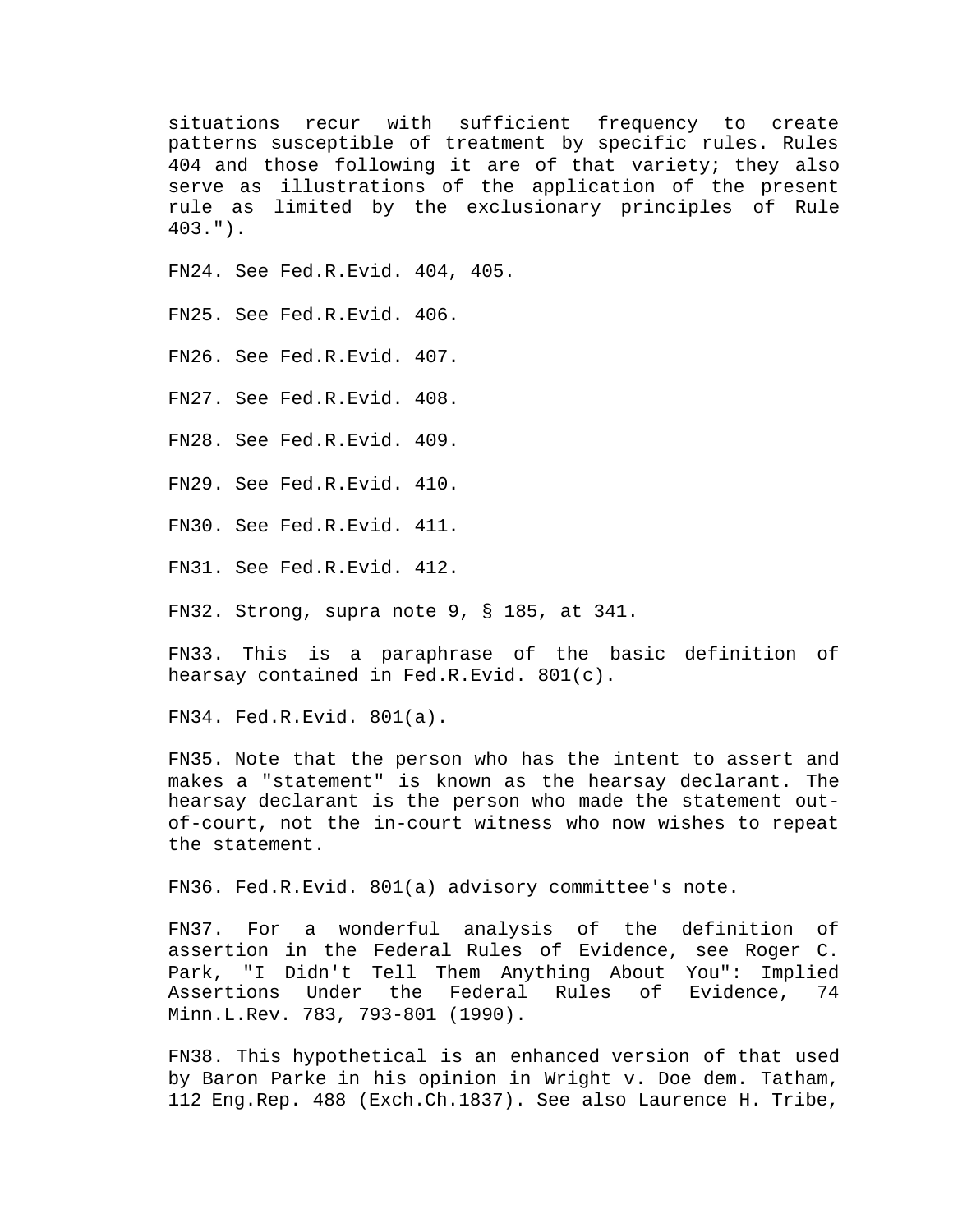situations recur with sufficient frequency to create patterns susceptible of treatment by specific rules. Rules 404 and those following it are of that variety; they also serve as illustrations of the application of the present rule as limited by the exclusionary principles of Rule 403.").

FN24. See Fed.R.Evid. 404, 405.

FN25. See Fed.R.Evid. 406.

FN26. See Fed.R.Evid. 407.

FN27. See Fed.R.Evid. 408.

FN28. See Fed.R.Evid. 409.

FN29. See Fed.R.Evid. 410.

FN30. See Fed.R.Evid. 411.

FN31. See Fed.R.Evid. 412.

FN32. Strong, supra note 9, § 185, at 341.

FN33. This is a paraphrase of the basic definition of hearsay contained in Fed.R.Evid. 801(c).

FN34. Fed.R.Evid. 801(a).

FN35. Note that the person who has the intent to assert and makes a "statement" is known as the hearsay declarant. The hearsay declarant is the person who made the statement out-of-court, not the in-court witness who now wishes to repeat the statement.

FN36. Fed.R.Evid. 801(a) advisory committee's note.

FN37. For a wonderful analysis of the definition of assertion in the Federal Rules of Evidence, see Roger C. Park, "I Didn't Tell Them Anything About You": Implied Assertions Under the Federal Rules of Evidence, 74 Minn.L.Rev. 783, 793-801 (1990).

FN38. This hypothetical is an enhanced version of that used by Baron Parke in his opinion in Wright v. Doe dem. Tatham, 112 Eng.Rep. 488 (Exch.Ch.1837). See also Laurence H. Tribe,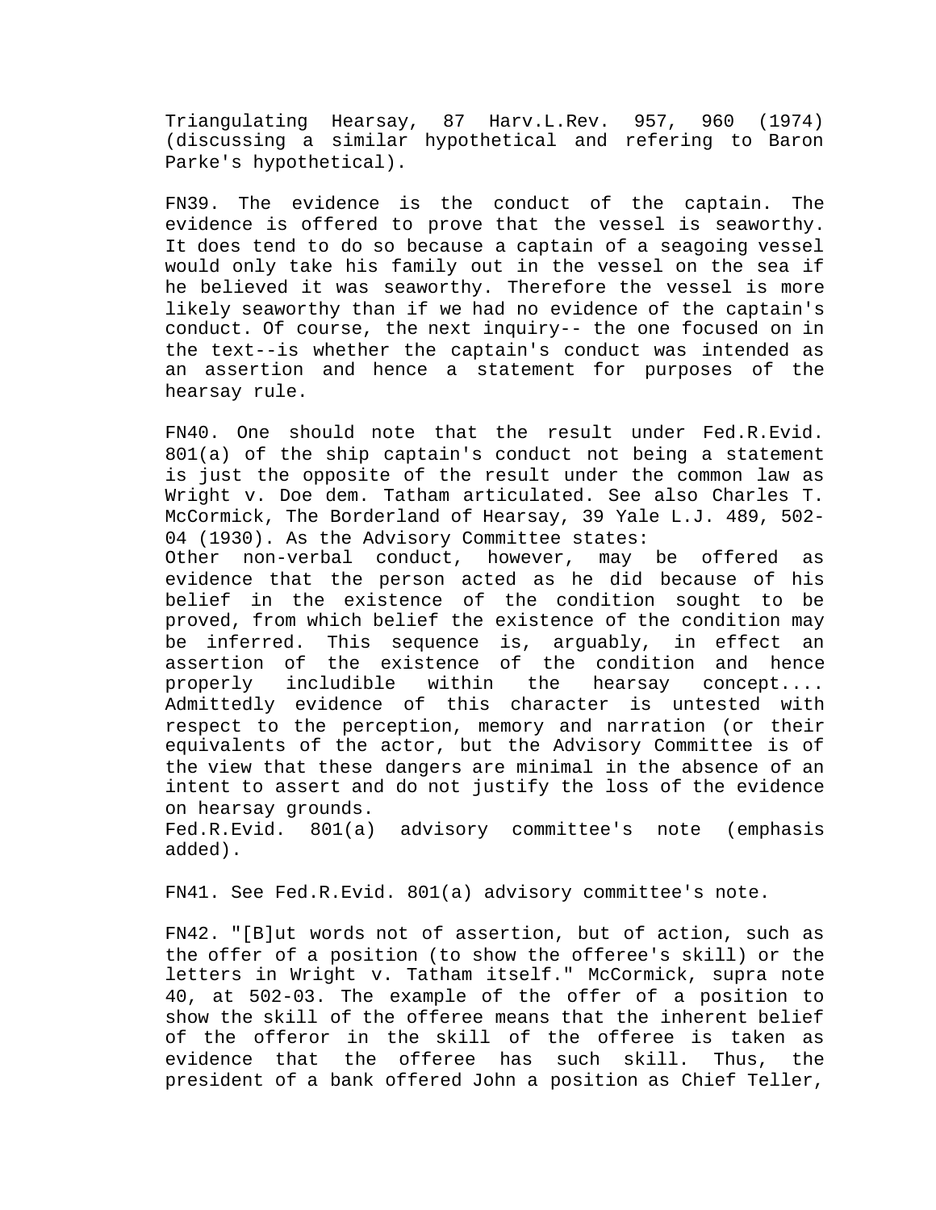Triangulating Hearsay, 87 Harv.L.Rev. 957, 960 (1974) (discussing a similar hypothetical and refering to Baron Parke's hypothetical).

FN39. The evidence is the conduct of the captain. The evidence is offered to prove that the vessel is seaworthy. It does tend to do so because a captain of a seagoing vessel would only take his family out in the vessel on the sea if he believed it was seaworthy. Therefore the vessel is more likely seaworthy than if we had no evidence of the captain's conduct. Of course, the next inquiry-- the one focused on in the text--is whether the captain's conduct was intended as an assertion and hence a statement for purposes of the hearsay rule.

FN40. One should note that the result under Fed.R.Evid. 801(a) of the ship captain's conduct not being a statement is just the opposite of the result under the common law as Wright v. Doe dem. Tatham articulated. See also Charles T. McCormick, The Borderland of Hearsay, 39 Yale L.J. 489, 502-04 (1930). As the Advisory Committee states:

Other non-verbal conduct, however, may be offered as evidence that the person acted as he did because of his belief in the existence of the condition sought to be proved, from which belief the existence of the condition may be inferred. This sequence is, arguably, in effect an assertion of the existence of the condition and hence properly includible within the hearsay concept.... Admittedly evidence of this character is untested with respect to the perception, memory and narration (or their equivalents of the actor, but the Advisory Committee is of the view that these dangers are minimal in the absence of an intent to assert and do not justify the loss of the evidence on hearsay grounds.

Fed.R.Evid. 801(a) advisory committee's note (emphasis added).

FN41. See Fed.R.Evid. 801(a) advisory committee's note.

FN42. "[B]ut words not of assertion, but of action, such as the offer of a position (to show the offeree's skill) or the letters in Wright v. Tatham itself." McCormick, supra note 40, at 502-03. The example of the offer of a position to show the skill of the offeree means that the inherent belief of the offeror in the skill of the offeree is taken as evidence that the offeree has such skill. Thus, the president of a bank offered John a position as Chief Teller,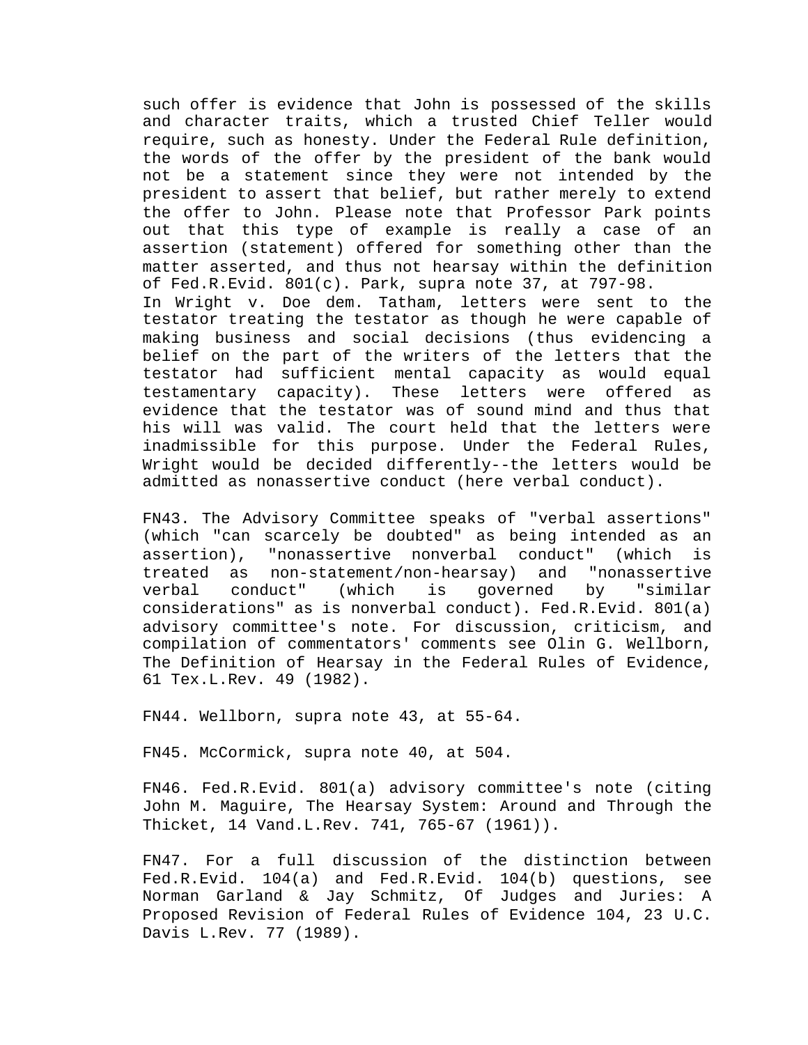such offer is evidence that John is possessed of the skills and character traits, which a trusted Chief Teller would require, such as honesty. Under the Federal Rule definition, the words of the offer by the president of the bank would not be a statement since they were not intended by the president to assert that belief, but rather merely to extend the offer to John. Please note that Professor Park points out that this type of example is really a case of an assertion (statement) offered for something other than the matter asserted, and thus not hearsay within the definition of Fed.R.Evid. 801(c). Park, supra note 37, at 797-98.

In Wright v. Doe dem. Tatham, letters were sent to the testator treating the testator as though he were capable of making business and social decisions (thus evidencing a belief on the part of the writers of the letters that the testator had sufficient mental capacity as would equal testamentary capacity). These letters were offered as evidence that the testator was of sound mind and thus that his will was valid. The court held that the letters were inadmissible for this purpose. Under the Federal Rules, Wright would be decided differently--the letters would be admitted as nonassertive conduct (here verbal conduct).

FN43. The Advisory Committee speaks of "verbal assertions" (which "can scarcely be doubted" as being intended as an assertion), "nonassertive nonverbal conduct" (which is treated as non-statement/non-hearsay) and "nonassertive verbal conduct" (which is governed by "similar considerations" as is nonverbal conduct). Fed.R.Evid. 801(a) advisory committee's note. For discussion, criticism, and compilation of commentators' comments see Olin G. Wellborn, The Definition of Hearsay in the Federal Rules of Evidence, 61 Tex.L.Rev. 49 (1982).

FN44. Wellborn, supra note 43, at 55-64.

FN45. McCormick, supra note 40, at 504.

FN46. Fed.R.Evid. 801(a) advisory committee's note (citing John M. Maguire, The Hearsay System: Around and Through the Thicket, 14 Vand.L.Rev. 741, 765-67 (1961)).

FN47. For a full discussion of the distinction between Fed.R.Evid. 104(a) and Fed.R.Evid. 104(b) questions, see Norman Garland & Jay Schmitz, Of Judges and Juries: A Proposed Revision of Federal Rules of Evidence 104, 23 U.C. Davis L.Rev. 77 (1989).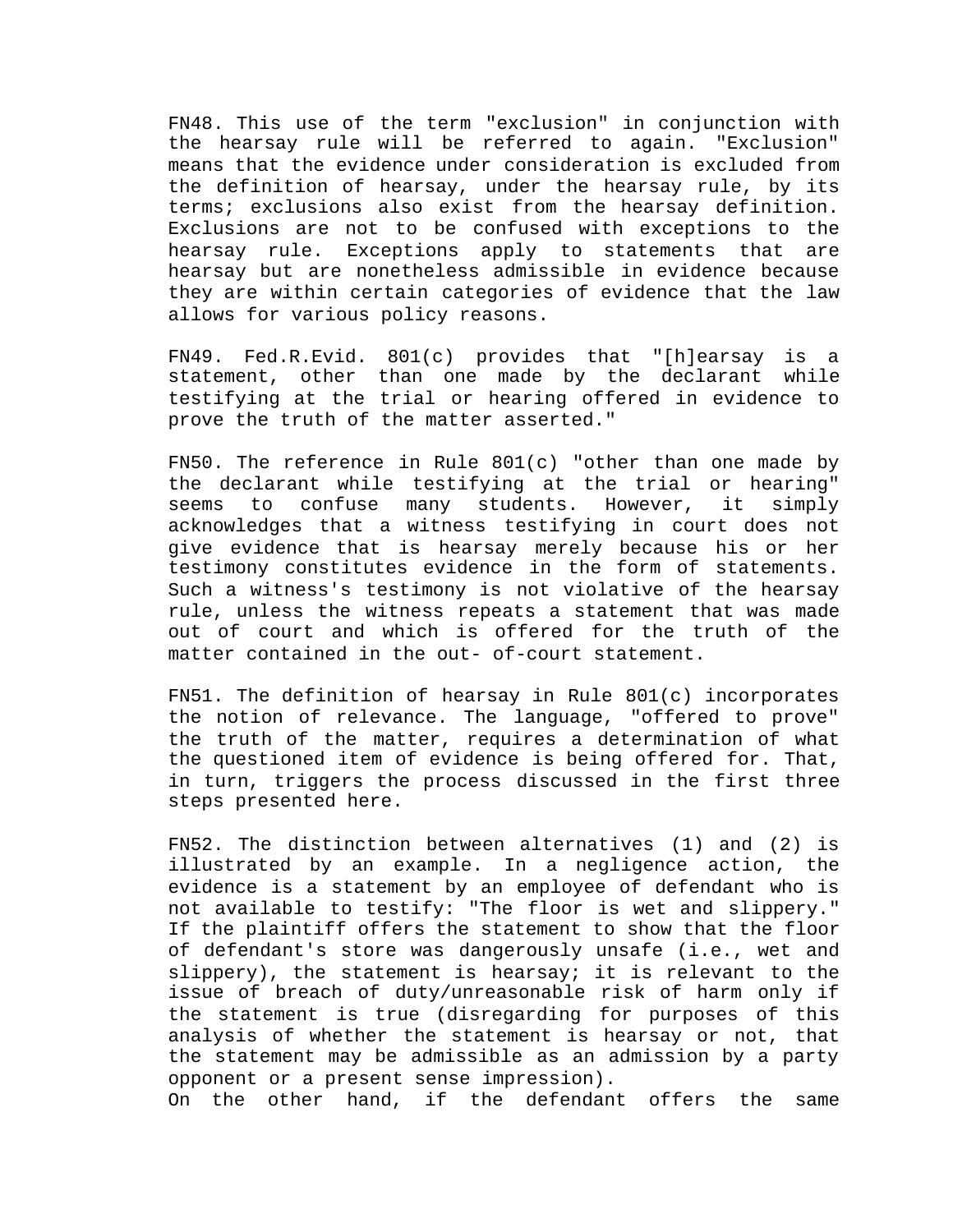FN48. This use of the term "exclusion" in conjunction with the hearsay rule will be referred to again. "Exclusion" means that the evidence under consideration is excluded from the definition of hearsay, under the hearsay rule, by its terms; exclusions also exist from the hearsay definition. Exclusions are not to be confused with exceptions to the hearsay rule. Exceptions apply to statements that are hearsay but are nonetheless admissible in evidence because they are within certain categories of evidence that the law allows for various policy reasons.

FN49. Fed.R.Evid. 801(c) provides that "[h]earsay is a statement, other than one made by the declarant while testifying at the trial or hearing offered in evidence to prove the truth of the matter asserted."

FN50. The reference in Rule 801(c) "other than one made by the declarant while testifying at the trial or hearing" seems to confuse many students. However, it simply acknowledges that a witness testifying in court does not give evidence that is hearsay merely because his or her testimony constitutes evidence in the form of statements. Such a witness's testimony is not violative of the hearsay rule, unless the witness repeats a statement that was made out of court and which is offered for the truth of the matter contained in the out- of-court statement.

FN51. The definition of hearsay in Rule 801(c) incorporates the notion of relevance. The language, "offered to prove" the truth of the matter, requires a determination of what the questioned item of evidence is being offered for. That, in turn, triggers the process discussed in the first three steps presented here.

FN52. The distinction between alternatives (1) and (2) is illustrated by an example. In a negligence action, the evidence is a statement by an employee of defendant who is not available to testify: "The floor is wet and slippery." If the plaintiff offers the statement to show that the floor of defendant's store was dangerously unsafe (i.e., wet and slippery), the statement is hearsay; it is relevant to the issue of breach of duty/unreasonable risk of harm only if the statement is true (disregarding for purposes of this analysis of whether the statement is hearsay or not, that the statement may be admissible as an admission by a party opponent or a present sense impression).
On the other hand, if the defendant offers the same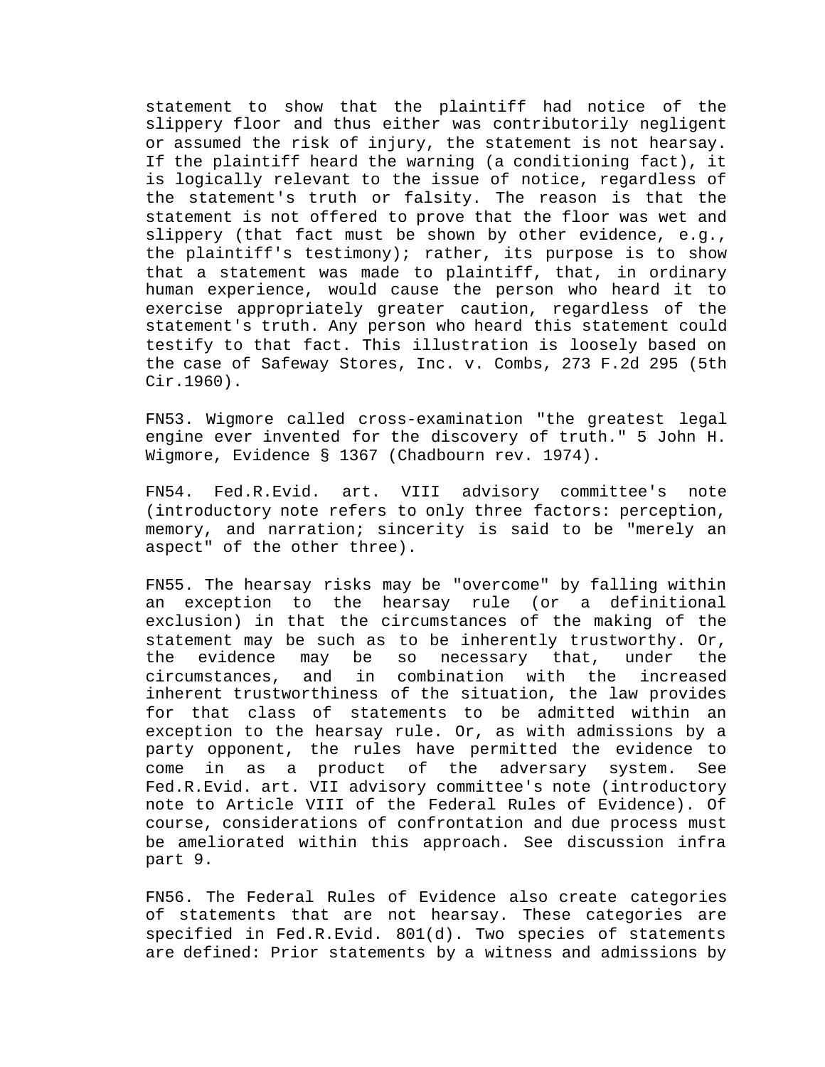statement to show that the plaintiff had notice of the slippery floor and thus either was contributorily negligent or assumed the risk of injury, the statement is not hearsay. If the plaintiff heard the warning (a conditioning fact), it is logically relevant to the issue of notice, regardless of the statement's truth or falsity. The reason is that the statement is not offered to prove that the floor was wet and slippery (that fact must be shown by other evidence, e.g., the plaintiff's testimony); rather, its purpose is to show that a statement was made to plaintiff, that, in ordinary human experience, would cause the person who heard it to exercise appropriately greater caution, regardless of the statement's truth. Any person who heard this statement could testify to that fact. This illustration is loosely based on the case of Safeway Stores, Inc. v. Combs, 273 F.2d 295 (5th Cir.1960).

FN53. Wigmore called cross-examination "the greatest legal engine ever invented for the discovery of truth." 5 John H. Wigmore, Evidence § 1367 (Chadbourn rev. 1974).

FN54. Fed.R.Evid. art. VIII advisory committee's note (introductory note refers to only three factors: perception, memory, and narration; sincerity is said to be "merely an aspect" of the other three).

FN55. The hearsay risks may be "overcome" by falling within an exception to the hearsay rule (or a definitional exclusion) in that the circumstances of the making of the statement may be such as to be inherently trustworthy. Or, the evidence may be so necessary that, under the circumstances, and in combination with the increased inherent trustworthiness of the situation, the law provides for that class of statements to be admitted within an exception to the hearsay rule. Or, as with admissions by a party opponent, the rules have permitted the evidence to come in as a product of the adversary system. See Fed.R.Evid. art. VII advisory committee's note (introductory note to Article VIII of the Federal Rules of Evidence). Of course, considerations of confrontation and due process must be ameliorated within this approach. See discussion infra part 9.

FN56. The Federal Rules of Evidence also create categories of statements that are not hearsay. These categories are specified in Fed.R.Evid. 801(d). Two species of statements are defined: Prior statements by a witness and admissions by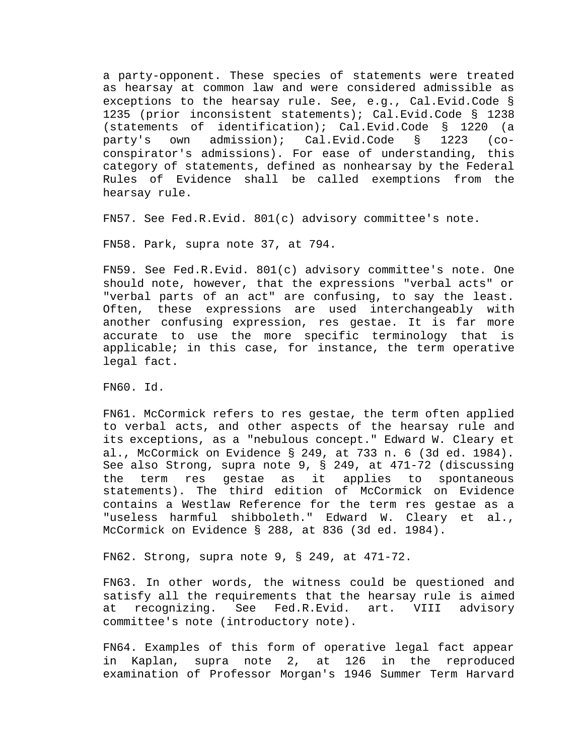a party-opponent. These species of statements were treated as hearsay at common law and were considered admissible as exceptions to the hearsay rule. See, e.g., Cal.Evid.Code § 1235 (prior inconsistent statements); Cal.Evid.Code § 1238 (statements of identification); Cal.Evid.Code § 1220 (a party's own admission); Cal.Evid.Code § 1223 (co-conspirator's admissions). For ease of understanding, this category of statements, defined as nonhearsay by the Federal Rules of Evidence shall be called exemptions from the hearsay rule.

FN57. See Fed.R.Evid. 801(c) advisory committee's note.

FN58. Park, supra note 37, at 794.

FN59. See Fed.R.Evid. 801(c) advisory committee's note. One should note, however, that the expressions "verbal acts" or "verbal parts of an act" are confusing, to say the least. Often, these expressions are used interchangeably with another confusing expression, res gestae. It is far more accurate to use the more specific terminology that is applicable; in this case, for instance, the term operative legal fact.

FN60. Id.

FN61. McCormick refers to res gestae, the term often applied to verbal acts, and other aspects of the hearsay rule and its exceptions, as a "nebulous concept." Edward W. Cleary et al., McCormick on Evidence § 249, at 733 n. 6 (3d ed. 1984). See also Strong, supra note 9, § 249, at 471-72 (discussing the term res gestae as it applies to spontaneous statements). The third edition of McCormick on Evidence contains a Westlaw Reference for the term res gestae as a "useless harmful shibboleth." Edward W. Cleary et al., McCormick on Evidence § 288, at 836 (3d ed. 1984).

FN62. Strong, supra note 9, § 249, at 471-72.

FN63. In other words, the witness could be questioned and satisfy all the requirements that the hearsay rule is aimed at recognizing. See Fed.R.Evid. art. VIII advisory committee's note (introductory note).

FN64. Examples of this form of operative legal fact appear in Kaplan, supra note 2, at 126 in the reproduced examination of Professor Morgan's 1946 Summer Term Harvard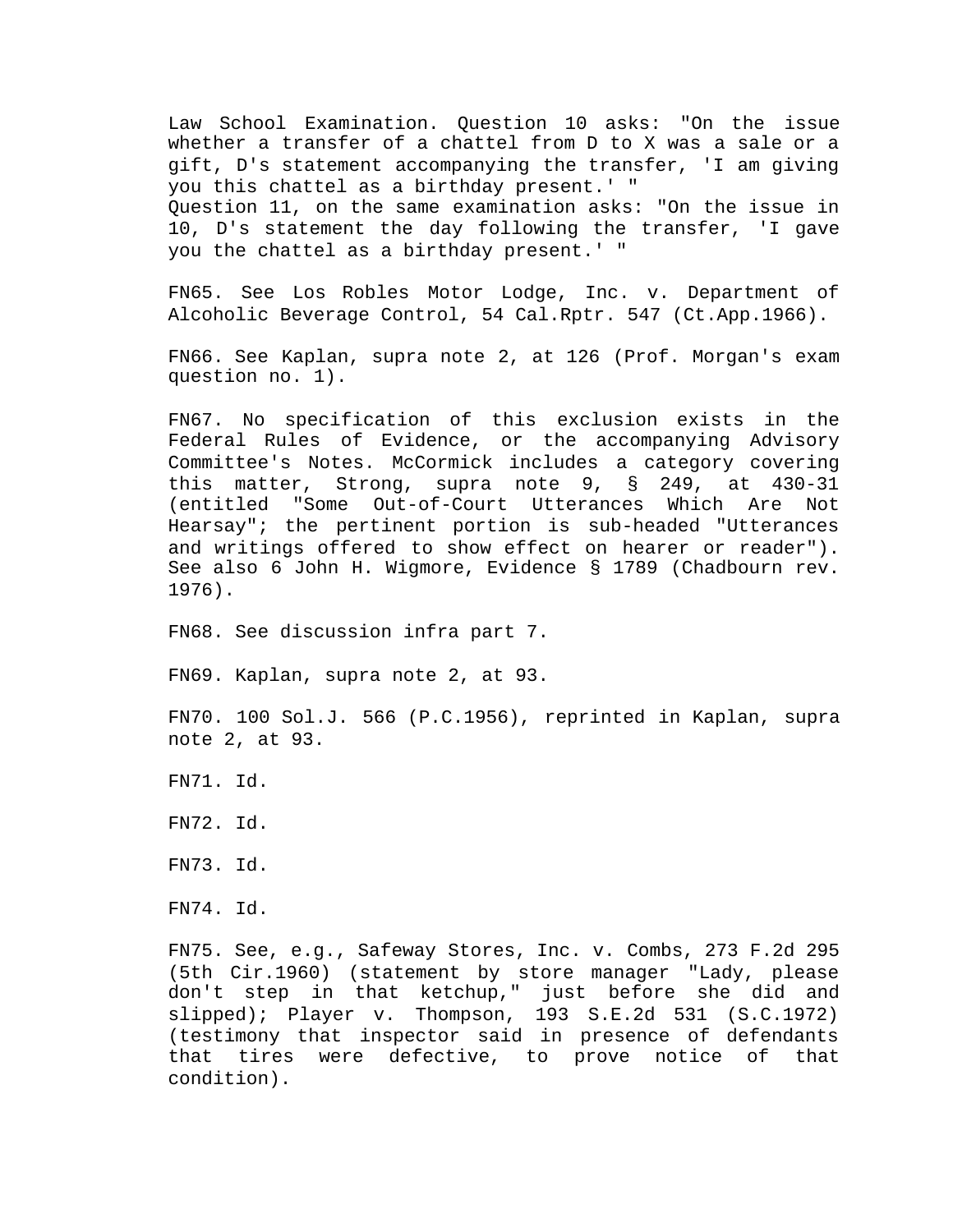Law School Examination. Question 10 asks: "On the issue whether a transfer of a chattel from D to X was a sale or a gift, D's statement accompanying the transfer, 'I am giving you this chattel as a birthday present.' "
Question 11, on the same examination asks: "On the issue in 10, D's statement the day following the transfer, 'I gave you the chattel as a birthday present.' "

FN65. See Los Robles Motor Lodge, Inc. v. Department of Alcoholic Beverage Control, 54 Cal.Rptr. 547 (Ct.App.1966).

FN66. See Kaplan, supra note 2, at 126 (Prof. Morgan's exam question no. 1).

FN67. No specification of this exclusion exists in the Federal Rules of Evidence, or the accompanying Advisory Committee's Notes. McCormick includes a category covering this matter, Strong, supra note 9, § 249, at 430-31 (entitled "Some Out-of-Court Utterances Which Are Not Hearsay"; the pertinent portion is sub-headed "Utterances and writings offered to show effect on hearer or reader"). See also 6 John H. Wigmore, Evidence § 1789 (Chadbourn rev. 1976).

FN68. See discussion infra part 7.

FN69. Kaplan, supra note 2, at 93.

FN70. 100 Sol.J. 566 (P.C.1956), reprinted in Kaplan, supra note 2, at 93.

FN71. Id.

FN72. Id.

FN73. Id.

FN74. Id.

FN75. See, e.g., Safeway Stores, Inc. v. Combs, 273 F.2d 295 (5th Cir.1960) (statement by store manager "Lady, please don't step in that ketchup," just before she did and slipped); Player v. Thompson, 193 S.E.2d 531 (S.C.1972) (testimony that inspector said in presence of defendants that tires were defective, to prove notice of that condition).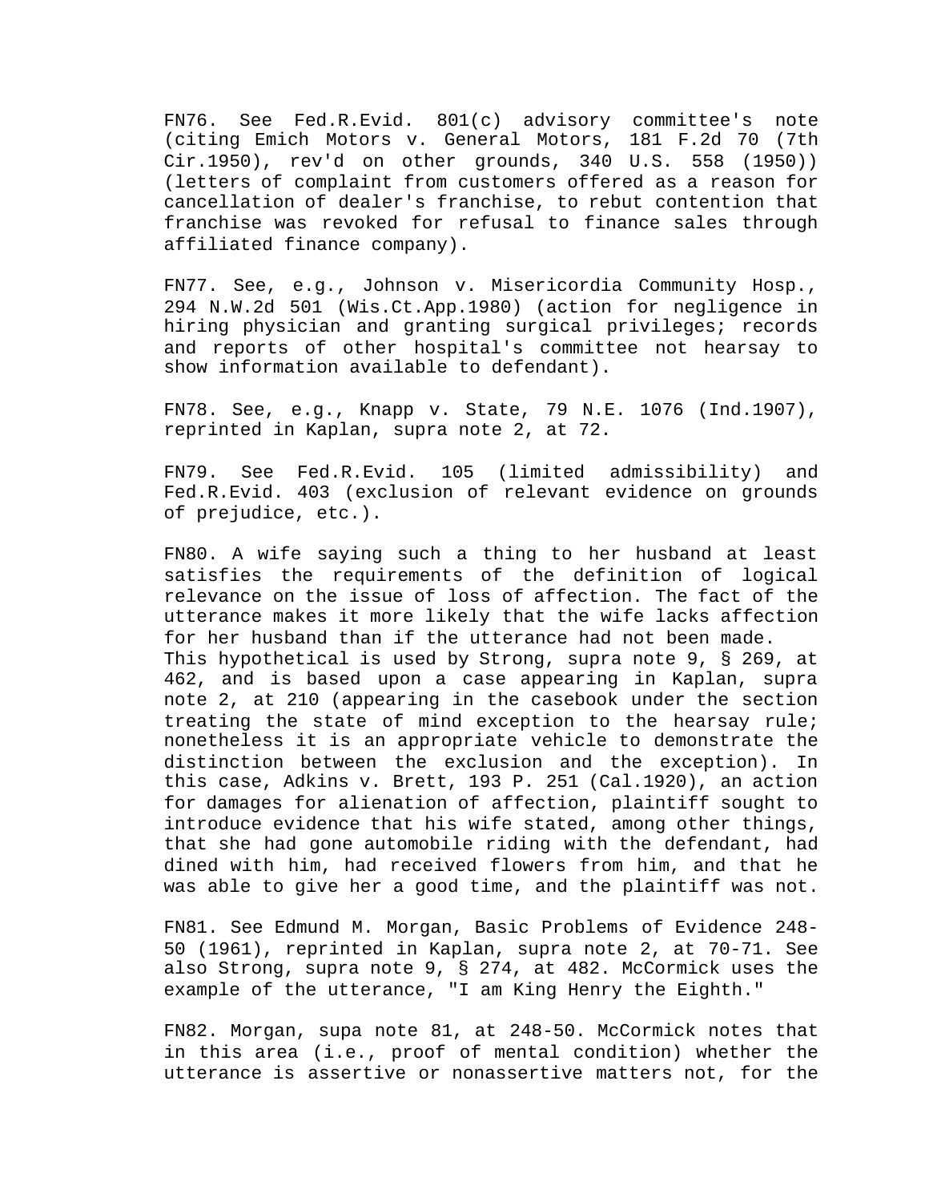FN76. See Fed.R.Evid. 801(c) advisory committee's note (citing Emich Motors v. General Motors, 181 F.2d 70 (7th Cir.1950), rev'd on other grounds, 340 U.S. 558 (1950)) (letters of complaint from customers offered as a reason for cancellation of dealer's franchise, to rebut contention that franchise was revoked for refusal to finance sales through affiliated finance company).

FN77. See, e.g., Johnson v. Misericordia Community Hosp., 294 N.W.2d 501 (Wis.Ct.App.1980) (action for negligence in hiring physician and granting surgical privileges; records and reports of other hospital's committee not hearsay to show information available to defendant).

FN78. See, e.g., Knapp v. State, 79 N.E. 1076 (Ind.1907), reprinted in Kaplan, supra note 2, at 72.

FN79. See Fed.R.Evid. 105 (limited admissibility) and Fed.R.Evid. 403 (exclusion of relevant evidence on grounds of prejudice, etc.).

FN80. A wife saying such a thing to her husband at least satisfies the requirements of the definition of logical relevance on the issue of loss of affection. The fact of the utterance makes it more likely that the wife lacks affection for her husband than if the utterance had not been made.
This hypothetical is used by Strong, supra note 9, § 269, at 462, and is based upon a case appearing in Kaplan, supra note 2, at 210 (appearing in the casebook under the section treating the state of mind exception to the hearsay rule; nonetheless it is an appropriate vehicle to demonstrate the distinction between the exclusion and the exception). In this case, Adkins v. Brett, 193 P. 251 (Cal.1920), an action for damages for alienation of affection, plaintiff sought to introduce evidence that his wife stated, among other things, that she had gone automobile riding with the defendant, had dined with him, had received flowers from him, and that he was able to give her a good time, and the plaintiff was not.

FN81. See Edmund M. Morgan, Basic Problems of Evidence 248-50 (1961), reprinted in Kaplan, supra note 2, at 70-71. See also Strong, supra note 9, § 274, at 482. McCormick uses the example of the utterance, "I am King Henry the Eighth."

FN82. Morgan, supa note 81, at 248-50. McCormick notes that in this area (i.e., proof of mental condition) whether the utterance is assertive or nonassertive matters not, for the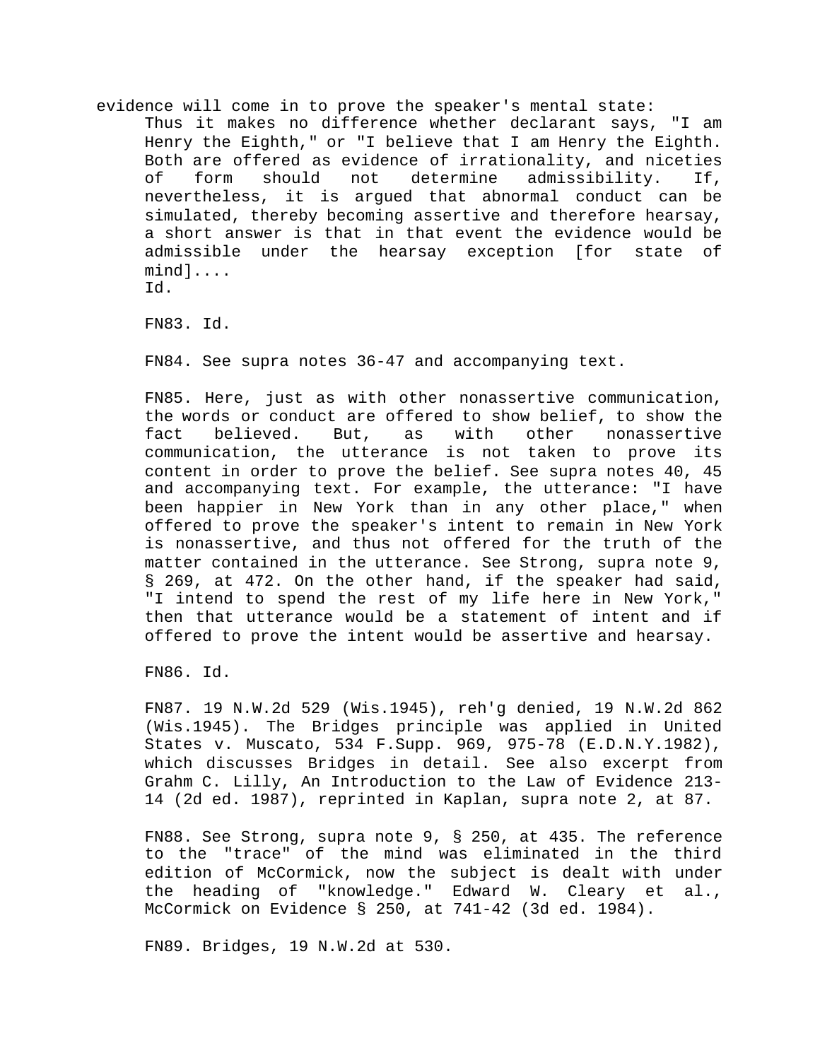evidence will come in to prove the speaker's mental state:

> Thus it makes no difference whether declarant says, "I am Henry the Eighth," or "I believe that I am Henry the Eighth. Both are offered as evidence of irrationality, and niceties of form should not determine admissibility. If, nevertheless, it is argued that abnormal conduct can be simulated, thereby becoming assertive and therefore hearsay, a short answer is that in that event the evidence would be admissible under the hearsay exception [for state of mind]....
> Id.

FN83. Id.

FN84. See supra notes 36-47 and accompanying text.

FN85. Here, just as with other nonassertive communication, the words or conduct are offered to show belief, to show the fact believed. But, as with other nonassertive communication, the utterance is not taken to prove its content in order to prove the belief. See supra notes 40, 45 and accompanying text. For example, the utterance: "I have been happier in New York than in any other place," when offered to prove the speaker's intent to remain in New York is nonassertive, and thus not offered for the truth of the matter contained in the utterance. See Strong, supra note 9, § 269, at 472. On the other hand, if the speaker had said, "I intend to spend the rest of my life here in New York," then that utterance would be a statement of intent and if offered to prove the intent would be assertive and hearsay.

FN86. Id.

FN87. 19 N.W.2d 529 (Wis.1945), reh'g denied, 19 N.W.2d 862 (Wis.1945). The Bridges principle was applied in United States v. Muscato, 534 F.Supp. 969, 975-78 (E.D.N.Y.1982), which discusses Bridges in detail. See also excerpt from Grahm C. Lilly, An Introduction to the Law of Evidence 213-14 (2d ed. 1987), reprinted in Kaplan, supra note 2, at 87.

FN88. See Strong, supra note 9, § 250, at 435. The reference to the "trace" of the mind was eliminated in the third edition of McCormick, now the subject is dealt with under the heading of "knowledge." Edward W. Cleary et al., McCormick on Evidence § 250, at 741-42 (3d ed. 1984).

FN89. Bridges, 19 N.W.2d at 530.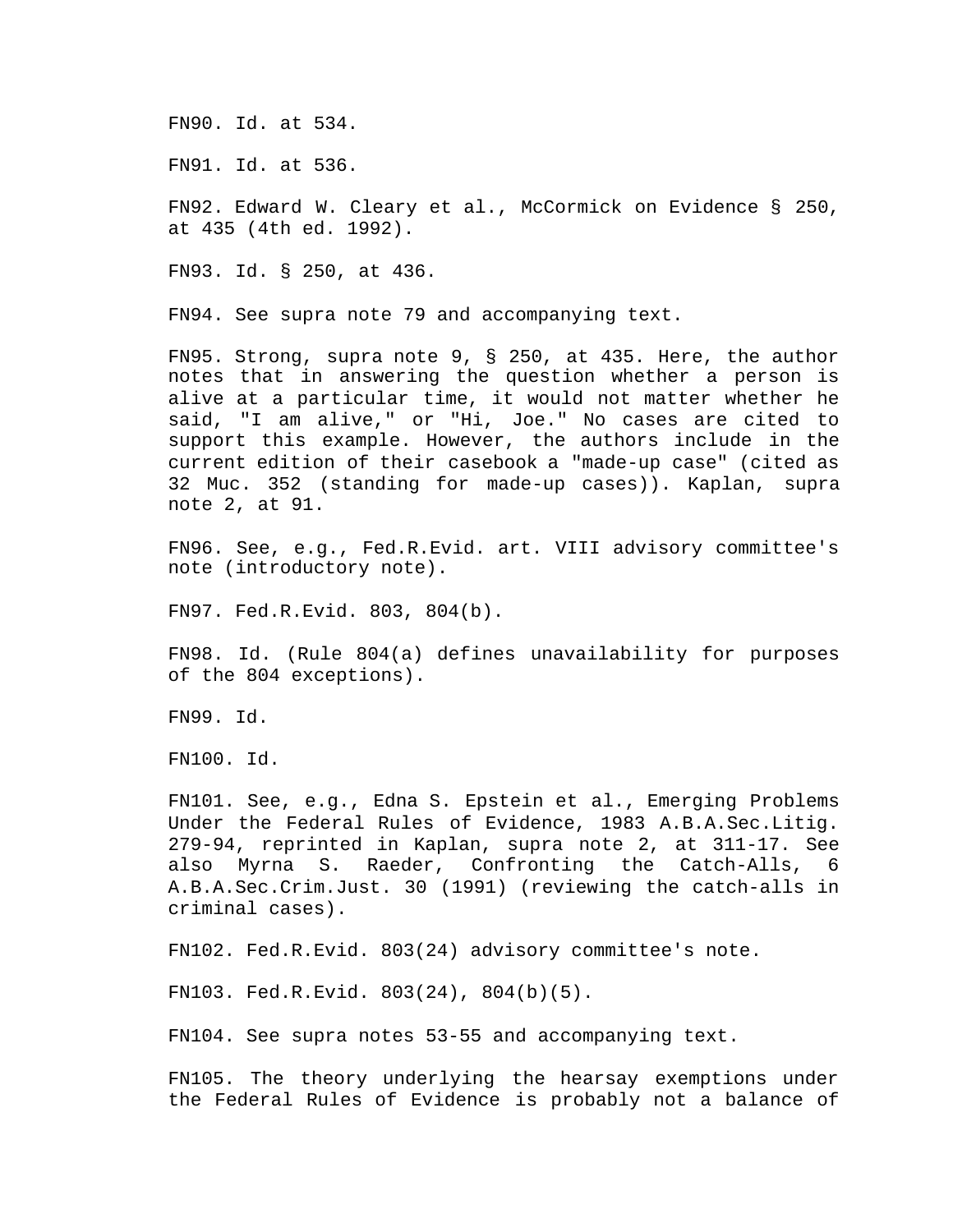FN90. Id. at 534.

FN91. Id. at 536.

FN92. Edward W. Cleary et al., McCormick on Evidence § 250, at 435 (4th ed. 1992).

FN93. Id. § 250, at 436.

FN94. See supra note 79 and accompanying text.

FN95. Strong, supra note 9, § 250, at 435. Here, the author notes that in answering the question whether a person is alive at a particular time, it would not matter whether he said, "I am alive," or "Hi, Joe." No cases are cited to support this example. However, the authors include in the current edition of their casebook a "made-up case" (cited as 32 Muc. 352 (standing for made-up cases)). Kaplan, supra note 2, at 91.

FN96. See, e.g., Fed.R.Evid. art. VIII advisory committee's note (introductory note).

FN97. Fed.R.Evid. 803, 804(b).

FN98. Id. (Rule 804(a) defines unavailability for purposes of the 804 exceptions).

FN99. Id.

FN100. Id.

FN101. See, e.g., Edna S. Epstein et al., Emerging Problems Under the Federal Rules of Evidence, 1983 A.B.A.Sec.Litig. 279-94, reprinted in Kaplan, supra note 2, at 311-17. See also Myrna S. Raeder, Confronting the Catch-Alls, 6 A.B.A.Sec.Crim.Just. 30 (1991) (reviewing the catch-alls in criminal cases).

FN102. Fed.R.Evid. 803(24) advisory committee's note.

FN103. Fed.R.Evid. 803(24), 804(b)(5).

FN104. See supra notes 53-55 and accompanying text.

FN105. The theory underlying the hearsay exemptions under the Federal Rules of Evidence is probably not a balance of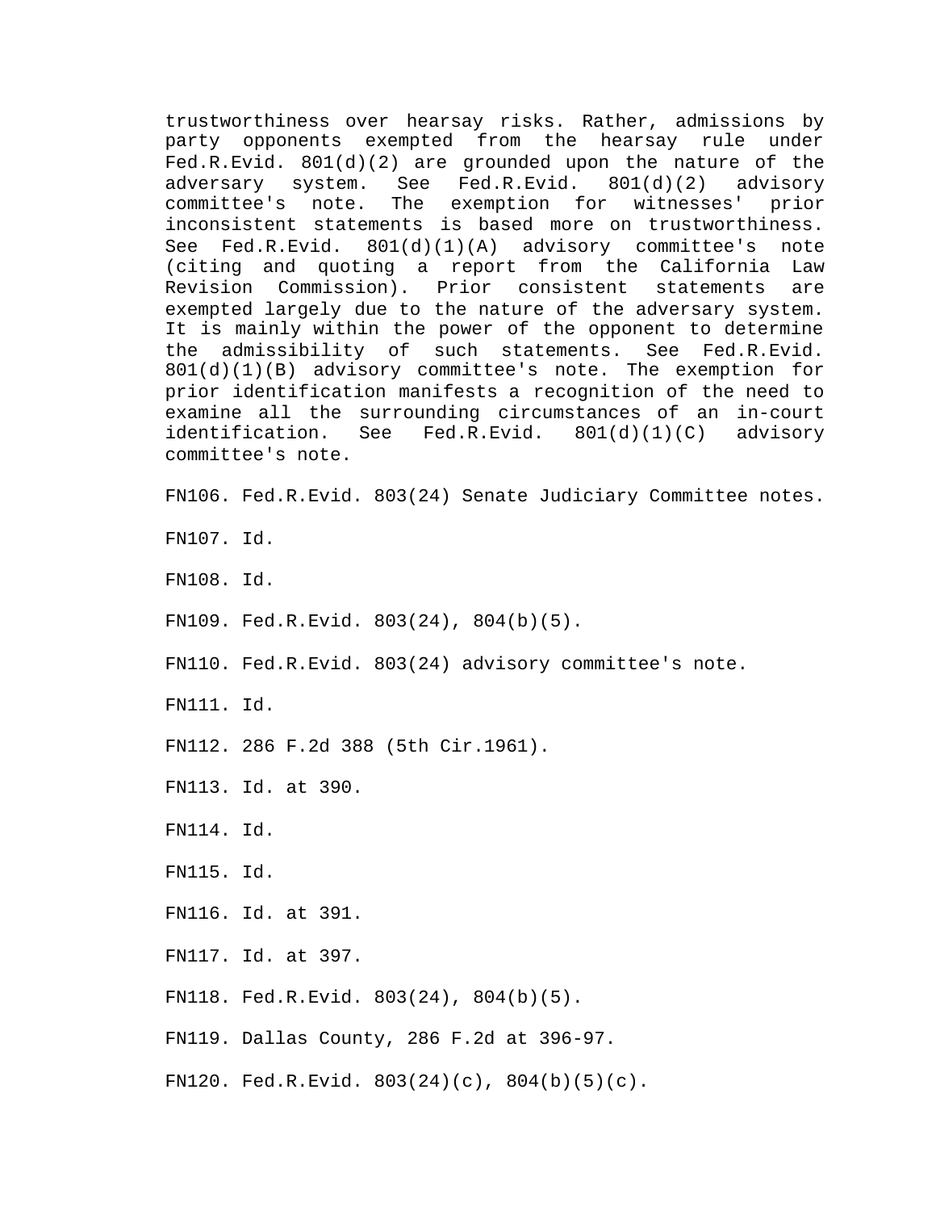trustworthiness over hearsay risks. Rather, admissions by party opponents exempted from the hearsay rule under Fed.R.Evid. 801(d)(2) are grounded upon the nature of the adversary system. See Fed.R.Evid. 801(d)(2) advisory committee's note. The exemption for witnesses' prior inconsistent statements is based more on trustworthiness. See Fed.R.Evid. 801(d)(1)(A) advisory committee's note (citing and quoting a report from the California Law Revision Commission). Prior consistent statements are exempted largely due to the nature of the adversary system. It is mainly within the power of the opponent to determine the admissibility of such statements. See Fed.R.Evid. 801(d)(1)(B) advisory committee's note. The exemption for prior identification manifests a recognition of the need to examine all the surrounding circumstances of an in-court identification. See Fed.R.Evid. 801(d)(1)(C) advisory committee's note.

FN106. Fed.R.Evid. 803(24) Senate Judiciary Committee notes.

FN107. Id.

FN108. Id.

FN109. Fed.R.Evid. 803(24), 804(b)(5).

FN110. Fed.R.Evid. 803(24) advisory committee's note.

FN111. Id.

FN112. 286 F.2d 388 (5th Cir.1961).

FN113. Id. at 390.

FN114. Id.

FN115. Id.

FN116. Id. at 391.

FN117. Id. at 397.

FN118. Fed.R.Evid. 803(24), 804(b)(5).

FN119. Dallas County, 286 F.2d at 396-97.

FN120. Fed.R.Evid. 803(24)(c), 804(b)(5)(c).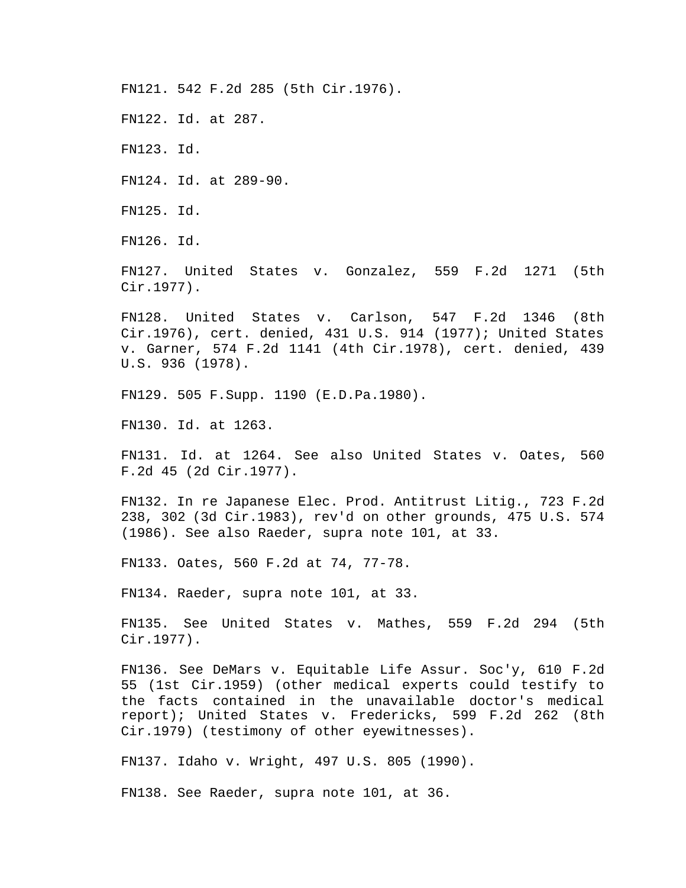FN121. 542 F.2d 285 (5th Cir.1976).

FN122. Id. at 287.

FN123. Id.

FN124. Id. at 289-90.

FN125. Id.

FN126. Id.

FN127. United States v. Gonzalez, 559 F.2d 1271 (5th Cir.1977).

FN128. United States v. Carlson, 547 F.2d 1346 (8th Cir.1976), cert. denied, 431 U.S. 914 (1977); United States v. Garner, 574 F.2d 1141 (4th Cir.1978), cert. denied, 439 U.S. 936 (1978).

FN129. 505 F.Supp. 1190 (E.D.Pa.1980).

FN130. Id. at 1263.

FN131. Id. at 1264. See also United States v. Oates, 560 F.2d 45 (2d Cir.1977).

FN132. In re Japanese Elec. Prod. Antitrust Litig., 723 F.2d 238, 302 (3d Cir.1983), rev'd on other grounds, 475 U.S. 574 (1986). See also Raeder, supra note 101, at 33.

FN133. Oates, 560 F.2d at 74, 77-78.

FN134. Raeder, supra note 101, at 33.

FN135. See United States v. Mathes, 559 F.2d 294 (5th Cir.1977).

FN136. See DeMars v. Equitable Life Assur. Soc'y, 610 F.2d 55 (1st Cir.1959) (other medical experts could testify to the facts contained in the unavailable doctor's medical report); United States v. Fredericks, 599 F.2d 262 (8th Cir.1979) (testimony of other eyewitnesses).

FN137. Idaho v. Wright, 497 U.S. 805 (1990).

FN138. See Raeder, supra note 101, at 36.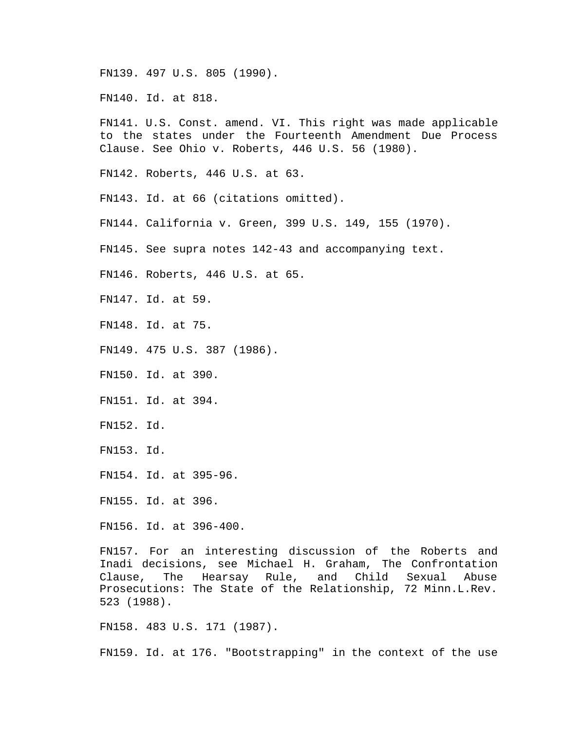FN139. 497 U.S. 805 (1990).

FN140. Id. at 818.

FN141. U.S. Const. amend. VI. This right was made applicable to the states under the Fourteenth Amendment Due Process Clause. See Ohio v. Roberts, 446 U.S. 56 (1980).

FN142. Roberts, 446 U.S. at 63.

FN143. Id. at 66 (citations omitted).

FN144. California v. Green, 399 U.S. 149, 155 (1970).

FN145. See supra notes 142-43 and accompanying text.

FN146. Roberts, 446 U.S. at 65.

FN147. Id. at 59.

FN148. Id. at 75.

FN149. 475 U.S. 387 (1986).

FN150. Id. at 390.

FN151. Id. at 394.

FN152. Id.

FN153. Id.

FN154. Id. at 395-96.

FN155. Id. at 396.

FN156. Id. at 396-400.

FN157. For an interesting discussion of the Roberts and Inadi decisions, see Michael H. Graham, The Confrontation Clause, The Hearsay Rule, and Child Sexual Abuse Prosecutions: The State of the Relationship, 72 Minn.L.Rev. 523 (1988).

FN158. 483 U.S. 171 (1987).

FN159. Id. at 176. "Bootstrapping" in the context of the use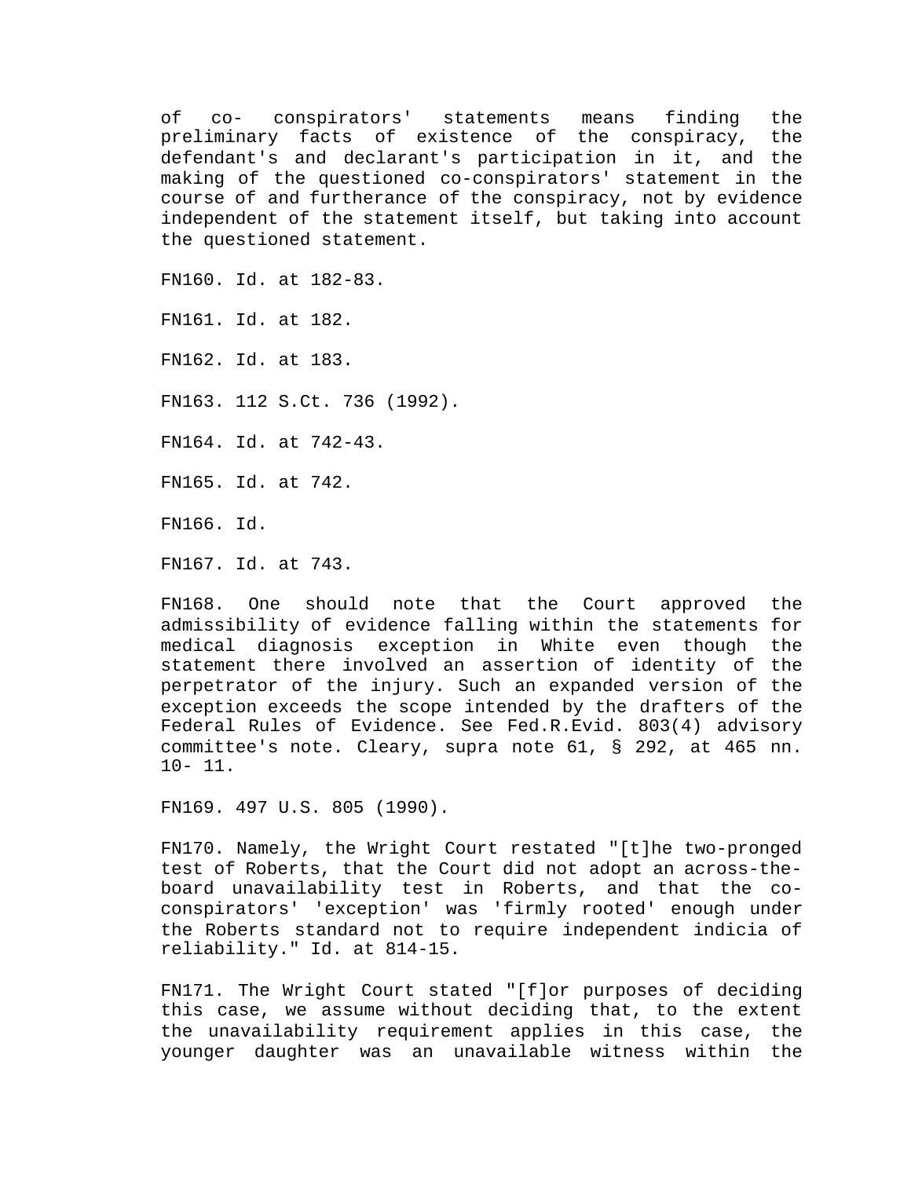of co- conspirators' statements means finding the preliminary facts of existence of the conspiracy, the defendant's and declarant's participation in it, and the making of the questioned co-conspirators' statement in the course of and furtherance of the conspiracy, not by evidence independent of the statement itself, but taking into account the questioned statement.

FN160. Id. at 182-83.

FN161. Id. at 182.

FN162. Id. at 183.

FN163. 112 S.Ct. 736 (1992).

FN164. Id. at 742-43.

FN165. Id. at 742.

FN166. Id.

FN167. Id. at 743.

FN168. One should note that the Court approved the admissibility of evidence falling within the statements for medical diagnosis exception in White even though the statement there involved an assertion of identity of the perpetrator of the injury. Such an expanded version of the exception exceeds the scope intended by the drafters of the Federal Rules of Evidence. See Fed.R.Evid. 803(4) advisory committee's note. Cleary, supra note 61, § 292, at 465 nn. 10- 11.

FN169. 497 U.S. 805 (1990).

FN170. Namely, the Wright Court restated "[t]he two-pronged test of Roberts, that the Court did not adopt an across-the-board unavailability test in Roberts, and that the co-conspirators' 'exception' was 'firmly rooted' enough under the Roberts standard not to require independent indicia of reliability." Id. at 814-15.

FN171. The Wright Court stated "[f]or purposes of deciding this case, we assume without deciding that, to the extent the unavailability requirement applies in this case, the younger daughter was an unavailable witness within the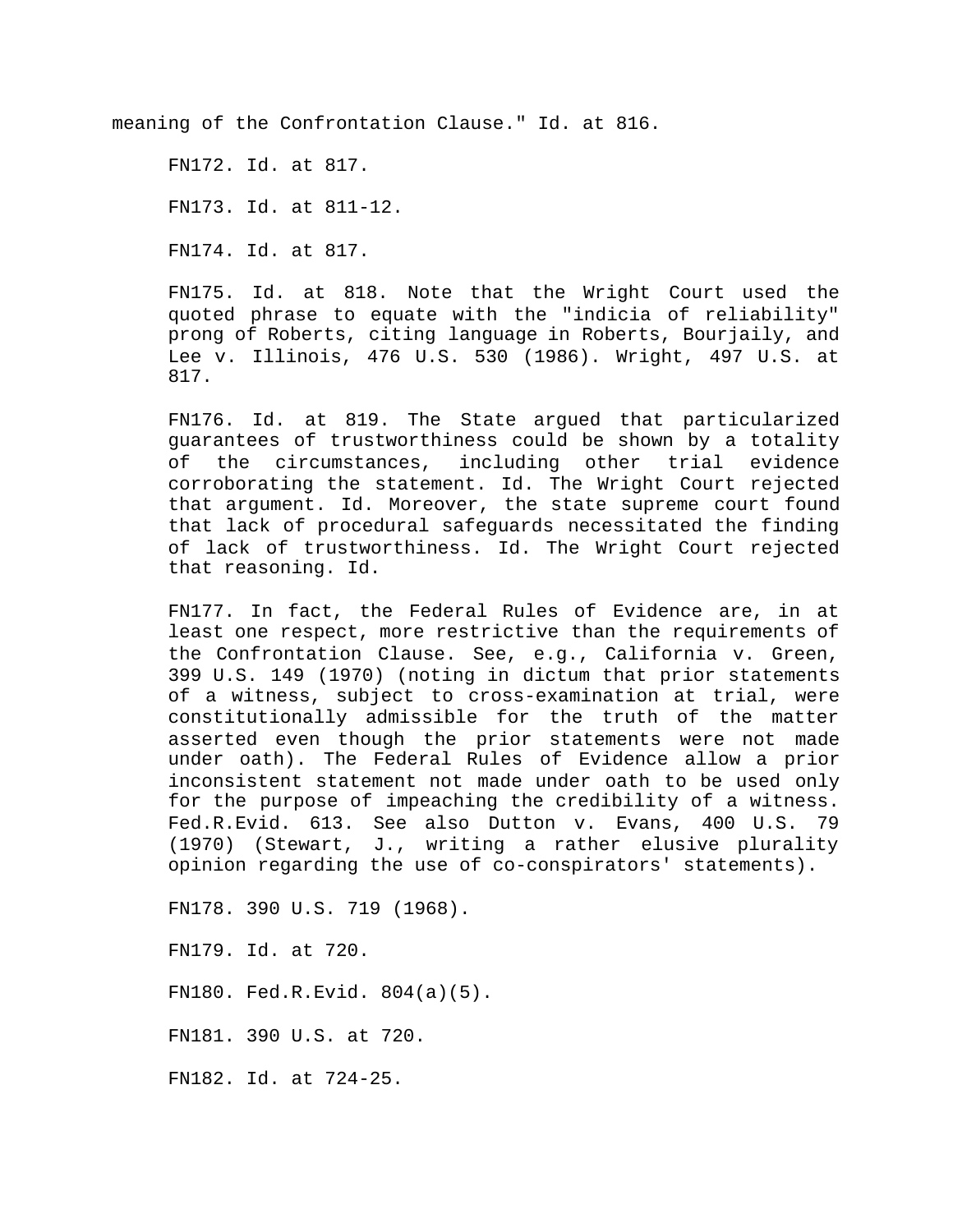meaning of the Confrontation Clause." Id. at 816.

FN172. Id. at 817.

FN173. Id. at 811-12.

FN174. Id. at 817.

FN175. Id. at 818. Note that the Wright Court used the quoted phrase to equate with the "indicia of reliability" prong of Roberts, citing language in Roberts, Bourjaily, and Lee v. Illinois, 476 U.S. 530 (1986). Wright, 497 U.S. at 817.

FN176. Id. at 819. The State argued that particularized guarantees of trustworthiness could be shown by a totality of the circumstances, including other trial evidence corroborating the statement. Id. The Wright Court rejected that argument. Id. Moreover, the state supreme court found that lack of procedural safeguards necessitated the finding of lack of trustworthiness. Id. The Wright Court rejected that reasoning. Id.

FN177. In fact, the Federal Rules of Evidence are, in at least one respect, more restrictive than the requirements of the Confrontation Clause. See, e.g., California v. Green, 399 U.S. 149 (1970) (noting in dictum that prior statements of a witness, subject to cross-examination at trial, were constitutionally admissible for the truth of the matter asserted even though the prior statements were not made under oath). The Federal Rules of Evidence allow a prior inconsistent statement not made under oath to be used only for the purpose of impeaching the credibility of a witness. Fed.R.Evid. 613. See also Dutton v. Evans, 400 U.S. 79 (1970) (Stewart, J., writing a rather elusive plurality opinion regarding the use of co-conspirators' statements).

FN178. 390 U.S. 719 (1968).

FN179. Id. at 720.

FN180. Fed.R.Evid. 804(a)(5).

FN181. 390 U.S. at 720.

FN182. Id. at 724-25.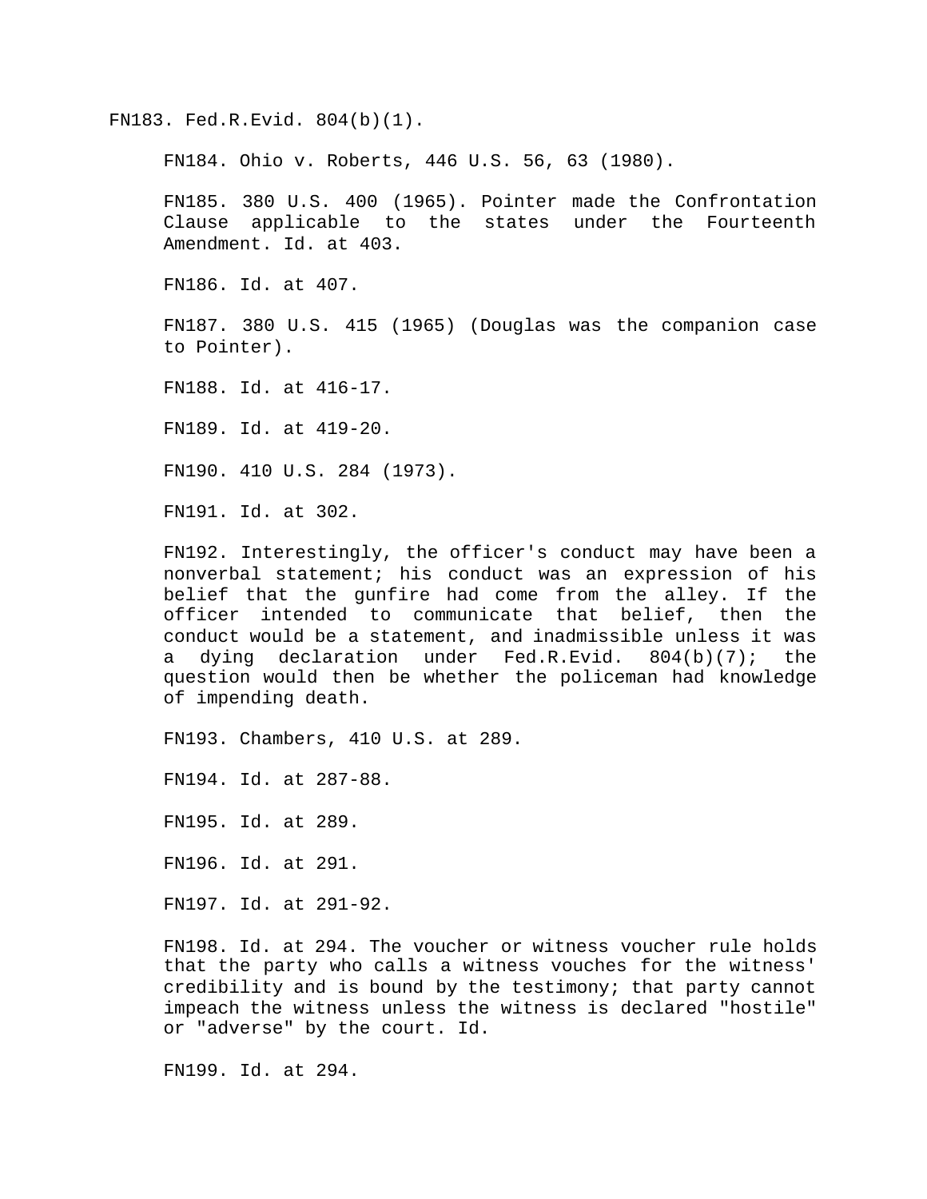FN183. Fed.R.Evid. 804(b)(1).

FN184. Ohio v. Roberts, 446 U.S. 56, 63 (1980).

FN185. 380 U.S. 400 (1965). Pointer made the Confrontation Clause applicable to the states under the Fourteenth Amendment. Id. at 403.

FN186. Id. at 407.

FN187. 380 U.S. 415 (1965) (Douglas was the companion case to Pointer).

FN188. Id. at 416-17.

FN189. Id. at 419-20.

FN190. 410 U.S. 284 (1973).

FN191. Id. at 302.

FN192. Interestingly, the officer's conduct may have been a nonverbal statement; his conduct was an expression of his belief that the gunfire had come from the alley. If the officer intended to communicate that belief, then the conduct would be a statement, and inadmissible unless it was a dying declaration under Fed.R.Evid. 804(b)(7); the question would then be whether the policeman had knowledge of impending death.

FN193. Chambers, 410 U.S. at 289.

FN194. Id. at 287-88.

FN195. Id. at 289.

FN196. Id. at 291.

FN197. Id. at 291-92.

FN198. Id. at 294. The voucher or witness voucher rule holds that the party who calls a witness vouches for the witness' credibility and is bound by the testimony; that party cannot impeach the witness unless the witness is declared "hostile" or "adverse" by the court. Id.

FN199. Id. at 294.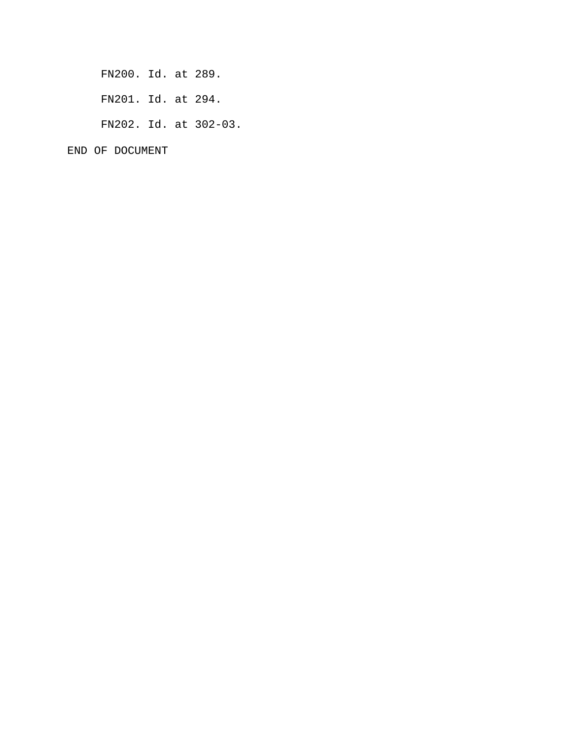FN200. Id. at 289.

FN201. Id. at 294.

FN202. Id. at 302-03.

END OF DOCUMENT